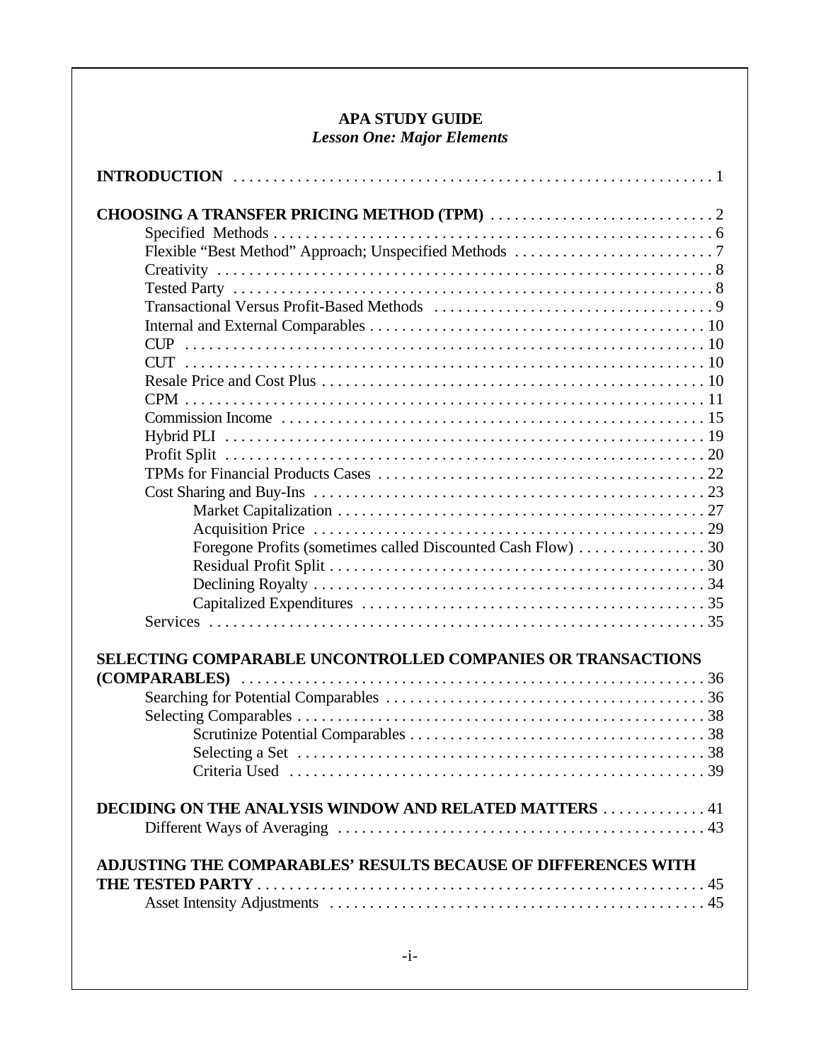**APA STUDY GUIDE**

***Lesson One: Major Elements***

**INTRODUCTION** . . . . . . . . . . . . . . . . . . . . . . . . . . . . . . . . . . . . . . . . . . . . . . . . . . . . . . . . . . . . . 1

**CHOOSING A TRANSFER PRICING METHOD (TPM)** . . . . . . . . . . . . . . . . . . . . . . . . . . . . 2

- Specified Methods . . . . . . . . . . . . . . . . . . . . . . . . . . . . . . . . . . . . . . . . . . . . . . . . . . . . . . . 6
- Flexible "Best Method" Approach; Unspecified Methods . . . . . . . . . . . . . . . . . . . . . . . . . 7
- Creativity . . . . . . . . . . . . . . . . . . . . . . . . . . . . . . . . . . . . . . . . . . . . . . . . . . . . . . . . . . . . . 8
- Tested Party . . . . . . . . . . . . . . . . . . . . . . . . . . . . . . . . . . . . . . . . . . . . . . . . . . . . . . . . . . . 8
- Transactional Versus Profit-Based Methods . . . . . . . . . . . . . . . . . . . . . . . . . . . . . . . . . . . 9
- Internal and External Comparables . . . . . . . . . . . . . . . . . . . . . . . . . . . . . . . . . . . . . . . . . 10
- CUP . . . . . . . . . . . . . . . . . . . . . . . . . . . . . . . . . . . . . . . . . . . . . . . . . . . . . . . . . . . . . . . . 10
- CUT . . . . . . . . . . . . . . . . . . . . . . . . . . . . . . . . . . . . . . . . . . . . . . . . . . . . . . . . . . . . . . . . 10
- Resale Price and Cost Plus . . . . . . . . . . . . . . . . . . . . . . . . . . . . . . . . . . . . . . . . . . . . . . . 10
- CPM . . . . . . . . . . . . . . . . . . . . . . . . . . . . . . . . . . . . . . . . . . . . . . . . . . . . . . . . . . . . . . . . 11
- Commission Income . . . . . . . . . . . . . . . . . . . . . . . . . . . . . . . . . . . . . . . . . . . . . . . . . . . . 15
- Hybrid PLI . . . . . . . . . . . . . . . . . . . . . . . . . . . . . . . . . . . . . . . . . . . . . . . . . . . . . . . . . . . 19
- Profit Split . . . . . . . . . . . . . . . . . . . . . . . . . . . . . . . . . . . . . . . . . . . . . . . . . . . . . . . . . . . 20
- TPMs for Financial Products Cases . . . . . . . . . . . . . . . . . . . . . . . . . . . . . . . . . . . . . . . . 22
- Cost Sharing and Buy-Ins . . . . . . . . . . . . . . . . . . . . . . . . . . . . . . . . . . . . . . . . . . . . . . . . 23
  - Market Capitalization . . . . . . . . . . . . . . . . . . . . . . . . . . . . . . . . . . . . . . . . . . . . . . 27
  - Acquisition Price . . . . . . . . . . . . . . . . . . . . . . . . . . . . . . . . . . . . . . . . . . . . . . . . . 29
  - Foregone Profits (sometimes called Discounted Cash Flow) . . . . . . . . . . . . . . . . 30
  - Residual Profit Split . . . . . . . . . . . . . . . . . . . . . . . . . . . . . . . . . . . . . . . . . . . . . . . 30
  - Declining Royalty . . . . . . . . . . . . . . . . . . . . . . . . . . . . . . . . . . . . . . . . . . . . . . . . . 34
  - Capitalized Expenditures . . . . . . . . . . . . . . . . . . . . . . . . . . . . . . . . . . . . . . . . . . . 35
- Services . . . . . . . . . . . . . . . . . . . . . . . . . . . . . . . . . . . . . . . . . . . . . . . . . . . . . . . . . . . . . 35

**SELECTING COMPARABLE UNCONTROLLED COMPANIES OR TRANSACTIONS (COMPARABLES)** . . . . . . . . . . . . . . . . . . . . . . . . . . . . . . . . . . . . . . . . . . . . . . . . . . . . . . . 36

- Searching for Potential Comparables . . . . . . . . . . . . . . . . . . . . . . . . . . . . . . . . . . . . . . . 36
- Selecting Comparables . . . . . . . . . . . . . . . . . . . . . . . . . . . . . . . . . . . . . . . . . . . . . . . . . . 38
  - Scrutinize Potential Comparables . . . . . . . . . . . . . . . . . . . . . . . . . . . . . . . . . . . . 38
  - Selecting a Set . . . . . . . . . . . . . . . . . . . . . . . . . . . . . . . . . . . . . . . . . . . . . . . . . . . 38
  - Criteria Used . . . . . . . . . . . . . . . . . . . . . . . . . . . . . . . . . . . . . . . . . . . . . . . . . . . . 39

**DECIDING ON THE ANALYSIS WINDOW AND RELATED MATTERS** . . . . . . . . . . . . . 41

- Different Ways of Averaging . . . . . . . . . . . . . . . . . . . . . . . . . . . . . . . . . . . . . . . . . . . . . 43

**ADJUSTING THE COMPARABLES' RESULTS BECAUSE OF DIFFERENCES WITH THE TESTED PARTY** . . . . . . . . . . . . . . . . . . . . . . . . . . . . . . . . . . . . . . . . . . . . . . . . . . . . . . . 45

- Asset Intensity Adjustments . . . . . . . . . . . . . . . . . . . . . . . . . . . . . . . . . . . . . . . . . . . . . . 45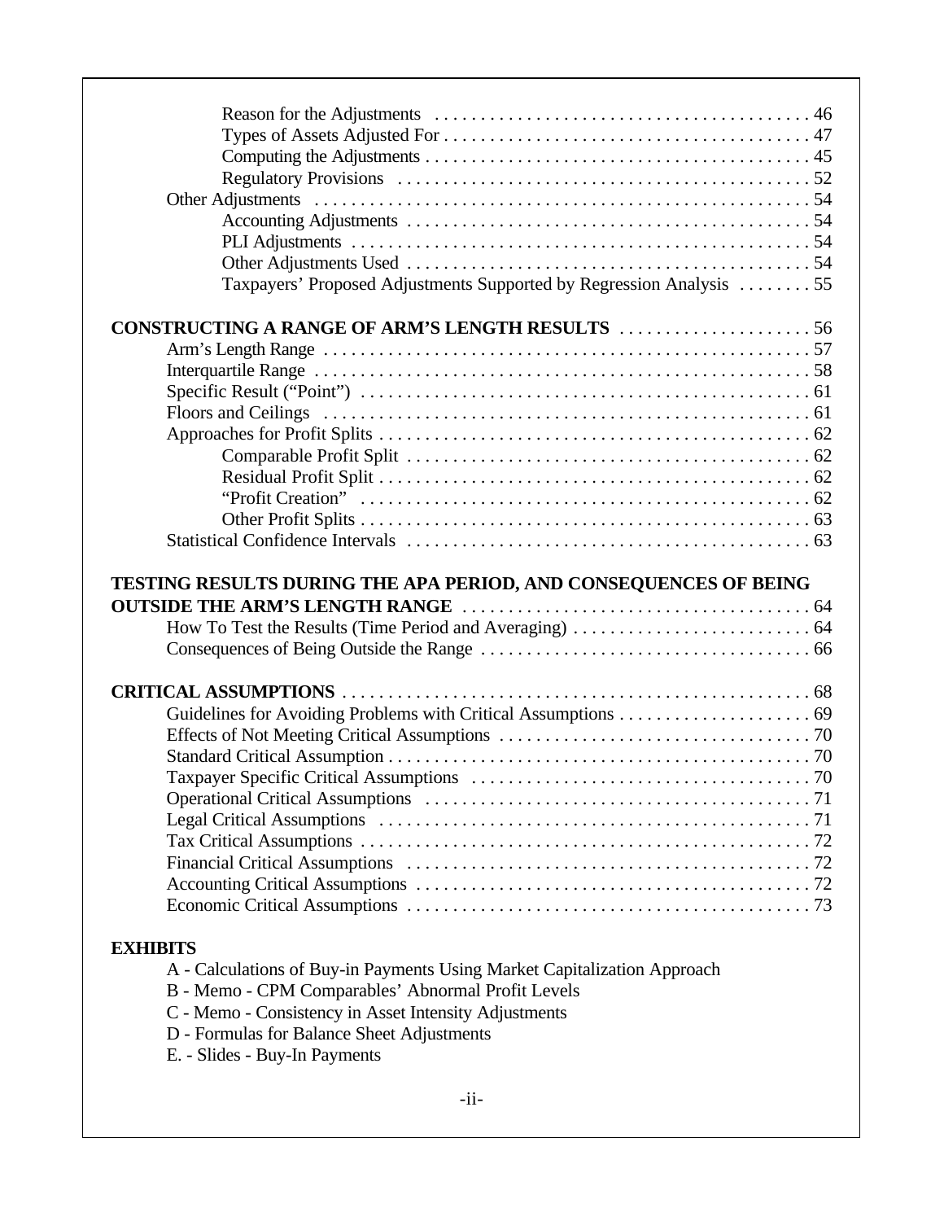Reason for the Adjustments . . . . . . . . . . . . . . . . . . . . . . . . . . . . . . . . . . . . . . . . 46
Types of Assets Adjusted For . . . . . . . . . . . . . . . . . . . . . . . . . . . . . . . . . . . . . . . 47
Computing the Adjustments . . . . . . . . . . . . . . . . . . . . . . . . . . . . . . . . . . . . . . . 45
Regulatory Provisions . . . . . . . . . . . . . . . . . . . . . . . . . . . . . . . . . . . . . . . . . . . 52
Other Adjustments . . . . . . . . . . . . . . . . . . . . . . . . . . . . . . . . . . . . . . . . . . . . . . . . . 54
Accounting Adjustments . . . . . . . . . . . . . . . . . . . . . . . . . . . . . . . . . . . . . . . . . 54
PLI Adjustments . . . . . . . . . . . . . . . . . . . . . . . . . . . . . . . . . . . . . . . . . . . . . . . . 54
Other Adjustments Used . . . . . . . . . . . . . . . . . . . . . . . . . . . . . . . . . . . . . . . . . . 54
Taxpayers' Proposed Adjustments Supported by Regression Analysis . . . . . . . . 55

**CONSTRUCTING A RANGE OF ARM'S LENGTH RESULTS** . . . . . . . . . . . . . . . . . . . . . 56
Arm's Length Range . . . . . . . . . . . . . . . . . . . . . . . . . . . . . . . . . . . . . . . . . . . . . . . . 57
Interquartile Range . . . . . . . . . . . . . . . . . . . . . . . . . . . . . . . . . . . . . . . . . . . . . . . . . 58
Specific Result ("Point") . . . . . . . . . . . . . . . . . . . . . . . . . . . . . . . . . . . . . . . . . . . . . 61
Floors and Ceilings . . . . . . . . . . . . . . . . . . . . . . . . . . . . . . . . . . . . . . . . . . . . . . . . 61
Approaches for Profit Splits . . . . . . . . . . . . . . . . . . . . . . . . . . . . . . . . . . . . . . . . . . . 62
Comparable Profit Split . . . . . . . . . . . . . . . . . . . . . . . . . . . . . . . . . . . . . . . . . . . 62
Residual Profit Split . . . . . . . . . . . . . . . . . . . . . . . . . . . . . . . . . . . . . . . . . . . . . . 62
"Profit Creation" . . . . . . . . . . . . . . . . . . . . . . . . . . . . . . . . . . . . . . . . . . . . . . . . 62
Other Profit Splits . . . . . . . . . . . . . . . . . . . . . . . . . . . . . . . . . . . . . . . . . . . . . . . . 63
Statistical Confidence Intervals . . . . . . . . . . . . . . . . . . . . . . . . . . . . . . . . . . . . . . . . . 63

**TESTING RESULTS DURING THE APA PERIOD, AND CONSEQUENCES OF BEING OUTSIDE THE ARM'S LENGTH RANGE** . . . . . . . . . . . . . . . . . . . . . . . . . . . . . . . . . . . . . 64
How To Test the Results (Time Period and Averaging) . . . . . . . . . . . . . . . . . . . . . . . . . 64
Consequences of Being Outside the Range . . . . . . . . . . . . . . . . . . . . . . . . . . . . . . . . . 66

**CRITICAL ASSUMPTIONS** . . . . . . . . . . . . . . . . . . . . . . . . . . . . . . . . . . . . . . . . . . . . . . 68
Guidelines for Avoiding Problems with Critical Assumptions . . . . . . . . . . . . . . . . . . . . 69
Effects of Not Meeting Critical Assumptions . . . . . . . . . . . . . . . . . . . . . . . . . . . . . . . . 70
Standard Critical Assumption . . . . . . . . . . . . . . . . . . . . . . . . . . . . . . . . . . . . . . . . . . . 70
Taxpayer Specific Critical Assumptions . . . . . . . . . . . . . . . . . . . . . . . . . . . . . . . . . . . 70
Operational Critical Assumptions . . . . . . . . . . . . . . . . . . . . . . . . . . . . . . . . . . . . . . . . 71
Legal Critical Assumptions . . . . . . . . . . . . . . . . . . . . . . . . . . . . . . . . . . . . . . . . . . . . . 71
Tax Critical Assumptions . . . . . . . . . . . . . . . . . . . . . . . . . . . . . . . . . . . . . . . . . . . . . . 72
Financial Critical Assumptions . . . . . . . . . . . . . . . . . . . . . . . . . . . . . . . . . . . . . . . . . . 72
Accounting Critical Assumptions . . . . . . . . . . . . . . . . . . . . . . . . . . . . . . . . . . . . . . . . 72
Economic Critical Assumptions . . . . . . . . . . . . . . . . . . . . . . . . . . . . . . . . . . . . . . . . . . 73

**EXHIBITS**

A - Calculations of Buy-in Payments Using Market Capitalization Approach
B - Memo - CPM Comparables' Abnormal Profit Levels
C - Memo - Consistency in Asset Intensity Adjustments
D - Formulas for Balance Sheet Adjustments
E. - Slides - Buy-In Payments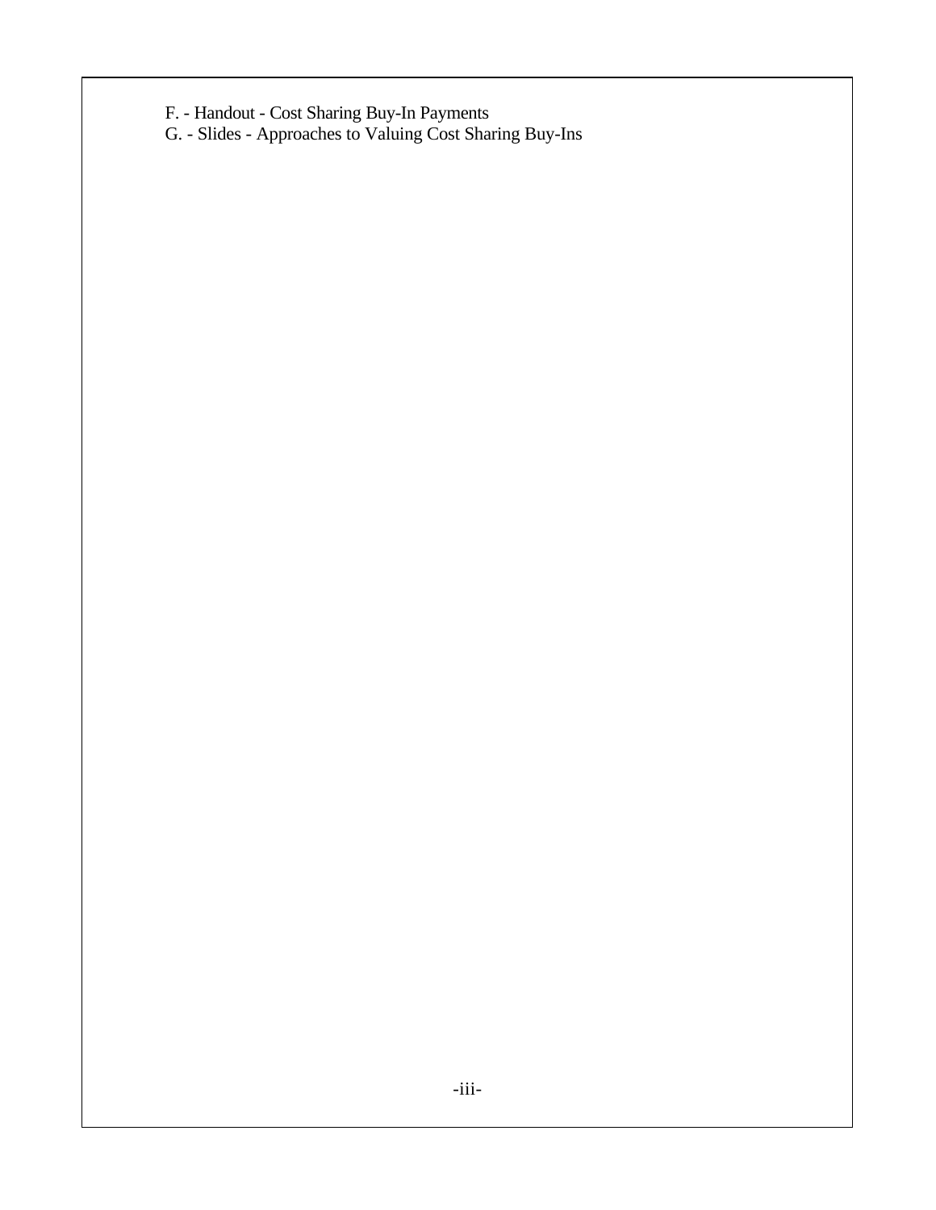F. - Handout - Cost Sharing Buy-In Payments
G. - Slides - Approaches to Valuing Cost Sharing Buy-Ins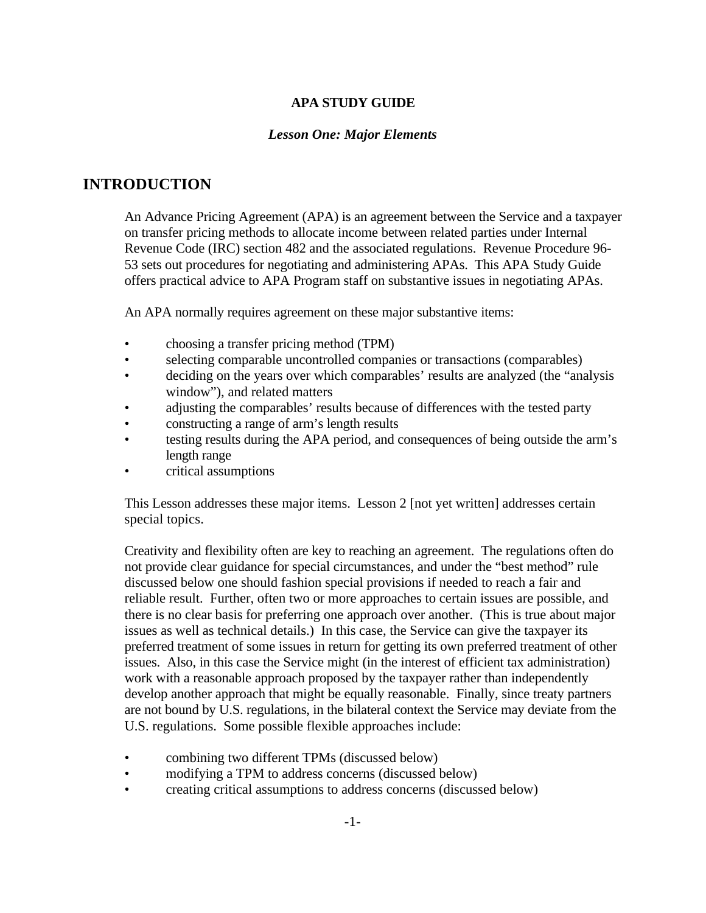**APA STUDY GUIDE**

***Lesson One: Major Elements***

# INTRODUCTION

An Advance Pricing Agreement (APA) is an agreement between the Service and a taxpayer on transfer pricing methods to allocate income between related parties under Internal Revenue Code (IRC) section 482 and the associated regulations. Revenue Procedure 96-53 sets out procedures for negotiating and administering APAs. This APA Study Guide offers practical advice to APA Program staff on substantive issues in negotiating APAs.

An APA normally requires agreement on these major substantive items:

- choosing a transfer pricing method (TPM)
- selecting comparable uncontrolled companies or transactions (comparables)
- deciding on the years over which comparables' results are analyzed (the "analysis window"), and related matters
- adjusting the comparables' results because of differences with the tested party
- constructing a range of arm's length results
- testing results during the APA period, and consequences of being outside the arm's length range
- critical assumptions

This Lesson addresses these major items. Lesson 2 [not yet written] addresses certain special topics.

Creativity and flexibility often are key to reaching an agreement. The regulations often do not provide clear guidance for special circumstances, and under the "best method" rule discussed below one should fashion special provisions if needed to reach a fair and reliable result. Further, often two or more approaches to certain issues are possible, and there is no clear basis for preferring one approach over another. (This is true about major issues as well as technical details.) In this case, the Service can give the taxpayer its preferred treatment of some issues in return for getting its own preferred treatment of other issues. Also, in this case the Service might (in the interest of efficient tax administration) work with a reasonable approach proposed by the taxpayer rather than independently develop another approach that might be equally reasonable. Finally, since treaty partners are not bound by U.S. regulations, in the bilateral context the Service may deviate from the U.S. regulations. Some possible flexible approaches include:

- combining two different TPMs (discussed below)
- modifying a TPM to address concerns (discussed below)
- creating critical assumptions to address concerns (discussed below)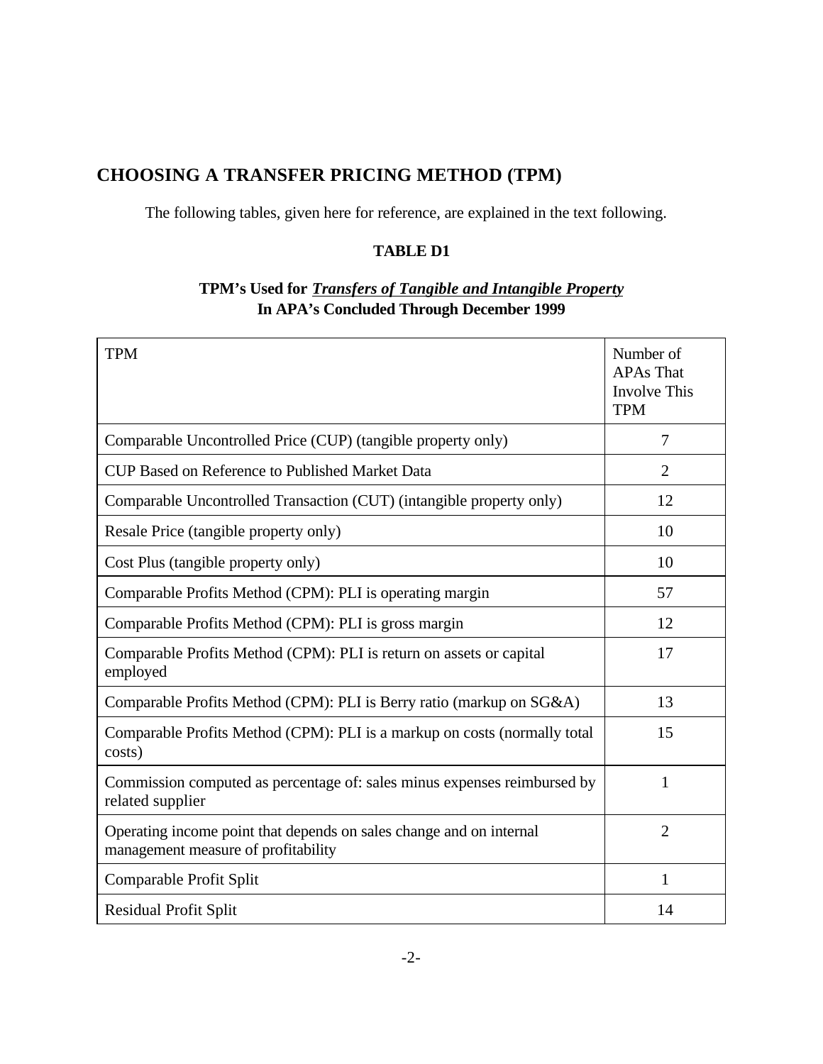## CHOOSING A TRANSFER PRICING METHOD (TPM)

The following tables, given here for reference, are explained in the text following.

**TABLE D1**

**TPM's Used for *Transfers of Tangible and Intangible Property***
**In APA's Concluded Through December 1999**

| TPM | Number of APAs That Involve This TPM |
|---|---|
| Comparable Uncontrolled Price (CUP) (tangible property only) | 7 |
| CUP Based on Reference to Published Market Data | 2 |
| Comparable Uncontrolled Transaction (CUT) (intangible property only) | 12 |
| Resale Price (tangible property only) | 10 |
| Cost Plus (tangible property only) | 10 |
| Comparable Profits Method (CPM): PLI is operating margin | 57 |
| Comparable Profits Method (CPM): PLI is gross margin | 12 |
| Comparable Profits Method (CPM): PLI is return on assets or capital employed | 17 |
| Comparable Profits Method (CPM): PLI is Berry ratio (markup on SG&A) | 13 |
| Comparable Profits Method (CPM): PLI is a markup on costs (normally total costs) | 15 |
| Commission computed as percentage of: sales minus expenses reimbursed by related supplier | 1 |
| Operating income point that depends on sales change and on internal management measure of profitability | 2 |
| Comparable Profit Split | 1 |
| Residual Profit Split | 14 |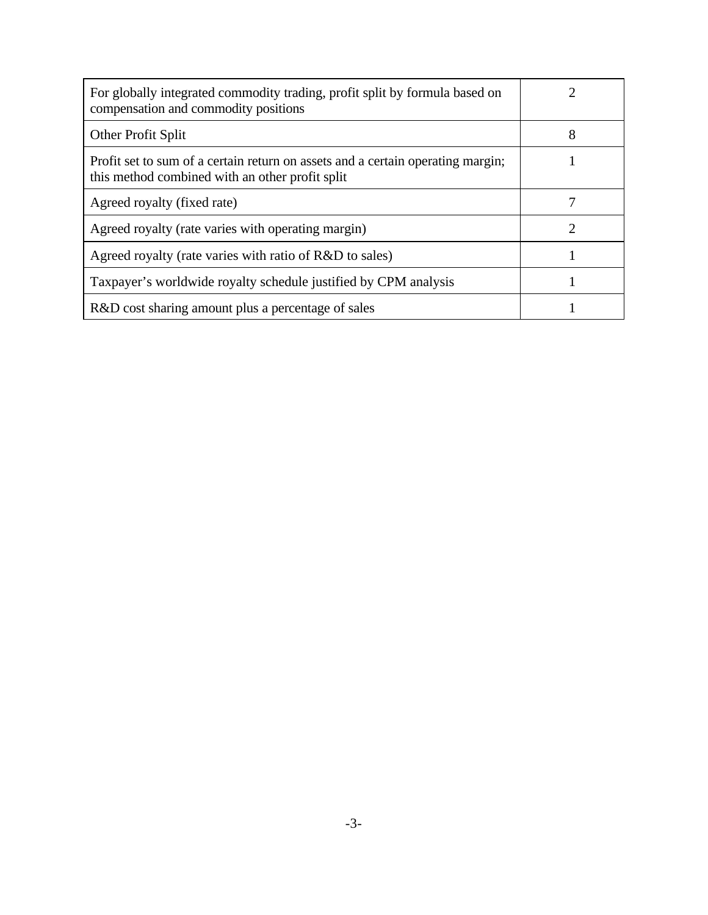| | |
|---|---|
| For globally integrated commodity trading, profit split by formula based on compensation and commodity positions | 2 |
| Other Profit Split | 8 |
| Profit set to sum of a certain return on assets and a certain operating margin; this method combined with an other profit split | 1 |
| Agreed royalty (fixed rate) | 7 |
| Agreed royalty (rate varies with operating margin) | 2 |
| Agreed royalty (rate varies with ratio of R&D to sales) | 1 |
| Taxpayer's worldwide royalty schedule justified by CPM analysis | 1 |
| R&D cost sharing amount plus a percentage of sales | 1 |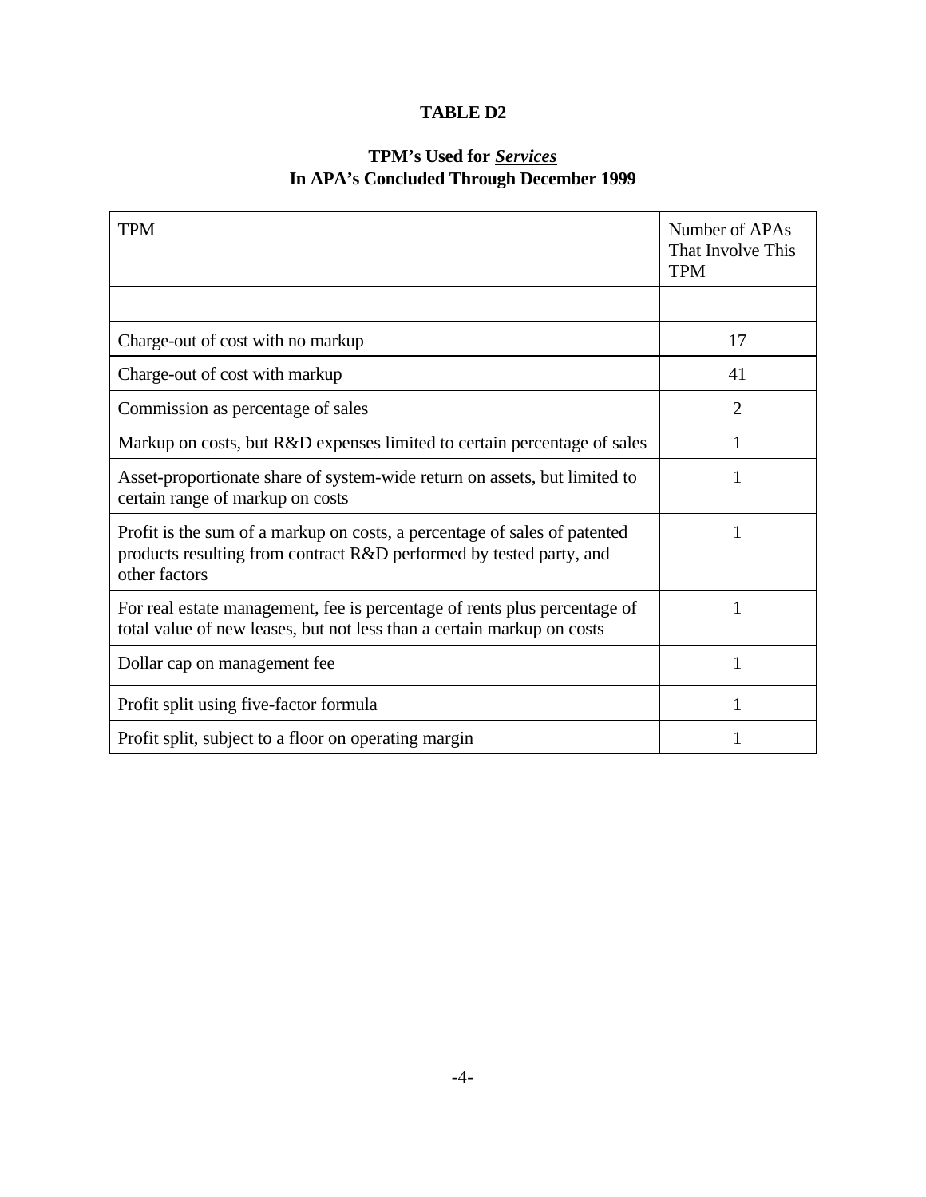**TABLE D2**

**TPM's Used for *Services***
**In APA's Concluded Through December 1999**

| TPM | Number of APAs That Involve This TPM |
|---|---|
| | |
| Charge-out of cost with no markup | 17 |
| Charge-out of cost with markup | 41 |
| Commission as percentage of sales | 2 |
| Markup on costs, but R&D expenses limited to certain percentage of sales | 1 |
| Asset-proportionate share of system-wide return on assets, but limited to certain range of markup on costs | 1 |
| Profit is the sum of a markup on costs, a percentage of sales of patented products resulting from contract R&D performed by tested party, and other factors | 1 |
| For real estate management, fee is percentage of rents plus percentage of total value of new leases, but not less than a certain markup on costs | 1 |
| Dollar cap on management fee | 1 |
| Profit split using five-factor formula | 1 |
| Profit split, subject to a floor on operating margin | 1 |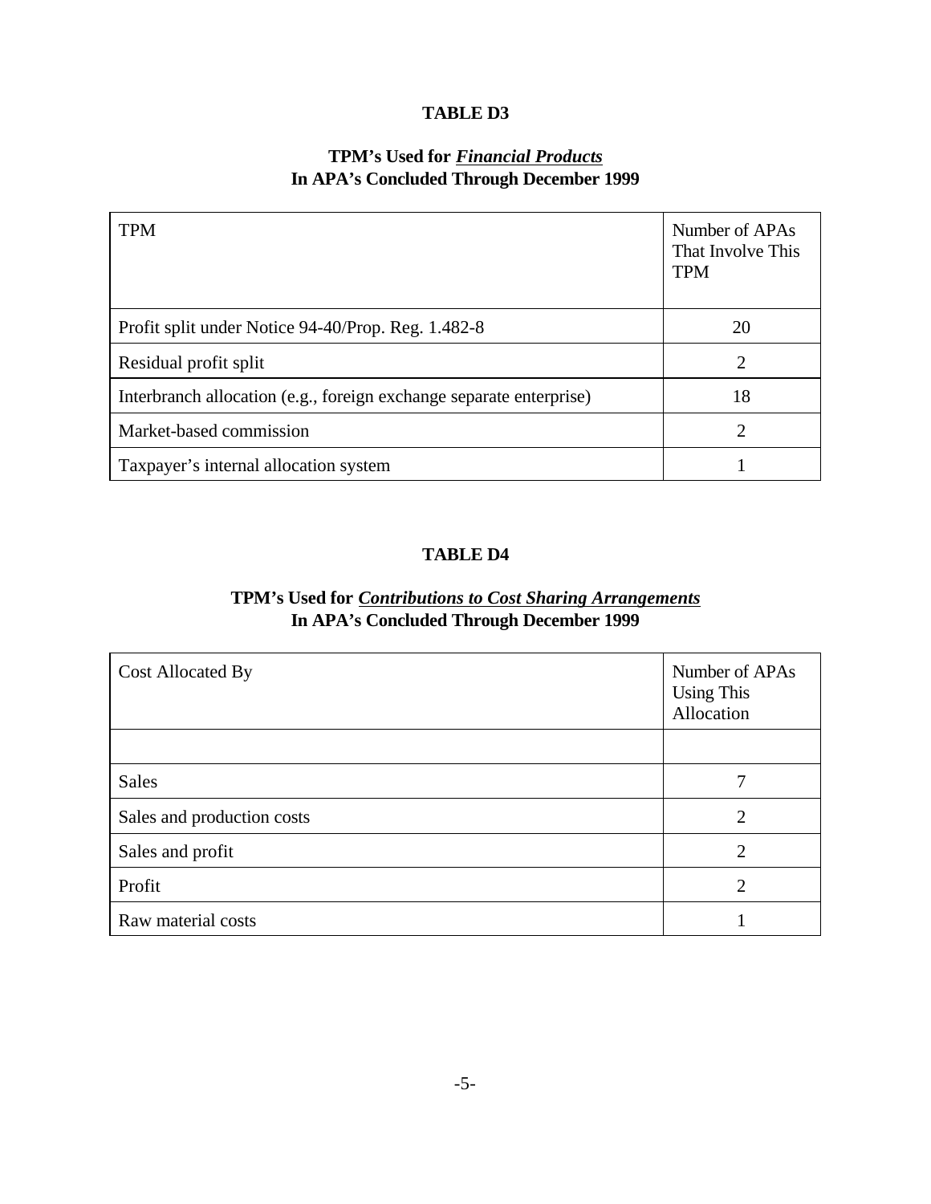## TABLE D3

### TPM's Used for *Financial Products* In APA's Concluded Through December 1999

| TPM | Number of APAs That Involve This TPM |
|---|---|
| Profit split under Notice 94-40/Prop. Reg. 1.482-8 | 20 |
| Residual profit split | 2 |
| Interbranch allocation (e.g., foreign exchange separate enterprise) | 18 |
| Market-based commission | 2 |
| Taxpayer's internal allocation system | 1 |

## TABLE D4

### TPM's Used for *Contributions to Cost Sharing Arrangements* In APA's Concluded Through December 1999

| Cost Allocated By | Number of APAs Using This Allocation |
|---|---|
| | |
| Sales | 7 |
| Sales and production costs | 2 |
| Sales and profit | 2 |
| Profit | 2 |
| Raw material costs | 1 |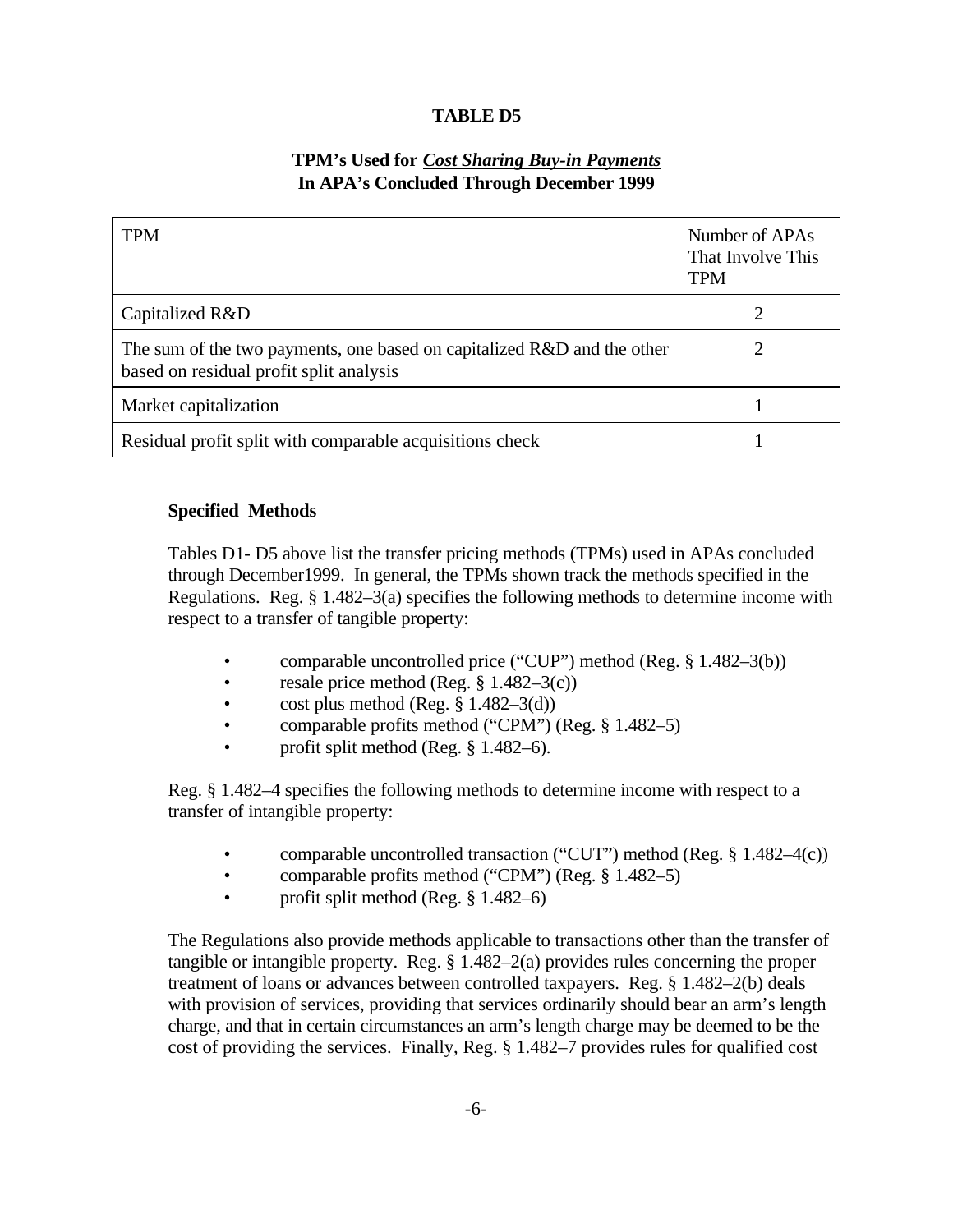**TABLE D5**

**TPM's Used for *Cost Sharing Buy-in Payments***
**In APA's Concluded Through December 1999**

| TPM | Number of APAs That Involve This TPM |
|---|---|
| Capitalized R&D | 2 |
| The sum of the two payments, one based on capitalized R&D and the other based on residual profit split analysis | 2 |
| Market capitalization | 1 |
| Residual profit split with comparable acquisitions check | 1 |

**Specified Methods**

Tables D1- D5 above list the transfer pricing methods (TPMs) used in APAs concluded through December1999. In general, the TPMs shown track the methods specified in the Regulations. Reg. § 1.482–3(a) specifies the following methods to determine income with respect to a transfer of tangible property:

- comparable uncontrolled price ("CUP") method (Reg. § 1.482–3(b))
- resale price method (Reg. § 1.482–3(c))
- cost plus method (Reg. § 1.482–3(d))
- comparable profits method ("CPM") (Reg. § 1.482–5)
- profit split method (Reg. § 1.482–6).

Reg. § 1.482–4 specifies the following methods to determine income with respect to a transfer of intangible property:

- comparable uncontrolled transaction ("CUT") method (Reg. § 1.482–4(c))
- comparable profits method ("CPM") (Reg. § 1.482–5)
- profit split method (Reg. § 1.482–6)

The Regulations also provide methods applicable to transactions other than the transfer of tangible or intangible property. Reg. § 1.482–2(a) provides rules concerning the proper treatment of loans or advances between controlled taxpayers. Reg. § 1.482–2(b) deals with provision of services, providing that services ordinarily should bear an arm's length charge, and that in certain circumstances an arm's length charge may be deemed to be the cost of providing the services. Finally, Reg. § 1.482–7 provides rules for qualified cost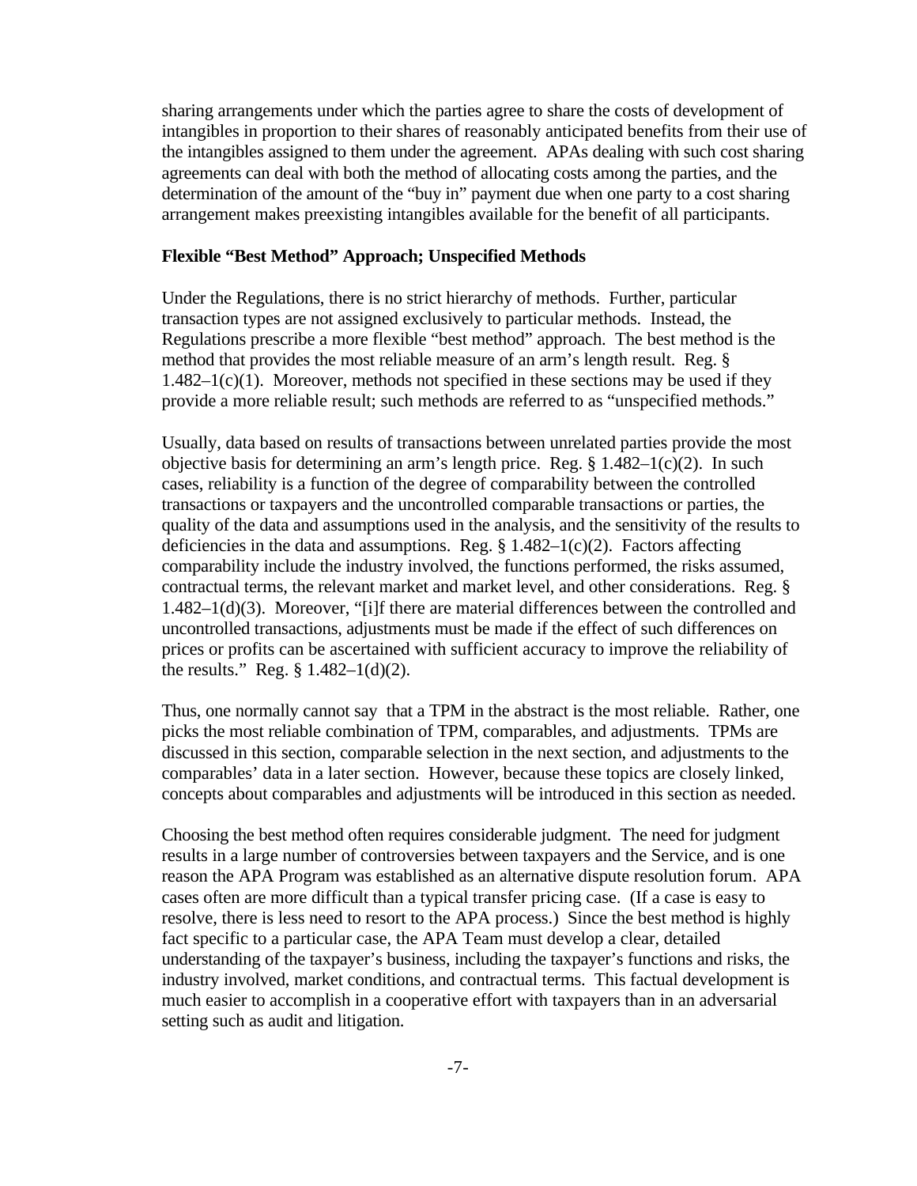sharing arrangements under which the parties agree to share the costs of development of intangibles in proportion to their shares of reasonably anticipated benefits from their use of the intangibles assigned to them under the agreement. APAs dealing with such cost sharing agreements can deal with both the method of allocating costs among the parties, and the determination of the amount of the "buy in" payment due when one party to a cost sharing arrangement makes preexisting intangibles available for the benefit of all participants.

**Flexible "Best Method" Approach; Unspecified Methods**

Under the Regulations, there is no strict hierarchy of methods. Further, particular transaction types are not assigned exclusively to particular methods. Instead, the Regulations prescribe a more flexible "best method" approach. The best method is the method that provides the most reliable measure of an arm's length result. Reg. § 1.482–1(c)(1). Moreover, methods not specified in these sections may be used if they provide a more reliable result; such methods are referred to as "unspecified methods."

Usually, data based on results of transactions between unrelated parties provide the most objective basis for determining an arm's length price. Reg. § 1.482–1(c)(2). In such cases, reliability is a function of the degree of comparability between the controlled transactions or taxpayers and the uncontrolled comparable transactions or parties, the quality of the data and assumptions used in the analysis, and the sensitivity of the results to deficiencies in the data and assumptions. Reg. § 1.482–1(c)(2). Factors affecting comparability include the industry involved, the functions performed, the risks assumed, contractual terms, the relevant market and market level, and other considerations. Reg. § 1.482–1(d)(3). Moreover, "[i]f there are material differences between the controlled and uncontrolled transactions, adjustments must be made if the effect of such differences on prices or profits can be ascertained with sufficient accuracy to improve the reliability of the results." Reg. § 1.482–1(d)(2).

Thus, one normally cannot say that a TPM in the abstract is the most reliable. Rather, one picks the most reliable combination of TPM, comparables, and adjustments. TPMs are discussed in this section, comparable selection in the next section, and adjustments to the comparables' data in a later section. However, because these topics are closely linked, concepts about comparables and adjustments will be introduced in this section as needed.

Choosing the best method often requires considerable judgment. The need for judgment results in a large number of controversies between taxpayers and the Service, and is one reason the APA Program was established as an alternative dispute resolution forum. APA cases often are more difficult than a typical transfer pricing case. (If a case is easy to resolve, there is less need to resort to the APA process.) Since the best method is highly fact specific to a particular case, the APA Team must develop a clear, detailed understanding of the taxpayer's business, including the taxpayer's functions and risks, the industry involved, market conditions, and contractual terms. This factual development is much easier to accomplish in a cooperative effort with taxpayers than in an adversarial setting such as audit and litigation.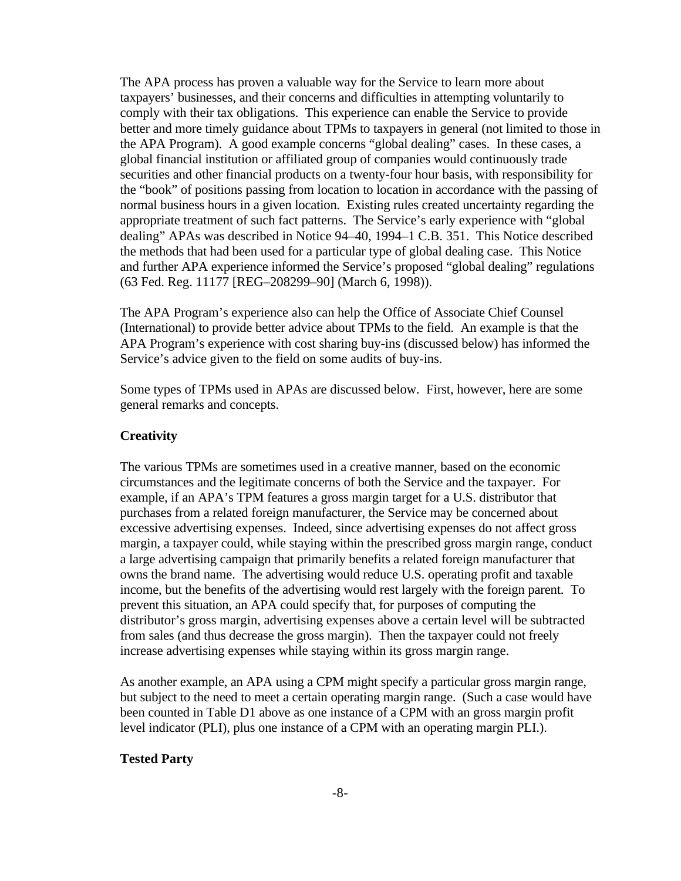The APA process has proven a valuable way for the Service to learn more about taxpayers' businesses, and their concerns and difficulties in attempting voluntarily to comply with their tax obligations. This experience can enable the Service to provide better and more timely guidance about TPMs to taxpayers in general (not limited to those in the APA Program). A good example concerns "global dealing" cases. In these cases, a global financial institution or affiliated group of companies would continuously trade securities and other financial products on a twenty-four hour basis, with responsibility for the "book" of positions passing from location to location in accordance with the passing of normal business hours in a given location. Existing rules created uncertainty regarding the appropriate treatment of such fact patterns. The Service's early experience with "global dealing" APAs was described in Notice 94–40, 1994–1 C.B. 351. This Notice described the methods that had been used for a particular type of global dealing case. This Notice and further APA experience informed the Service's proposed "global dealing" regulations (63 Fed. Reg. 11177 [REG–208299–90] (March 6, 1998)).

The APA Program's experience also can help the Office of Associate Chief Counsel (International) to provide better advice about TPMs to the field. An example is that the APA Program's experience with cost sharing buy-ins (discussed below) has informed the Service's advice given to the field on some audits of buy-ins.

Some types of TPMs used in APAs are discussed below. First, however, here are some general remarks and concepts.

## Creativity

The various TPMs are sometimes used in a creative manner, based on the economic circumstances and the legitimate concerns of both the Service and the taxpayer. For example, if an APA's TPM features a gross margin target for a U.S. distributor that purchases from a related foreign manufacturer, the Service may be concerned about excessive advertising expenses. Indeed, since advertising expenses do not affect gross margin, a taxpayer could, while staying within the prescribed gross margin range, conduct a large advertising campaign that primarily benefits a related foreign manufacturer that owns the brand name. The advertising would reduce U.S. operating profit and taxable income, but the benefits of the advertising would rest largely with the foreign parent. To prevent this situation, an APA could specify that, for purposes of computing the distributor's gross margin, advertising expenses above a certain level will be subtracted from sales (and thus decrease the gross margin). Then the taxpayer could not freely increase advertising expenses while staying within its gross margin range.

As another example, an APA using a CPM might specify a particular gross margin range, but subject to the need to meet a certain operating margin range. (Such a case would have been counted in Table D1 above as one instance of a CPM with an gross margin profit level indicator (PLI), plus one instance of a CPM with an operating margin PLI.).

## Tested Party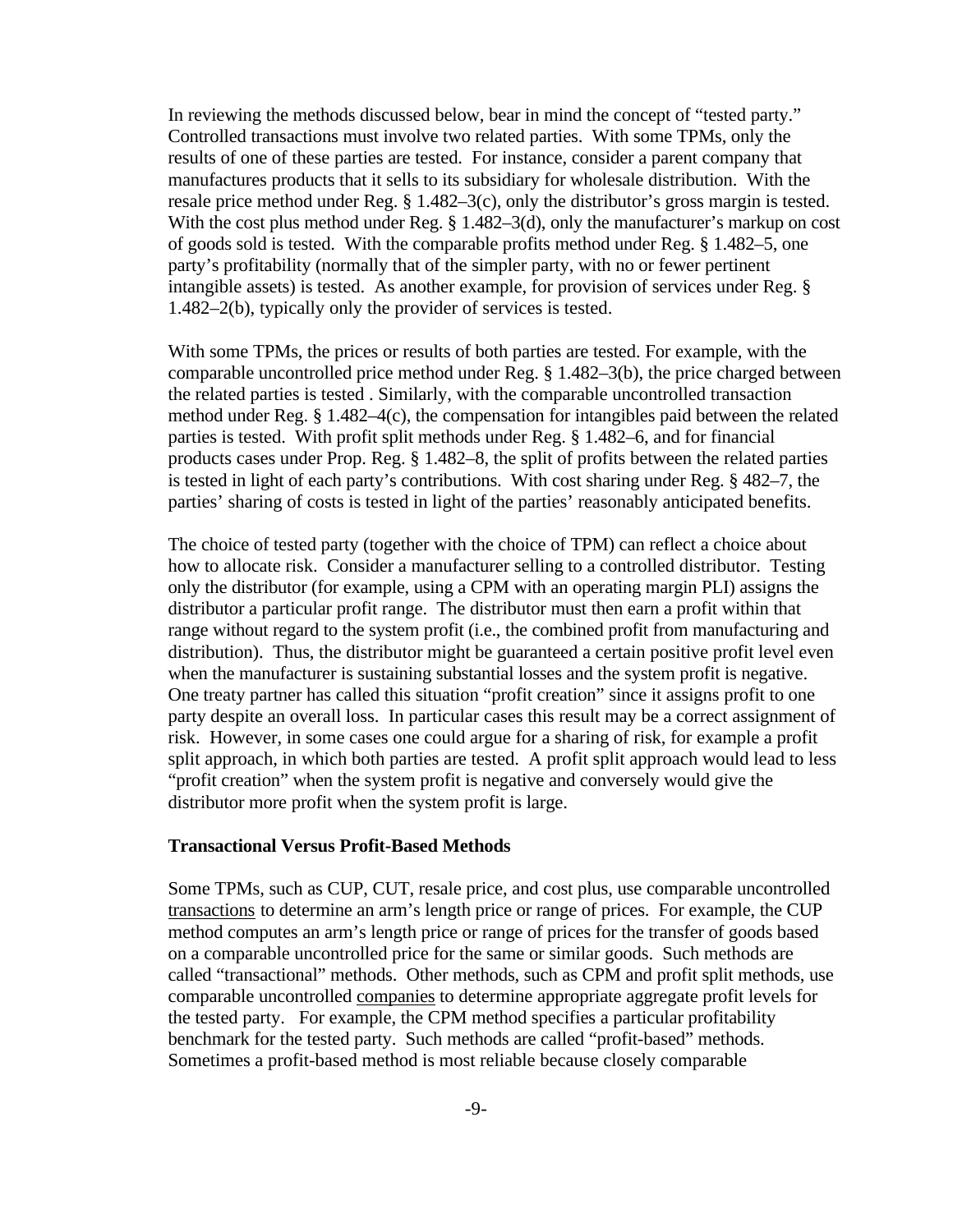In reviewing the methods discussed below, bear in mind the concept of "tested party." Controlled transactions must involve two related parties. With some TPMs, only the results of one of these parties are tested. For instance, consider a parent company that manufactures products that it sells to its subsidiary for wholesale distribution. With the resale price method under Reg. § 1.482–3(c), only the distributor's gross margin is tested. With the cost plus method under Reg. § 1.482–3(d), only the manufacturer's markup on cost of goods sold is tested. With the comparable profits method under Reg. § 1.482–5, one party's profitability (normally that of the simpler party, with no or fewer pertinent intangible assets) is tested. As another example, for provision of services under Reg. § 1.482–2(b), typically only the provider of services is tested.

With some TPMs, the prices or results of both parties are tested. For example, with the comparable uncontrolled price method under Reg. § 1.482–3(b), the price charged between the related parties is tested . Similarly, with the comparable uncontrolled transaction method under Reg. § 1.482–4(c), the compensation for intangibles paid between the related parties is tested. With profit split methods under Reg. § 1.482–6, and for financial products cases under Prop. Reg. § 1.482–8, the split of profits between the related parties is tested in light of each party's contributions. With cost sharing under Reg. § 482–7, the parties' sharing of costs is tested in light of the parties' reasonably anticipated benefits.

The choice of tested party (together with the choice of TPM) can reflect a choice about how to allocate risk. Consider a manufacturer selling to a controlled distributor. Testing only the distributor (for example, using a CPM with an operating margin PLI) assigns the distributor a particular profit range. The distributor must then earn a profit within that range without regard to the system profit (i.e., the combined profit from manufacturing and distribution). Thus, the distributor might be guaranteed a certain positive profit level even when the manufacturer is sustaining substantial losses and the system profit is negative. One treaty partner has called this situation "profit creation" since it assigns profit to one party despite an overall loss. In particular cases this result may be a correct assignment of risk. However, in some cases one could argue for a sharing of risk, for example a profit split approach, in which both parties are tested. A profit split approach would lead to less "profit creation" when the system profit is negative and conversely would give the distributor more profit when the system profit is large.

**Transactional Versus Profit-Based Methods**

Some TPMs, such as CUP, CUT, resale price, and cost plus, use comparable uncontrolled transactions to determine an arm's length price or range of prices. For example, the CUP method computes an arm's length price or range of prices for the transfer of goods based on a comparable uncontrolled price for the same or similar goods. Such methods are called "transactional" methods. Other methods, such as CPM and profit split methods, use comparable uncontrolled companies to determine appropriate aggregate profit levels for the tested party. For example, the CPM method specifies a particular profitability benchmark for the tested party. Such methods are called "profit-based" methods. Sometimes a profit-based method is most reliable because closely comparable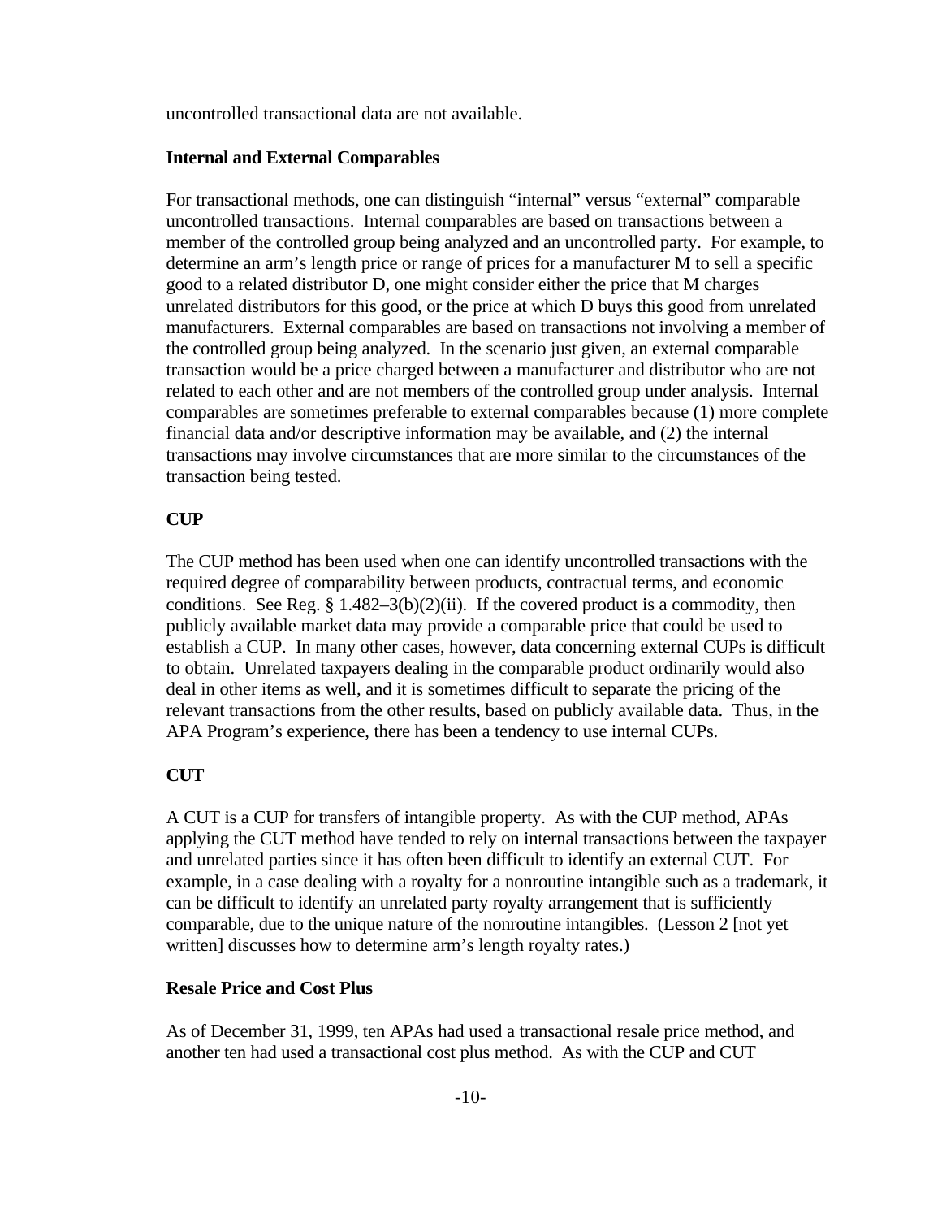uncontrolled transactional data are not available.

**Internal and External Comparables**

For transactional methods, one can distinguish "internal" versus "external" comparable uncontrolled transactions. Internal comparables are based on transactions between a member of the controlled group being analyzed and an uncontrolled party. For example, to determine an arm's length price or range of prices for a manufacturer M to sell a specific good to a related distributor D, one might consider either the price that M charges unrelated distributors for this good, or the price at which D buys this good from unrelated manufacturers. External comparables are based on transactions not involving a member of the controlled group being analyzed. In the scenario just given, an external comparable transaction would be a price charged between a manufacturer and distributor who are not related to each other and are not members of the controlled group under analysis. Internal comparables are sometimes preferable to external comparables because (1) more complete financial data and/or descriptive information may be available, and (2) the internal transactions may involve circumstances that are more similar to the circumstances of the transaction being tested.

**CUP**

The CUP method has been used when one can identify uncontrolled transactions with the required degree of comparability between products, contractual terms, and economic conditions. See Reg. § 1.482–3(b)(2)(ii). If the covered product is a commodity, then publicly available market data may provide a comparable price that could be used to establish a CUP. In many other cases, however, data concerning external CUPs is difficult to obtain. Unrelated taxpayers dealing in the comparable product ordinarily would also deal in other items as well, and it is sometimes difficult to separate the pricing of the relevant transactions from the other results, based on publicly available data. Thus, in the APA Program's experience, there has been a tendency to use internal CUPs.

**CUT**

A CUT is a CUP for transfers of intangible property. As with the CUP method, APAs applying the CUT method have tended to rely on internal transactions between the taxpayer and unrelated parties since it has often been difficult to identify an external CUT. For example, in a case dealing with a royalty for a nonroutine intangible such as a trademark, it can be difficult to identify an unrelated party royalty arrangement that is sufficiently comparable, due to the unique nature of the nonroutine intangibles. (Lesson 2 [not yet written] discusses how to determine arm's length royalty rates.)

**Resale Price and Cost Plus**

As of December 31, 1999, ten APAs had used a transactional resale price method, and another ten had used a transactional cost plus method. As with the CUP and CUT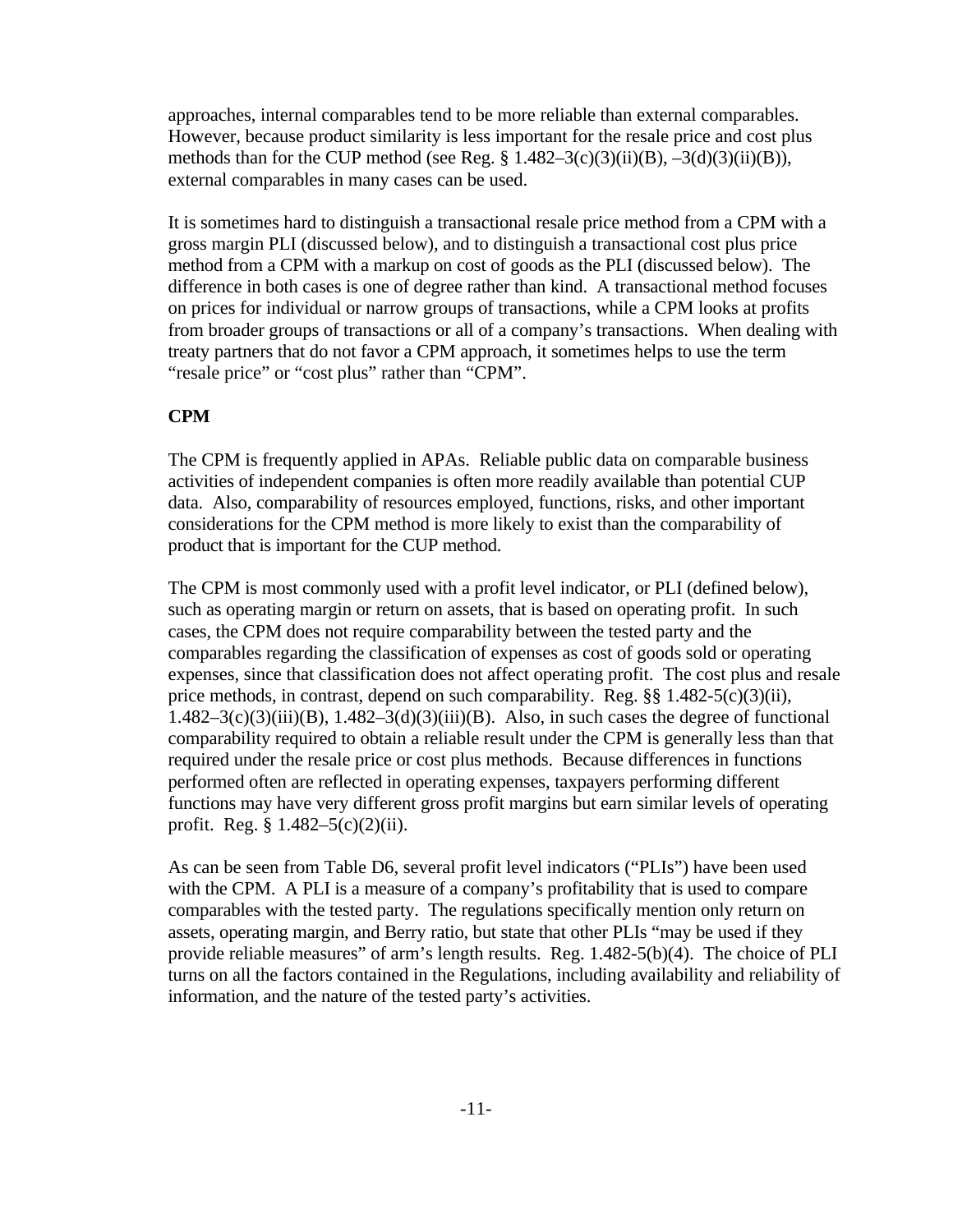approaches, internal comparables tend to be more reliable than external comparables. However, because product similarity is less important for the resale price and cost plus methods than for the CUP method (see Reg. § 1.482–3(c)(3)(ii)(B), –3(d)(3)(ii)(B)), external comparables in many cases can be used.

It is sometimes hard to distinguish a transactional resale price method from a CPM with a gross margin PLI (discussed below), and to distinguish a transactional cost plus price method from a CPM with a markup on cost of goods as the PLI (discussed below). The difference in both cases is one of degree rather than kind. A transactional method focuses on prices for individual or narrow groups of transactions, while a CPM looks at profits from broader groups of transactions or all of a company's transactions. When dealing with treaty partners that do not favor a CPM approach, it sometimes helps to use the term "resale price" or "cost plus" rather than "CPM".

**CPM**

The CPM is frequently applied in APAs. Reliable public data on comparable business activities of independent companies is often more readily available than potential CUP data. Also, comparability of resources employed, functions, risks, and other important considerations for the CPM method is more likely to exist than the comparability of product that is important for the CUP method.

The CPM is most commonly used with a profit level indicator, or PLI (defined below), such as operating margin or return on assets, that is based on operating profit. In such cases, the CPM does not require comparability between the tested party and the comparables regarding the classification of expenses as cost of goods sold or operating expenses, since that classification does not affect operating profit. The cost plus and resale price methods, in contrast, depend on such comparability. Reg. §§ 1.482-5(c)(3)(ii), 1.482–3(c)(3)(iii)(B), 1.482–3(d)(3)(iii)(B). Also, in such cases the degree of functional comparability required to obtain a reliable result under the CPM is generally less than that required under the resale price or cost plus methods. Because differences in functions performed often are reflected in operating expenses, taxpayers performing different functions may have very different gross profit margins but earn similar levels of operating profit. Reg. § 1.482–5(c)(2)(ii).

As can be seen from Table D6, several profit level indicators ("PLIs") have been used with the CPM. A PLI is a measure of a company's profitability that is used to compare comparables with the tested party. The regulations specifically mention only return on assets, operating margin, and Berry ratio, but state that other PLIs "may be used if they provide reliable measures" of arm's length results. Reg. 1.482-5(b)(4). The choice of PLI turns on all the factors contained in the Regulations, including availability and reliability of information, and the nature of the tested party's activities.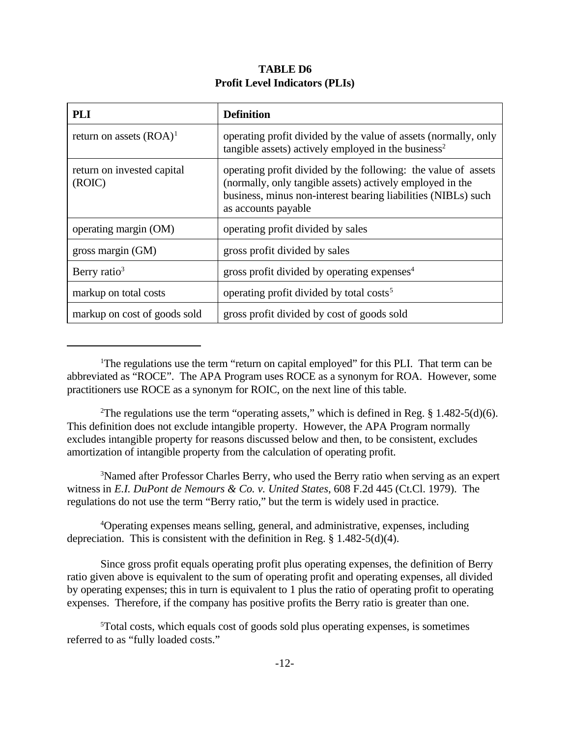**TABLE D6**
**Profit Level Indicators (PLIs)**

| PLI | Definition |
|---|---|
| return on assets (ROA)[1] | operating profit divided by the value of assets (normally, only tangible assets) actively employed in the business[2] |
| return on invested capital (ROIC) | operating profit divided by the following: the value of assets (normally, only tangible assets) actively employed in the business, minus non-interest bearing liabilities (NIBLs) such as accounts payable |
| operating margin (OM) | operating profit divided by sales |
| gross margin (GM) | gross profit divided by sales |
| Berry ratio[3] | gross profit divided by operating expenses[4] |
| markup on total costs | operating profit divided by total costs[5] |
| markup on cost of goods sold | gross profit divided by cost of goods sold |

---

[1]The regulations use the term "return on capital employed" for this PLI. That term can be abbreviated as "ROCE". The APA Program uses ROCE as a synonym for ROA. However, some practitioners use ROCE as a synonym for ROIC, on the next line of this table.

[2]The regulations use the term "operating assets," which is defined in Reg. § 1.482-5(d)(6). This definition does not exclude intangible property. However, the APA Program normally excludes intangible property for reasons discussed below and then, to be consistent, excludes amortization of intangible property from the calculation of operating profit.

[3]Named after Professor Charles Berry, who used the Berry ratio when serving as an expert witness in *E.I. DuPont de Nemours & Co. v. United States*, 608 F.2d 445 (Ct.Cl. 1979). The regulations do not use the term "Berry ratio," but the term is widely used in practice.

[4]Operating expenses means selling, general, and administrative, expenses, including depreciation. This is consistent with the definition in Reg. § 1.482-5(d)(4).

Since gross profit equals operating profit plus operating expenses, the definition of Berry ratio given above is equivalent to the sum of operating profit and operating expenses, all divided by operating expenses; this in turn is equivalent to 1 plus the ratio of operating profit to operating expenses. Therefore, if the company has positive profits the Berry ratio is greater than one.

[5]Total costs, which equals cost of goods sold plus operating expenses, is sometimes referred to as "fully loaded costs."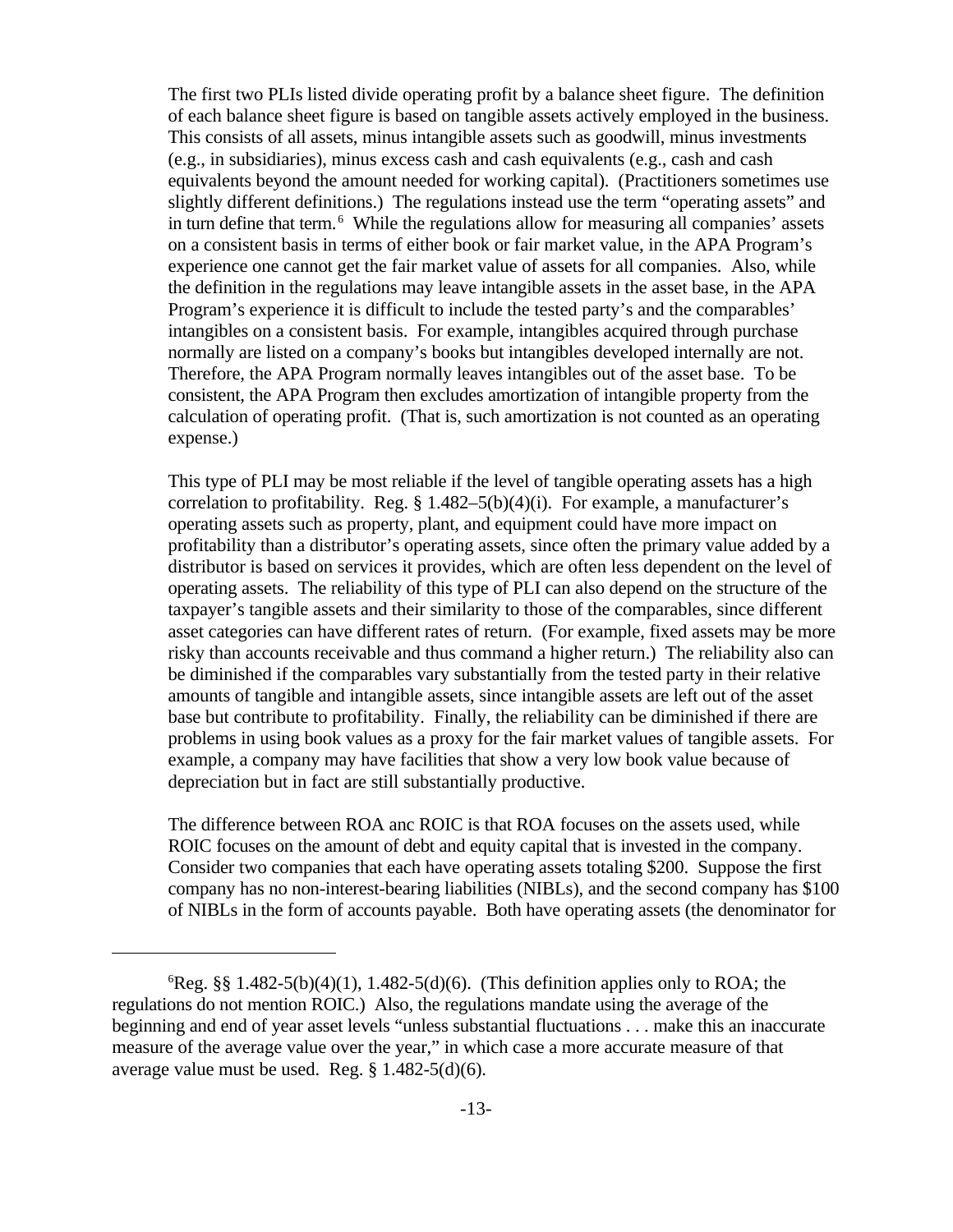The first two PLIs listed divide operating profit by a balance sheet figure. The definition of each balance sheet figure is based on tangible assets actively employed in the business. This consists of all assets, minus intangible assets such as goodwill, minus investments (e.g., in subsidiaries), minus excess cash and cash equivalents (e.g., cash and cash equivalents beyond the amount needed for working capital). (Practitioners sometimes use slightly different definitions.) The regulations instead use the term "operating assets" and in turn define that term.[6] While the regulations allow for measuring all companies' assets on a consistent basis in terms of either book or fair market value, in the APA Program's experience one cannot get the fair market value of assets for all companies. Also, while the definition in the regulations may leave intangible assets in the asset base, in the APA Program's experience it is difficult to include the tested party's and the comparables' intangibles on a consistent basis. For example, intangibles acquired through purchase normally are listed on a company's books but intangibles developed internally are not. Therefore, the APA Program normally leaves intangibles out of the asset base. To be consistent, the APA Program then excludes amortization of intangible property from the calculation of operating profit. (That is, such amortization is not counted as an operating expense.)

This type of PLI may be most reliable if the level of tangible operating assets has a high correlation to profitability. Reg. § 1.482–5(b)(4)(i). For example, a manufacturer's operating assets such as property, plant, and equipment could have more impact on profitability than a distributor's operating assets, since often the primary value added by a distributor is based on services it provides, which are often less dependent on the level of operating assets. The reliability of this type of PLI can also depend on the structure of the taxpayer's tangible assets and their similarity to those of the comparables, since different asset categories can have different rates of return. (For example, fixed assets may be more risky than accounts receivable and thus command a higher return.) The reliability also can be diminished if the comparables vary substantially from the tested party in their relative amounts of tangible and intangible assets, since intangible assets are left out of the asset base but contribute to profitability. Finally, the reliability can be diminished if there are problems in using book values as a proxy for the fair market values of tangible assets. For example, a company may have facilities that show a very low book value because of depreciation but in fact are still substantially productive.

The difference between ROA anc ROIC is that ROA focuses on the assets used, while ROIC focuses on the amount of debt and equity capital that is invested in the company. Consider two companies that each have operating assets totaling $200. Suppose the first company has no non-interest-bearing liabilities (NIBLs), and the second company has $100 of NIBLs in the form of accounts payable. Both have operating assets (the denominator for

---

[6] Reg. §§ 1.482-5(b)(4)(1), 1.482-5(d)(6). (This definition applies only to ROA; the regulations do not mention ROIC.) Also, the regulations mandate using the average of the beginning and end of year asset levels "unless substantial fluctuations . . . make this an inaccurate measure of the average value over the year," in which case a more accurate measure of that average value must be used. Reg. § 1.482-5(d)(6).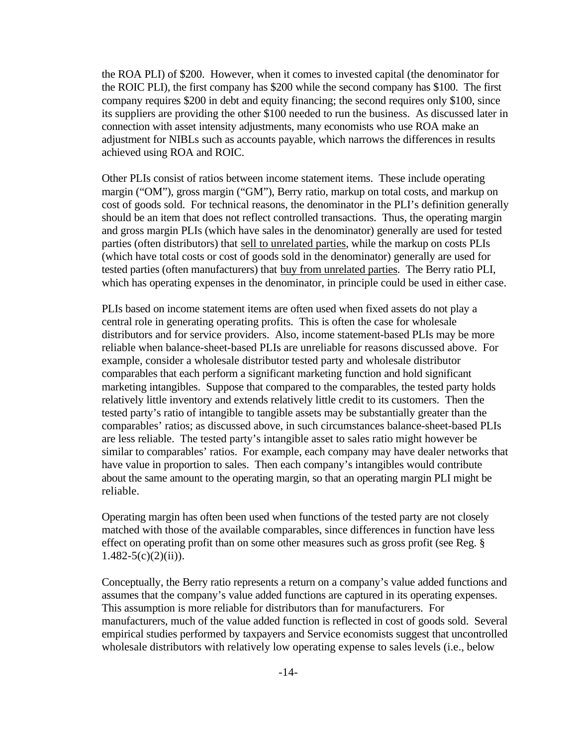the ROA PLI) of $200. However, when it comes to invested capital (the denominator for the ROIC PLI), the first company has $200 while the second company has $100. The first company requires $200 in debt and equity financing; the second requires only $100, since its suppliers are providing the other $100 needed to run the business. As discussed later in connection with asset intensity adjustments, many economists who use ROA make an adjustment for NIBLs such as accounts payable, which narrows the differences in results achieved using ROA and ROIC.

Other PLIs consist of ratios between income statement items. These include operating margin ("OM"), gross margin ("GM"), Berry ratio, markup on total costs, and markup on cost of goods sold. For technical reasons, the denominator in the PLI's definition generally should be an item that does not reflect controlled transactions. Thus, the operating margin and gross margin PLIs (which have sales in the denominator) generally are used for tested parties (often distributors) that <u>sell to unrelated parties</u>, while the markup on costs PLIs (which have total costs or cost of goods sold in the denominator) generally are used for tested parties (often manufacturers) that <u>buy from unrelated parties</u>. The Berry ratio PLI, which has operating expenses in the denominator, in principle could be used in either case.

PLIs based on income statement items are often used when fixed assets do not play a central role in generating operating profits. This is often the case for wholesale distributors and for service providers. Also, income statement-based PLIs may be more reliable when balance-sheet-based PLIs are unreliable for reasons discussed above. For example, consider a wholesale distributor tested party and wholesale distributor comparables that each perform a significant marketing function and hold significant marketing intangibles. Suppose that compared to the comparables, the tested party holds relatively little inventory and extends relatively little credit to its customers. Then the tested party's ratio of intangible to tangible assets may be substantially greater than the comparables' ratios; as discussed above, in such circumstances balance-sheet-based PLIs are less reliable. The tested party's intangible asset to sales ratio might however be similar to comparables' ratios. For example, each company may have dealer networks that have value in proportion to sales. Then each company's intangibles would contribute about the same amount to the operating margin, so that an operating margin PLI might be reliable.

Operating margin has often been used when functions of the tested party are not closely matched with those of the available comparables, since differences in function have less effect on operating profit than on some other measures such as gross profit (see Reg. § 1.482-5(c)(2)(ii)).

Conceptually, the Berry ratio represents a return on a company's value added functions and assumes that the company's value added functions are captured in its operating expenses. This assumption is more reliable for distributors than for manufacturers. For manufacturers, much of the value added function is reflected in cost of goods sold. Several empirical studies performed by taxpayers and Service economists suggest that uncontrolled wholesale distributors with relatively low operating expense to sales levels (i.e., below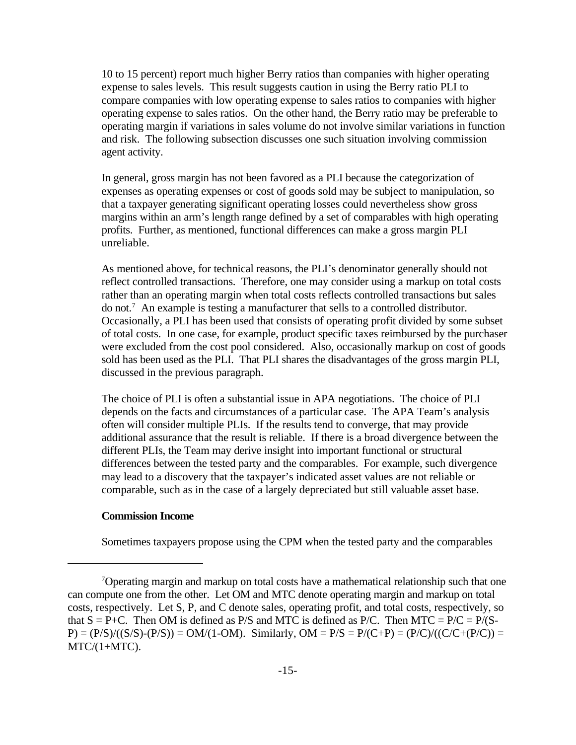10 to 15 percent) report much higher Berry ratios than companies with higher operating expense to sales levels. This result suggests caution in using the Berry ratio PLI to compare companies with low operating expense to sales ratios to companies with higher operating expense to sales ratios. On the other hand, the Berry ratio may be preferable to operating margin if variations in sales volume do not involve similar variations in function and risk. The following subsection discusses one such situation involving commission agent activity.

In general, gross margin has not been favored as a PLI because the categorization of expenses as operating expenses or cost of goods sold may be subject to manipulation, so that a taxpayer generating significant operating losses could nevertheless show gross margins within an arm's length range defined by a set of comparables with high operating profits. Further, as mentioned, functional differences can make a gross margin PLI unreliable.

As mentioned above, for technical reasons, the PLI's denominator generally should not reflect controlled transactions. Therefore, one may consider using a markup on total costs rather than an operating margin when total costs reflects controlled transactions but sales do not.[7] An example is testing a manufacturer that sells to a controlled distributor. Occasionally, a PLI has been used that consists of operating profit divided by some subset of total costs. In one case, for example, product specific taxes reimbursed by the purchaser were excluded from the cost pool considered. Also, occasionally markup on cost of goods sold has been used as the PLI. That PLI shares the disadvantages of the gross margin PLI, discussed in the previous paragraph.

The choice of PLI is often a substantial issue in APA negotiations. The choice of PLI depends on the facts and circumstances of a particular case. The APA Team's analysis often will consider multiple PLIs. If the results tend to converge, that may provide additional assurance that the result is reliable. If there is a broad divergence between the different PLIs, the Team may derive insight into important functional or structural differences between the tested party and the comparables. For example, such divergence may lead to a discovery that the taxpayer's indicated asset values are not reliable or comparable, such as in the case of a largely depreciated but still valuable asset base.

**Commission Income**

Sometimes taxpayers propose using the CPM when the tested party and the comparables

---

[7] Operating margin and markup on total costs have a mathematical relationship such that one can compute one from the other. Let OM and MTC denote operating margin and markup on total costs, respectively. Let S, P, and C denote sales, operating profit, and total costs, respectively, so that $S = P+C$. Then OM is defined as $P/S$ and MTC is defined as $P/C$. Then $MTC = P/C = P/(S-P) = (P/S)/((S/S)-(P/S)) = OM/(1-OM)$. Similarly, $OM = P/S = P/(C+P) = (P/C)/((C/C+(P/C)) = MTC/(1+MTC)$.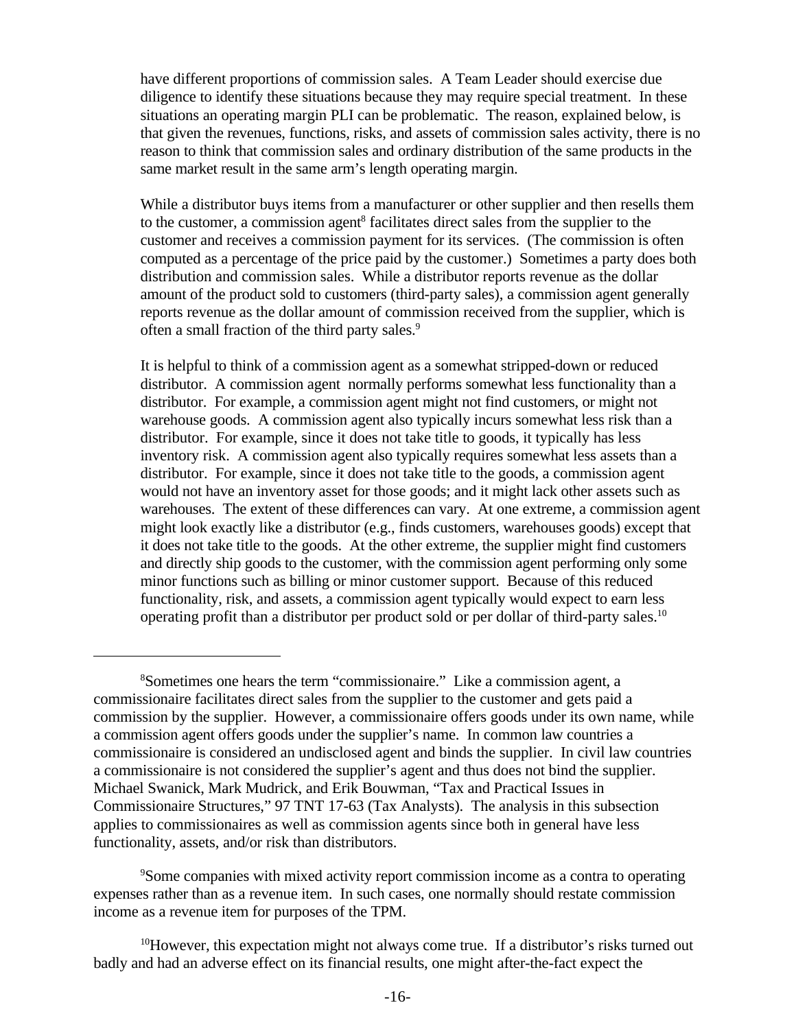have different proportions of commission sales. A Team Leader should exercise due diligence to identify these situations because they may require special treatment. In these situations an operating margin PLI can be problematic. The reason, explained below, is that given the revenues, functions, risks, and assets of commission sales activity, there is no reason to think that commission sales and ordinary distribution of the same products in the same market result in the same arm's length operating margin.

While a distributor buys items from a manufacturer or other supplier and then resells them to the customer, a commission agent[8] facilitates direct sales from the supplier to the customer and receives a commission payment for its services. (The commission is often computed as a percentage of the price paid by the customer.) Sometimes a party does both distribution and commission sales. While a distributor reports revenue as the dollar amount of the product sold to customers (third-party sales), a commission agent generally reports revenue as the dollar amount of commission received from the supplier, which is often a small fraction of the third party sales.[9]

It is helpful to think of a commission agent as a somewhat stripped-down or reduced distributor. A commission agent normally performs somewhat less functionality than a distributor. For example, a commission agent might not find customers, or might not warehouse goods. A commission agent also typically incurs somewhat less risk than a distributor. For example, since it does not take title to goods, it typically has less inventory risk. A commission agent also typically requires somewhat less assets than a distributor. For example, since it does not take title to the goods, a commission agent would not have an inventory asset for those goods; and it might lack other assets such as warehouses. The extent of these differences can vary. At one extreme, a commission agent might look exactly like a distributor (e.g., finds customers, warehouses goods) except that it does not take title to the goods. At the other extreme, the supplier might find customers and directly ship goods to the customer, with the commission agent performing only some minor functions such as billing or minor customer support. Because of this reduced functionality, risk, and assets, a commission agent typically would expect to earn less operating profit than a distributor per product sold or per dollar of third-party sales.[10]

---

[8]Sometimes one hears the term "commissionaire." Like a commission agent, a commissionaire facilitates direct sales from the supplier to the customer and gets paid a commission by the supplier. However, a commissionaire offers goods under its own name, while a commission agent offers goods under the supplier's name. In common law countries a commissionaire is considered an undisclosed agent and binds the supplier. In civil law countries a commissionaire is not considered the supplier's agent and thus does not bind the supplier. Michael Swanick, Mark Mudrick, and Erik Bouwman, "Tax and Practical Issues in Commissionaire Structures," 97 TNT 17-63 (Tax Analysts). The analysis in this subsection applies to commissionaires as well as commission agents since both in general have less functionality, assets, and/or risk than distributors.

[9]Some companies with mixed activity report commission income as a contra to operating expenses rather than as a revenue item. In such cases, one normally should restate commission income as a revenue item for purposes of the TPM.

[10]However, this expectation might not always come true. If a distributor's risks turned out badly and had an adverse effect on its financial results, one might after-the-fact expect the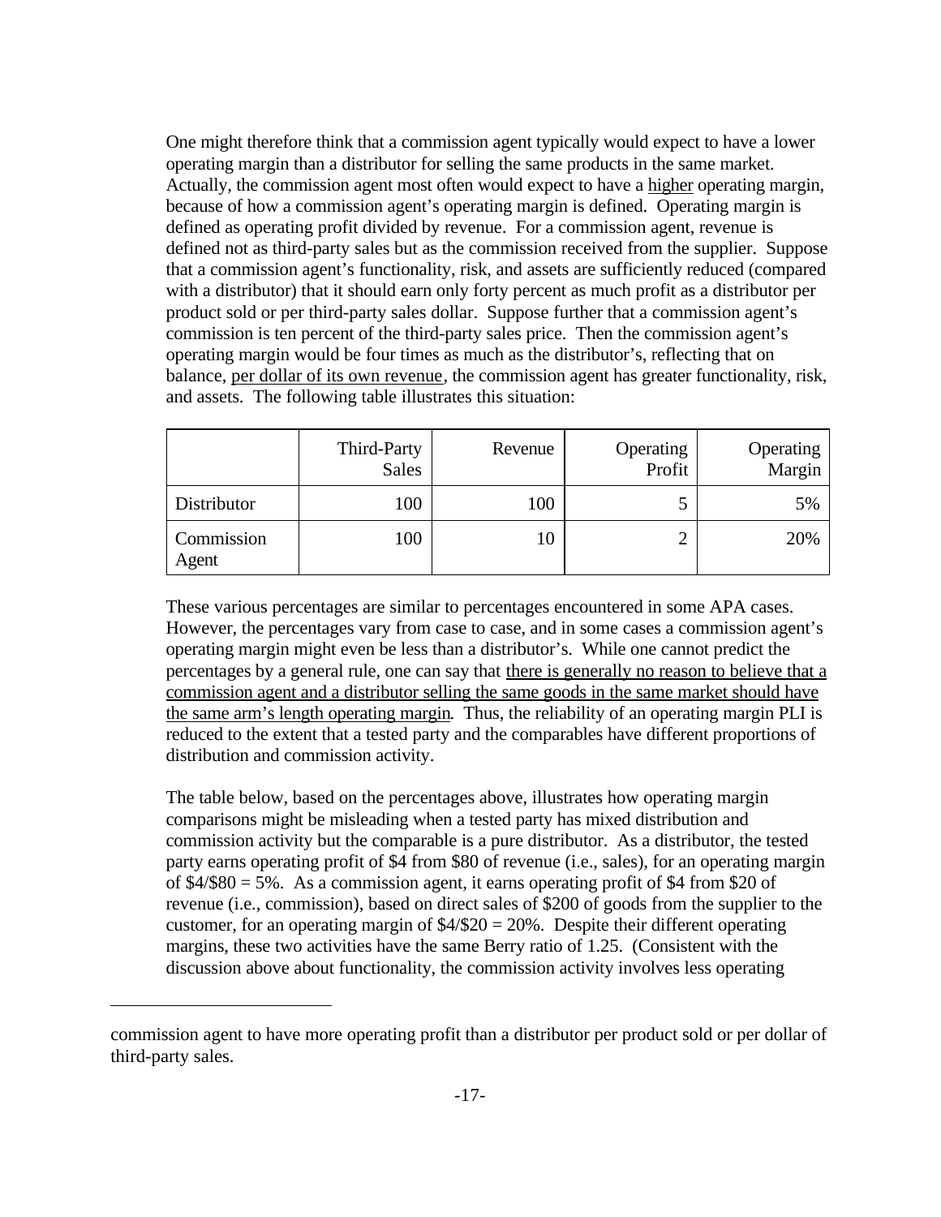One might therefore think that a commission agent typically would expect to have a lower operating margin than a distributor for selling the same products in the same market. Actually, the commission agent most often would expect to have a <u>higher</u> operating margin, because of how a commission agent's operating margin is defined. Operating margin is defined as operating profit divided by revenue. For a commission agent, revenue is defined not as third-party sales but as the commission received from the supplier. Suppose that a commission agent's functionality, risk, and assets are sufficiently reduced (compared with a distributor) that it should earn only forty percent as much profit as a distributor per product sold or per third-party sales dollar. Suppose further that a commission agent's commission is ten percent of the third-party sales price. Then the commission agent's operating margin would be four times as much as the distributor's, reflecting that on balance, <u>per dollar of its own revenue</u>, the commission agent has greater functionality, risk, and assets. The following table illustrates this situation:

| | Third-Party Sales | Revenue | Operating Profit | Operating Margin |
|---|---|---|---|---|
| Distributor | 100 | 100 | 5 | 5% |
| Commission Agent | 100 | 10 | 2 | 20% |

These various percentages are similar to percentages encountered in some APA cases. However, the percentages vary from case to case, and in some cases a commission agent's operating margin might even be less than a distributor's. While one cannot predict the percentages by a general rule, one can say that <u>there is generally no reason to believe that a commission agent and a distributor selling the same goods in the same market should have the same arm's length operating margin</u>. Thus, the reliability of an operating margin PLI is reduced to the extent that a tested party and the comparables have different proportions of distribution and commission activity.

The table below, based on the percentages above, illustrates how operating margin comparisons might be misleading when a tested party has mixed distribution and commission activity but the comparable is a pure distributor. As a distributor, the tested party earns operating profit of $4 from $80 of revenue (i.e., sales), for an operating margin of $4/$80 = 5%. As a commission agent, it earns operating profit of $4 from $20 of revenue (i.e., commission), based on direct sales of $200 of goods from the supplier to the customer, for an operating margin of $4/$20 = 20%. Despite their different operating margins, these two activities have the same Berry ratio of 1.25. (Consistent with the discussion above about functionality, the commission activity involves less operating

---

commission agent to have more operating profit than a distributor per product sold or per dollar of third-party sales.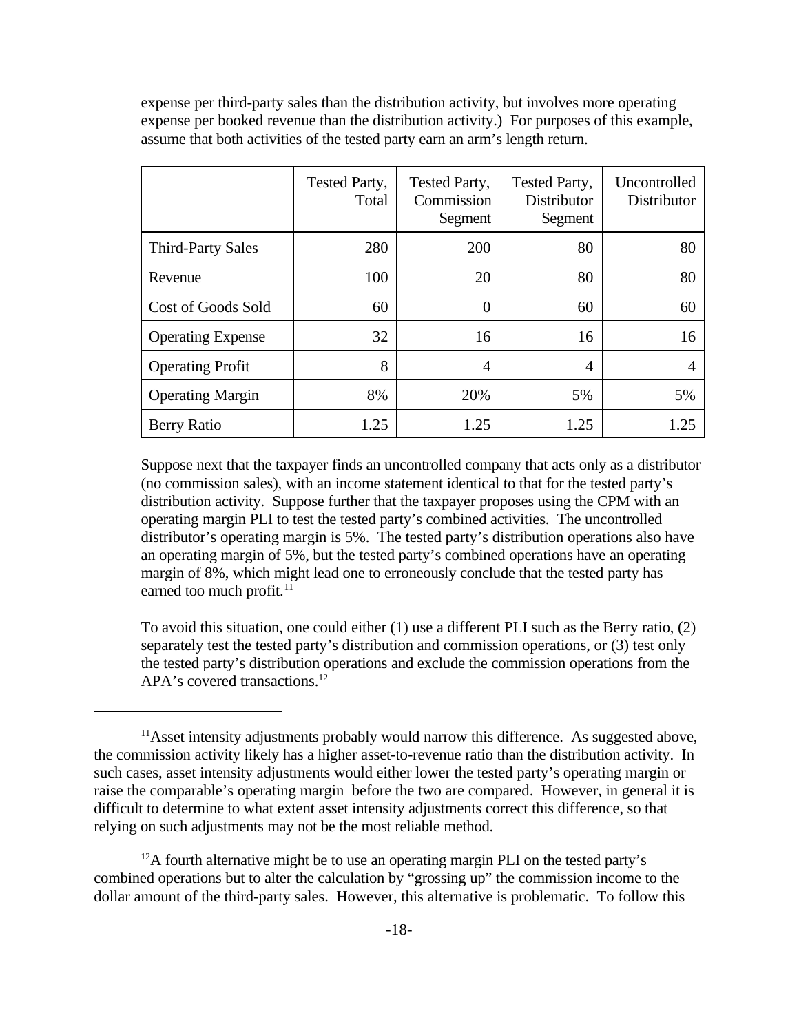expense per third-party sales than the distribution activity, but involves more operating expense per booked revenue than the distribution activity.) For purposes of this example, assume that both activities of the tested party earn an arm's length return.

| | Tested Party, Total | Tested Party, Commission Segment | Tested Party, Distributor Segment | Uncontrolled Distributor |
|---|---|---|---|---|
| Third-Party Sales | 280 | 200 | 80 | 80 |
| Revenue | 100 | 20 | 80 | 80 |
| Cost of Goods Sold | 60 | 0 | 60 | 60 |
| Operating Expense | 32 | 16 | 16 | 16 |
| Operating Profit | 8 | 4 | 4 | 4 |
| Operating Margin | 8% | 20% | 5% | 5% |
| Berry Ratio | 1.25 | 1.25 | 1.25 | 1.25 |

Suppose next that the taxpayer finds an uncontrolled company that acts only as a distributor (no commission sales), with an income statement identical to that for the tested party's distribution activity. Suppose further that the taxpayer proposes using the CPM with an operating margin PLI to test the tested party's combined activities. The uncontrolled distributor's operating margin is 5%. The tested party's distribution operations also have an operating margin of 5%, but the tested party's combined operations have an operating margin of 8%, which might lead one to erroneously conclude that the tested party has earned too much profit.[11]

To avoid this situation, one could either (1) use a different PLI such as the Berry ratio, (2) separately test the tested party's distribution and commission operations, or (3) test only the tested party's distribution operations and exclude the commission operations from the APA's covered transactions.[12]

---

[11] Asset intensity adjustments probably would narrow this difference. As suggested above, the commission activity likely has a higher asset-to-revenue ratio than the distribution activity. In such cases, asset intensity adjustments would either lower the tested party's operating margin or raise the comparable's operating margin before the two are compared. However, in general it is difficult to determine to what extent asset intensity adjustments correct this difference, so that relying on such adjustments may not be the most reliable method.

[12] A fourth alternative might be to use an operating margin PLI on the tested party's combined operations but to alter the calculation by "grossing up" the commission income to the dollar amount of the third-party sales. However, this alternative is problematic. To follow this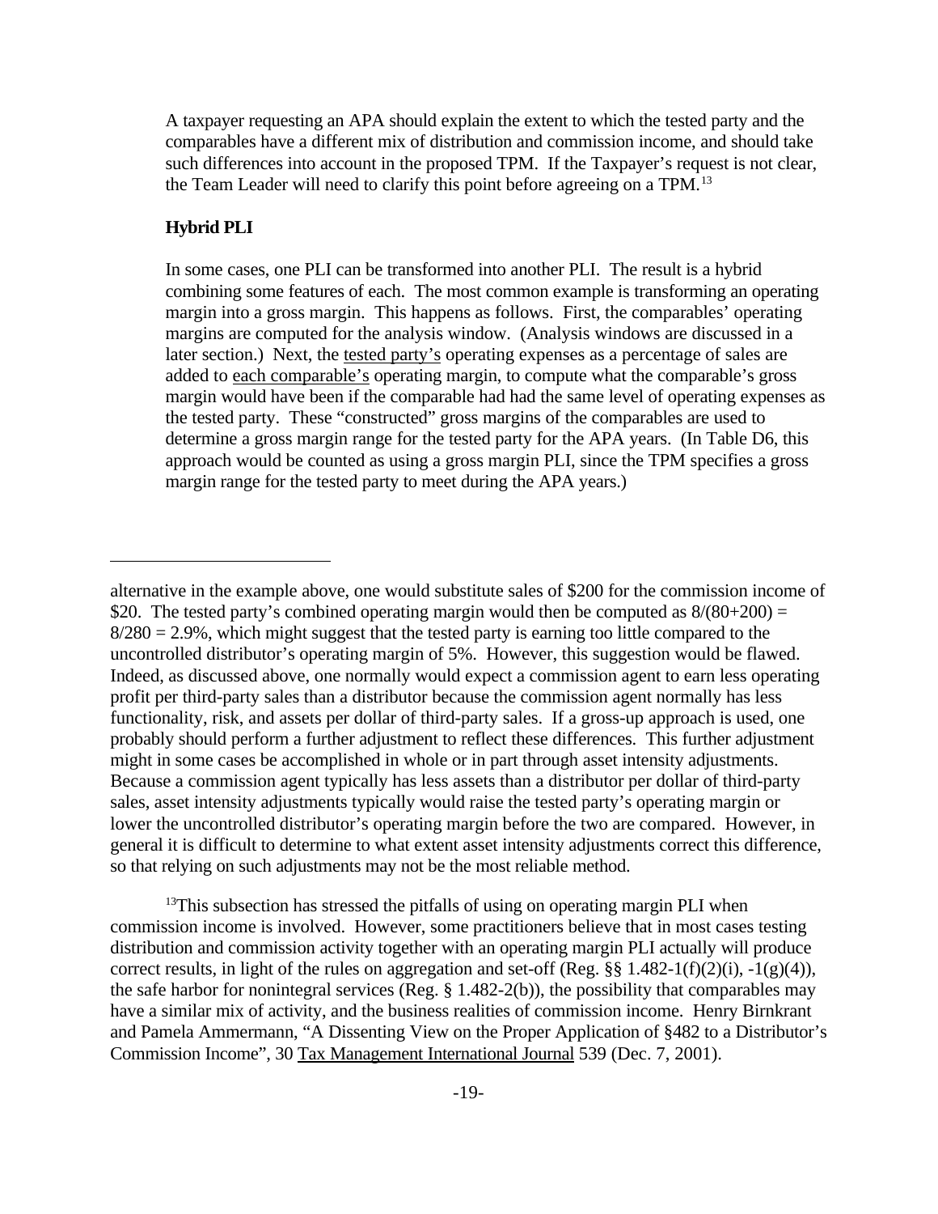A taxpayer requesting an APA should explain the extent to which the tested party and the comparables have a different mix of distribution and commission income, and should take such differences into account in the proposed TPM. If the Taxpayer's request is not clear, the Team Leader will need to clarify this point before agreeing on a TPM.[13]

**Hybrid PLI**

In some cases, one PLI can be transformed into another PLI. The result is a hybrid combining some features of each. The most common example is transforming an operating margin into a gross margin. This happens as follows. First, the comparables' operating margins are computed for the analysis window. (Analysis windows are discussed in a later section.) Next, the tested party's operating expenses as a percentage of sales are added to each comparable's operating margin, to compute what the comparable's gross margin would have been if the comparable had had the same level of operating expenses as the tested party. These "constructed" gross margins of the comparables are used to determine a gross margin range for the tested party for the APA years. (In Table D6, this approach would be counted as using a gross margin PLI, since the TPM specifies a gross margin range for the tested party to meet during the APA years.)

---

alternative in the example above, one would substitute sales of \$200 for the commission income of \$20. The tested party's combined operating margin would then be computed as $8/(80+200) = 8/280 = 2.9\%$, which might suggest that the tested party is earning too little compared to the uncontrolled distributor's operating margin of 5%. However, this suggestion would be flawed. Indeed, as discussed above, one normally would expect a commission agent to earn less operating profit per third-party sales than a distributor because the commission agent normally has less functionality, risk, and assets per dollar of third-party sales. If a gross-up approach is used, one probably should perform a further adjustment to reflect these differences. This further adjustment might in some cases be accomplished in whole or in part through asset intensity adjustments. Because a commission agent typically has less assets than a distributor per dollar of third-party sales, asset intensity adjustments typically would raise the tested party's operating margin or lower the uncontrolled distributor's operating margin before the two are compared. However, in general it is difficult to determine to what extent asset intensity adjustments correct this difference, so that relying on such adjustments may not be the most reliable method.

[13] This subsection has stressed the pitfalls of using on operating margin PLI when commission income is involved. However, some practitioners believe that in most cases testing distribution and commission activity together with an operating margin PLI actually will produce correct results, in light of the rules on aggregation and set-off (Reg. §§ 1.482-1(f)(2)(i), -1(g)(4)), the safe harbor for nonintegral services (Reg. § 1.482-2(b)), the possibility that comparables may have a similar mix of activity, and the business realities of commission income. Henry Birnkrant and Pamela Ammermann, "A Dissenting View on the Proper Application of §482 to a Distributor's Commission Income", 30 Tax Management International Journal 539 (Dec. 7, 2001).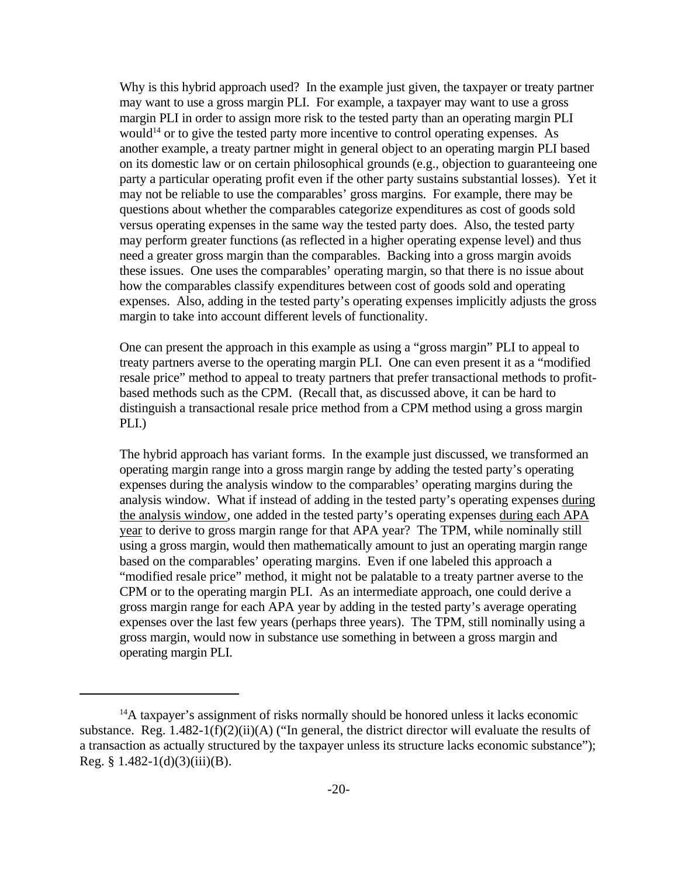Why is this hybrid approach used? In the example just given, the taxpayer or treaty partner may want to use a gross margin PLI. For example, a taxpayer may want to use a gross margin PLI in order to assign more risk to the tested party than an operating margin PLI would[14] or to give the tested party more incentive to control operating expenses. As another example, a treaty partner might in general object to an operating margin PLI based on its domestic law or on certain philosophical grounds (e.g., objection to guaranteeing one party a particular operating profit even if the other party sustains substantial losses). Yet it may not be reliable to use the comparables' gross margins. For example, there may be questions about whether the comparables categorize expenditures as cost of goods sold versus operating expenses in the same way the tested party does. Also, the tested party may perform greater functions (as reflected in a higher operating expense level) and thus need a greater gross margin than the comparables. Backing into a gross margin avoids these issues. One uses the comparables' operating margin, so that there is no issue about how the comparables classify expenditures between cost of goods sold and operating expenses. Also, adding in the tested party's operating expenses implicitly adjusts the gross margin to take into account different levels of functionality.

One can present the approach in this example as using a "gross margin" PLI to appeal to treaty partners averse to the operating margin PLI. One can even present it as a "modified resale price" method to appeal to treaty partners that prefer transactional methods to profit-based methods such as the CPM. (Recall that, as discussed above, it can be hard to distinguish a transactional resale price method from a CPM method using a gross margin PLI.)

The hybrid approach has variant forms. In the example just discussed, we transformed an operating margin range into a gross margin range by adding the tested party's operating expenses during the analysis window to the comparables' operating margins during the analysis window. What if instead of adding in the tested party's operating expenses <u>during the analysis window</u>, one added in the tested party's operating expenses <u>during each APA year</u> to derive to gross margin range for that APA year? The TPM, while nominally still using a gross margin, would then mathematically amount to just an operating margin range based on the comparables' operating margins. Even if one labeled this approach a "modified resale price" method, it might not be palatable to a treaty partner averse to the CPM or to the operating margin PLI. As an intermediate approach, one could derive a gross margin range for each APA year by adding in the tested party's average operating expenses over the last few years (perhaps three years). The TPM, still nominally using a gross margin, would now in substance use something in between a gross margin and operating margin PLI.

---

[14]A taxpayer's assignment of risks normally should be honored unless it lacks economic substance. Reg. 1.482-1(f)(2)(ii)(A) ("In general, the district director will evaluate the results of a transaction as actually structured by the taxpayer unless its structure lacks economic substance"); Reg. § 1.482-1(d)(3)(iii)(B).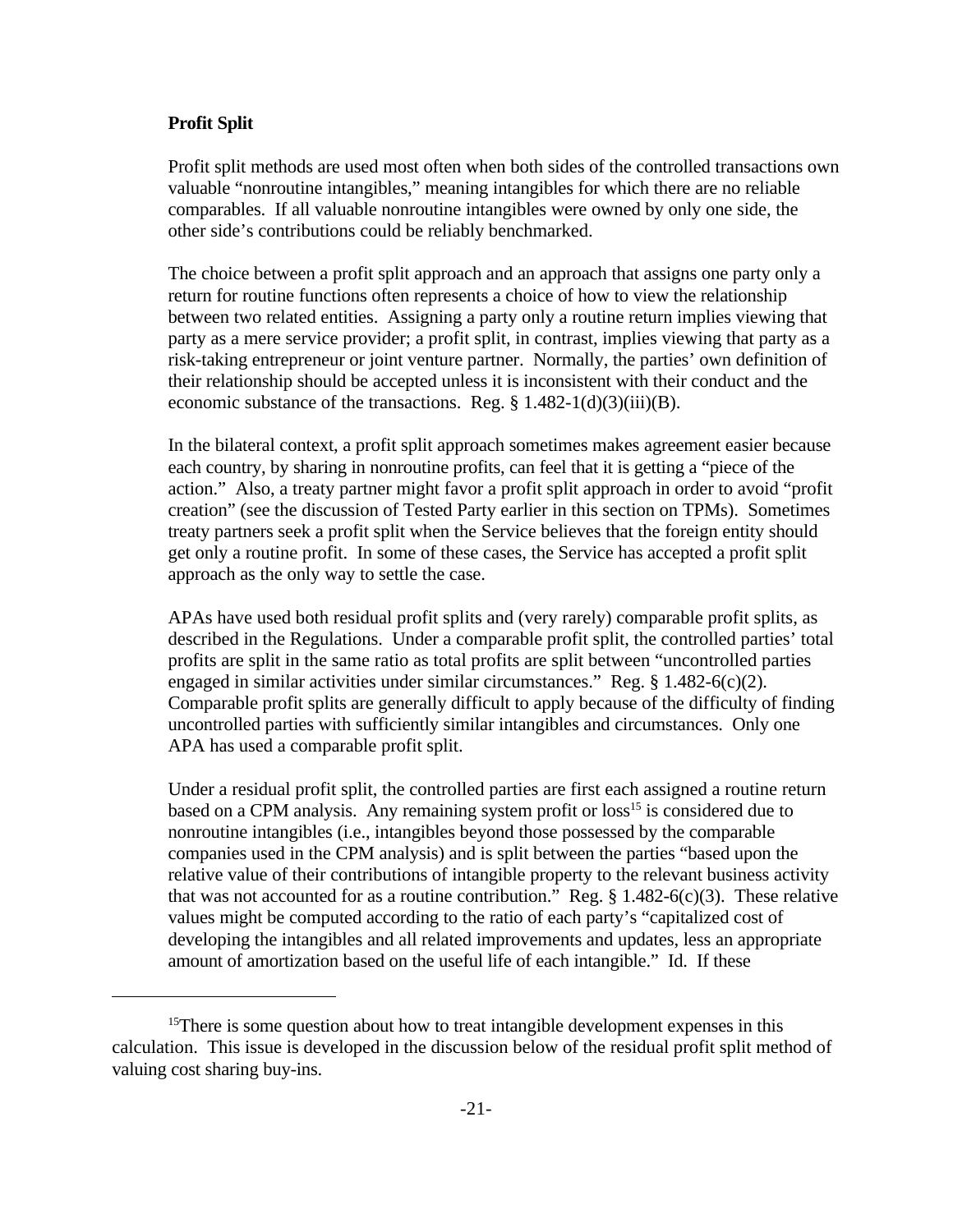**Profit Split**

Profit split methods are used most often when both sides of the controlled transactions own valuable "nonroutine intangibles," meaning intangibles for which there are no reliable comparables. If all valuable nonroutine intangibles were owned by only one side, the other side's contributions could be reliably benchmarked.

The choice between a profit split approach and an approach that assigns one party only a return for routine functions often represents a choice of how to view the relationship between two related entities. Assigning a party only a routine return implies viewing that party as a mere service provider; a profit split, in contrast, implies viewing that party as a risk-taking entrepreneur or joint venture partner. Normally, the parties' own definition of their relationship should be accepted unless it is inconsistent with their conduct and the economic substance of the transactions. Reg. § 1.482-1(d)(3)(iii)(B).

In the bilateral context, a profit split approach sometimes makes agreement easier because each country, by sharing in nonroutine profits, can feel that it is getting a "piece of the action." Also, a treaty partner might favor a profit split approach in order to avoid "profit creation" (see the discussion of Tested Party earlier in this section on TPMs). Sometimes treaty partners seek a profit split when the Service believes that the foreign entity should get only a routine profit. In some of these cases, the Service has accepted a profit split approach as the only way to settle the case.

APAs have used both residual profit splits and (very rarely) comparable profit splits, as described in the Regulations. Under a comparable profit split, the controlled parties' total profits are split in the same ratio as total profits are split between "uncontrolled parties engaged in similar activities under similar circumstances." Reg. § 1.482-6(c)(2). Comparable profit splits are generally difficult to apply because of the difficulty of finding uncontrolled parties with sufficiently similar intangibles and circumstances. Only one APA has used a comparable profit split.

Under a residual profit split, the controlled parties are first each assigned a routine return based on a CPM analysis. Any remaining system profit or loss[15] is considered due to nonroutine intangibles (i.e., intangibles beyond those possessed by the comparable companies used in the CPM analysis) and is split between the parties "based upon the relative value of their contributions of intangible property to the relevant business activity that was not accounted for as a routine contribution." Reg. § 1.482-6(c)(3). These relative values might be computed according to the ratio of each party's "capitalized cost of developing the intangibles and all related improvements and updates, less an appropriate amount of amortization based on the useful life of each intangible." Id. If these

[15] There is some question about how to treat intangible development expenses in this calculation. This issue is developed in the discussion below of the residual profit split method of valuing cost sharing buy-ins.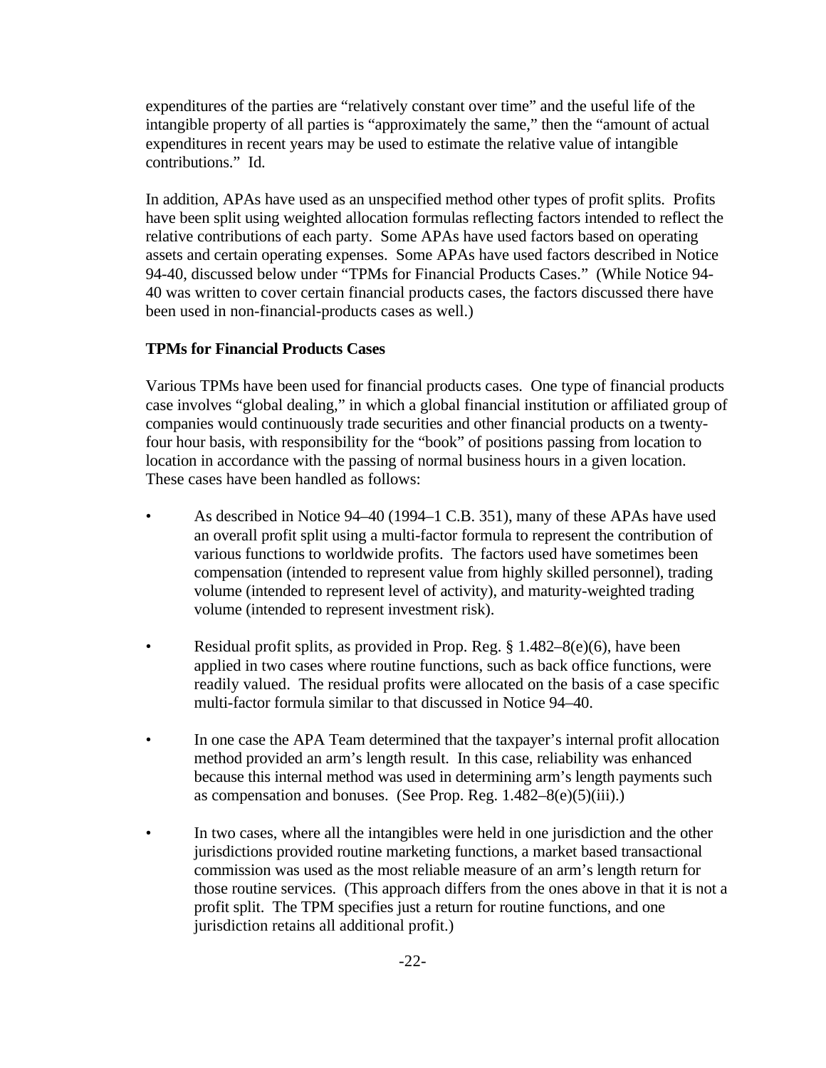expenditures of the parties are "relatively constant over time" and the useful life of the intangible property of all parties is "approximately the same," then the "amount of actual expenditures in recent years may be used to estimate the relative value of intangible contributions." Id.

In addition, APAs have used as an unspecified method other types of profit splits. Profits have been split using weighted allocation formulas reflecting factors intended to reflect the relative contributions of each party. Some APAs have used factors based on operating assets and certain operating expenses. Some APAs have used factors described in Notice 94-40, discussed below under "TPMs for Financial Products Cases." (While Notice 94-40 was written to cover certain financial products cases, the factors discussed there have been used in non-financial-products cases as well.)

**TPMs for Financial Products Cases**

Various TPMs have been used for financial products cases. One type of financial products case involves "global dealing," in which a global financial institution or affiliated group of companies would continuously trade securities and other financial products on a twenty-four hour basis, with responsibility for the "book" of positions passing from location to location in accordance with the passing of normal business hours in a given location. These cases have been handled as follows:

- As described in Notice 94–40 (1994–1 C.B. 351), many of these APAs have used an overall profit split using a multi-factor formula to represent the contribution of various functions to worldwide profits. The factors used have sometimes been compensation (intended to represent value from highly skilled personnel), trading volume (intended to represent level of activity), and maturity-weighted trading volume (intended to represent investment risk).

- Residual profit splits, as provided in Prop. Reg. § 1.482–8(e)(6), have been applied in two cases where routine functions, such as back office functions, were readily valued. The residual profits were allocated on the basis of a case specific multi-factor formula similar to that discussed in Notice 94–40.

- In one case the APA Team determined that the taxpayer's internal profit allocation method provided an arm's length result. In this case, reliability was enhanced because this internal method was used in determining arm's length payments such as compensation and bonuses. (See Prop. Reg. 1.482–8(e)(5)(iii).)

- In two cases, where all the intangibles were held in one jurisdiction and the other jurisdictions provided routine marketing functions, a market based transactional commission was used as the most reliable measure of an arm's length return for those routine services. (This approach differs from the ones above in that it is not a profit split. The TPM specifies just a return for routine functions, and one jurisdiction retains all additional profit.)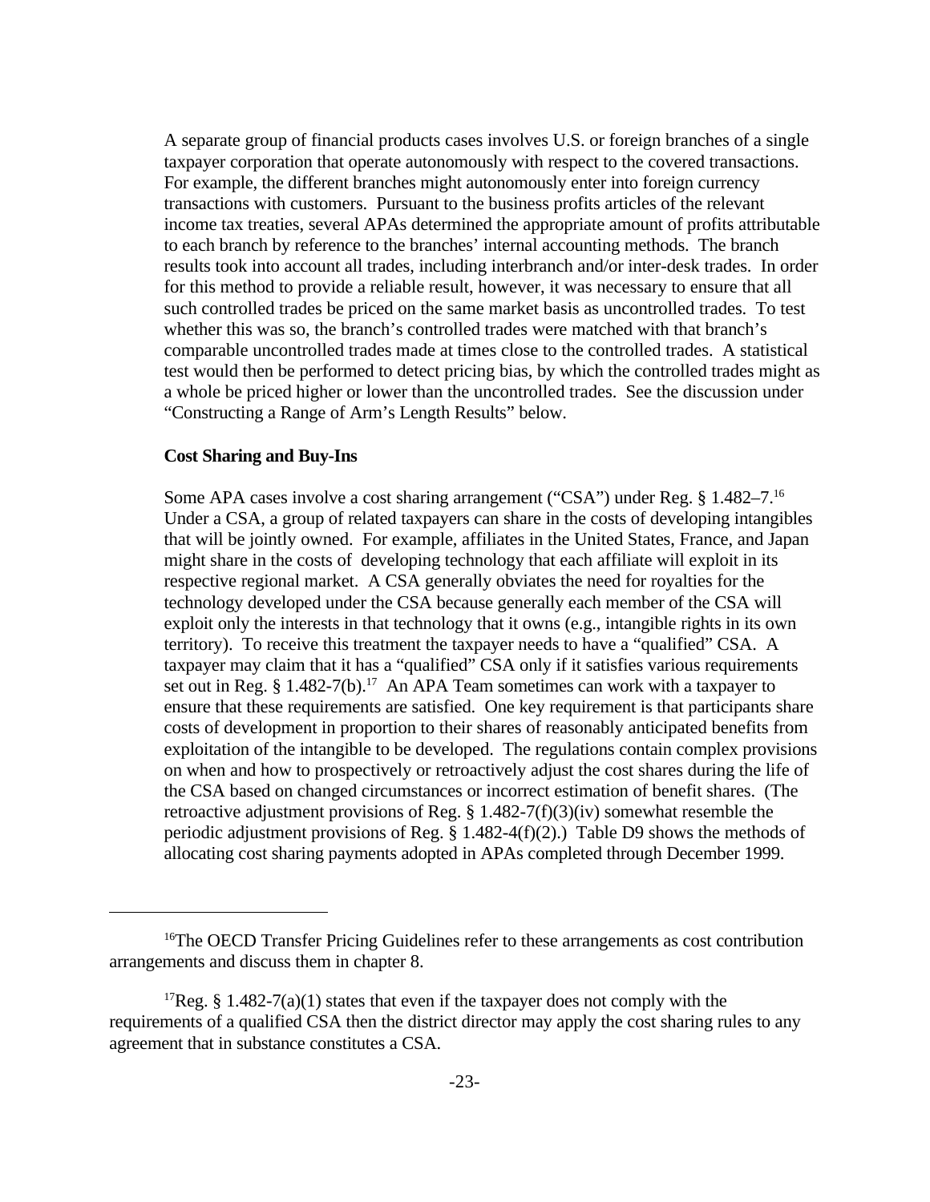A separate group of financial products cases involves U.S. or foreign branches of a single taxpayer corporation that operate autonomously with respect to the covered transactions. For example, the different branches might autonomously enter into foreign currency transactions with customers. Pursuant to the business profits articles of the relevant income tax treaties, several APAs determined the appropriate amount of profits attributable to each branch by reference to the branches' internal accounting methods. The branch results took into account all trades, including interbranch and/or inter-desk trades. In order for this method to provide a reliable result, however, it was necessary to ensure that all such controlled trades be priced on the same market basis as uncontrolled trades. To test whether this was so, the branch's controlled trades were matched with that branch's comparable uncontrolled trades made at times close to the controlled trades. A statistical test would then be performed to detect pricing bias, by which the controlled trades might as a whole be priced higher or lower than the uncontrolled trades. See the discussion under "Constructing a Range of Arm's Length Results" below.

**Cost Sharing and Buy-Ins**

Some APA cases involve a cost sharing arrangement ("CSA") under Reg. § 1.482–7.[16] Under a CSA, a group of related taxpayers can share in the costs of developing intangibles that will be jointly owned. For example, affiliates in the United States, France, and Japan might share in the costs of developing technology that each affiliate will exploit in its respective regional market. A CSA generally obviates the need for royalties for the technology developed under the CSA because generally each member of the CSA will exploit only the interests in that technology that it owns (e.g., intangible rights in its own territory). To receive this treatment the taxpayer needs to have a "qualified" CSA. A taxpayer may claim that it has a "qualified" CSA only if it satisfies various requirements set out in Reg. § 1.482-7(b).[17] An APA Team sometimes can work with a taxpayer to ensure that these requirements are satisfied. One key requirement is that participants share costs of development in proportion to their shares of reasonably anticipated benefits from exploitation of the intangible to be developed. The regulations contain complex provisions on when and how to prospectively or retroactively adjust the cost shares during the life of the CSA based on changed circumstances or incorrect estimation of benefit shares. (The retroactive adjustment provisions of Reg. § 1.482-7(f)(3)(iv) somewhat resemble the periodic adjustment provisions of Reg. § 1.482-4(f)(2).) Table D9 shows the methods of allocating cost sharing payments adopted in APAs completed through December 1999.

---

[16]The OECD Transfer Pricing Guidelines refer to these arrangements as cost contribution arrangements and discuss them in chapter 8.

[17]Reg. § 1.482-7(a)(1) states that even if the taxpayer does not comply with the requirements of a qualified CSA then the district director may apply the cost sharing rules to any agreement that in substance constitutes a CSA.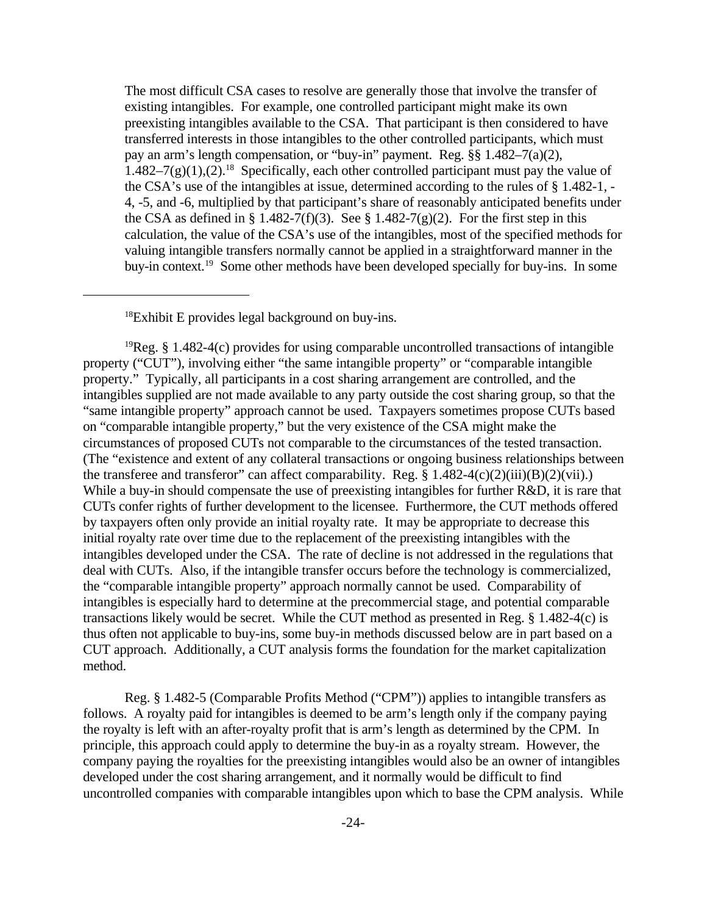The most difficult CSA cases to resolve are generally those that involve the transfer of existing intangibles. For example, one controlled participant might make its own preexisting intangibles available to the CSA. That participant is then considered to have transferred interests in those intangibles to the other controlled participants, which must pay an arm's length compensation, or "buy-in" payment. Reg. §§ 1.482–7(a)(2), 1.482–7(g)(1),(2).[18] Specifically, each other controlled participant must pay the value of the CSA's use of the intangibles at issue, determined according to the rules of § 1.482-1, -4, -5, and -6, multiplied by that participant's share of reasonably anticipated benefits under the CSA as defined in § 1.482-7(f)(3). See § 1.482-7(g)(2). For the first step in this calculation, the value of the CSA's use of the intangibles, most of the specified methods for valuing intangible transfers normally cannot be applied in a straightforward manner in the buy-in context.[19] Some other methods have been developed specially for buy-ins. In some

---

[18]Exhibit E provides legal background on buy-ins.

[19]Reg. § 1.482-4(c) provides for using comparable uncontrolled transactions of intangible property ("CUT"), involving either "the same intangible property" or "comparable intangible property." Typically, all participants in a cost sharing arrangement are controlled, and the intangibles supplied are not made available to any party outside the cost sharing group, so that the "same intangible property" approach cannot be used. Taxpayers sometimes propose CUTs based on "comparable intangible property," but the very existence of the CSA might make the circumstances of proposed CUTs not comparable to the circumstances of the tested transaction. (The "existence and extent of any collateral transactions or ongoing business relationships between the transferee and transferor" can affect comparability. Reg. § 1.482-4(c)(2)(iii)(B)(2)(vii).) While a buy-in should compensate the use of preexisting intangibles for further R&D, it is rare that CUTs confer rights of further development to the licensee. Furthermore, the CUT methods offered by taxpayers often only provide an initial royalty rate. It may be appropriate to decrease this initial royalty rate over time due to the replacement of the preexisting intangibles with the intangibles developed under the CSA. The rate of decline is not addressed in the regulations that deal with CUTs. Also, if the intangible transfer occurs before the technology is commercialized, the "comparable intangible property" approach normally cannot be used. Comparability of intangibles is especially hard to determine at the precommercial stage, and potential comparable transactions likely would be secret. While the CUT method as presented in Reg. § 1.482-4(c) is thus often not applicable to buy-ins, some buy-in methods discussed below are in part based on a CUT approach. Additionally, a CUT analysis forms the foundation for the market capitalization method.

Reg. § 1.482-5 (Comparable Profits Method ("CPM")) applies to intangible transfers as follows. A royalty paid for intangibles is deemed to be arm's length only if the company paying the royalty is left with an after-royalty profit that is arm's length as determined by the CPM. In principle, this approach could apply to determine the buy-in as a royalty stream. However, the company paying the royalties for the preexisting intangibles would also be an owner of intangibles developed under the cost sharing arrangement, and it normally would be difficult to find uncontrolled companies with comparable intangibles upon which to base the CPM analysis. While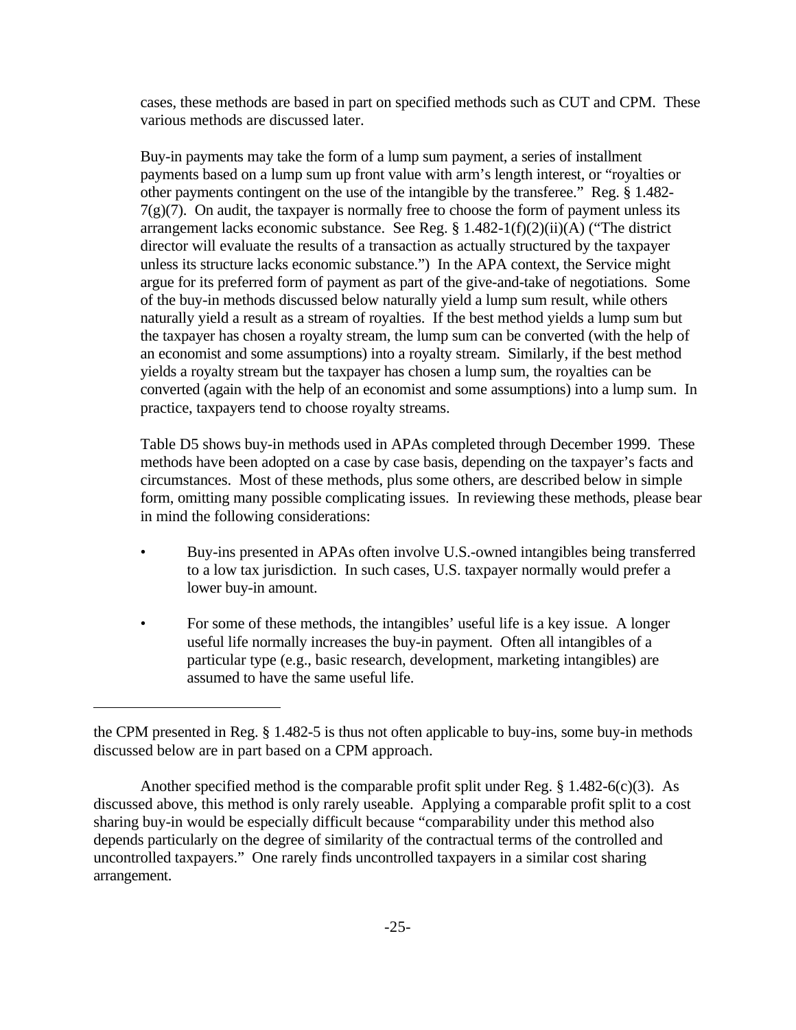cases, these methods are based in part on specified methods such as CUT and CPM. These various methods are discussed later.

Buy-in payments may take the form of a lump sum payment, a series of installment payments based on a lump sum up front value with arm's length interest, or "royalties or other payments contingent on the use of the intangible by the transferee." Reg. § 1.482-7(g)(7). On audit, the taxpayer is normally free to choose the form of payment unless its arrangement lacks economic substance. See Reg. § 1.482-1(f)(2)(ii)(A) ("The district director will evaluate the results of a transaction as actually structured by the taxpayer unless its structure lacks economic substance.") In the APA context, the Service might argue for its preferred form of payment as part of the give-and-take of negotiations. Some of the buy-in methods discussed below naturally yield a lump sum result, while others naturally yield a result as a stream of royalties. If the best method yields a lump sum but the taxpayer has chosen a royalty stream, the lump sum can be converted (with the help of an economist and some assumptions) into a royalty stream. Similarly, if the best method yields a royalty stream but the taxpayer has chosen a lump sum, the royalties can be converted (again with the help of an economist and some assumptions) into a lump sum. In practice, taxpayers tend to choose royalty streams.

Table D5 shows buy-in methods used in APAs completed through December 1999. These methods have been adopted on a case by case basis, depending on the taxpayer's facts and circumstances. Most of these methods, plus some others, are described below in simple form, omitting many possible complicating issues. In reviewing these methods, please bear in mind the following considerations:

- Buy-ins presented in APAs often involve U.S.-owned intangibles being transferred to a low tax jurisdiction. In such cases, U.S. taxpayer normally would prefer a lower buy-in amount.
- For some of these methods, the intangibles' useful life is a key issue. A longer useful life normally increases the buy-in payment. Often all intangibles of a particular type (e.g., basic research, development, marketing intangibles) are assumed to have the same useful life.

---

the CPM presented in Reg. § 1.482-5 is thus not often applicable to buy-ins, some buy-in methods discussed below are in part based on a CPM approach.

Another specified method is the comparable profit split under Reg. § 1.482-6(c)(3). As discussed above, this method is only rarely useable. Applying a comparable profit split to a cost sharing buy-in would be especially difficult because "comparability under this method also depends particularly on the degree of similarity of the contractual terms of the controlled and uncontrolled taxpayers." One rarely finds uncontrolled taxpayers in a similar cost sharing arrangement.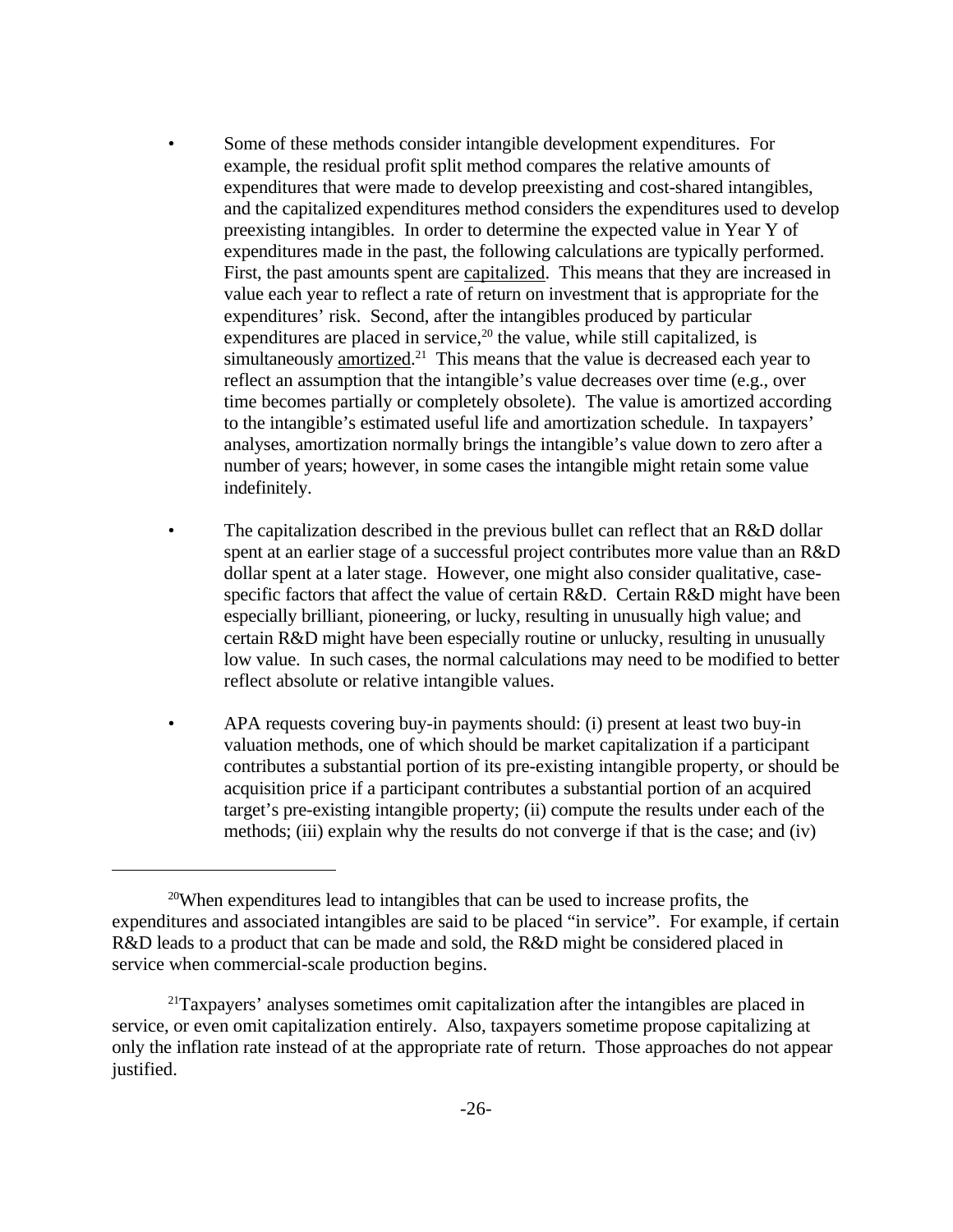- Some of these methods consider intangible development expenditures. For example, the residual profit split method compares the relative amounts of expenditures that were made to develop preexisting and cost-shared intangibles, and the capitalized expenditures method considers the expenditures used to develop preexisting intangibles. In order to determine the expected value in Year Y of expenditures made in the past, the following calculations are typically performed. First, the past amounts spent are capitalized. This means that they are increased in value each year to reflect a rate of return on investment that is appropriate for the expenditures' risk. Second, after the intangibles produced by particular expenditures are placed in service,[20] the value, while still capitalized, is simultaneously amortized.[21] This means that the value is decreased each year to reflect an assumption that the intangible's value decreases over time (e.g., over time becomes partially or completely obsolete). The value is amortized according to the intangible's estimated useful life and amortization schedule. In taxpayers' analyses, amortization normally brings the intangible's value down to zero after a number of years; however, in some cases the intangible might retain some value indefinitely.

- The capitalization described in the previous bullet can reflect that an R&D dollar spent at an earlier stage of a successful project contributes more value than an R&D dollar spent at a later stage. However, one might also consider qualitative, case-specific factors that affect the value of certain R&D. Certain R&D might have been especially brilliant, pioneering, or lucky, resulting in unusually high value; and certain R&D might have been especially routine or unlucky, resulting in unusually low value. In such cases, the normal calculations may need to be modified to better reflect absolute or relative intangible values.

- APA requests covering buy-in payments should: (i) present at least two buy-in valuation methods, one of which should be market capitalization if a participant contributes a substantial portion of its pre-existing intangible property, or should be acquisition price if a participant contributes a substantial portion of an acquired target's pre-existing intangible property; (ii) compute the results under each of the methods; (iii) explain why the results do not converge if that is the case; and (iv)

---

[20] When expenditures lead to intangibles that can be used to increase profits, the expenditures and associated intangibles are said to be placed "in service". For example, if certain R&D leads to a product that can be made and sold, the R&D might be considered placed in service when commercial-scale production begins.

[21] Taxpayers' analyses sometimes omit capitalization after the intangibles are placed in service, or even omit capitalization entirely. Also, taxpayers sometime propose capitalizing at only the inflation rate instead of at the appropriate rate of return. Those approaches do not appear justified.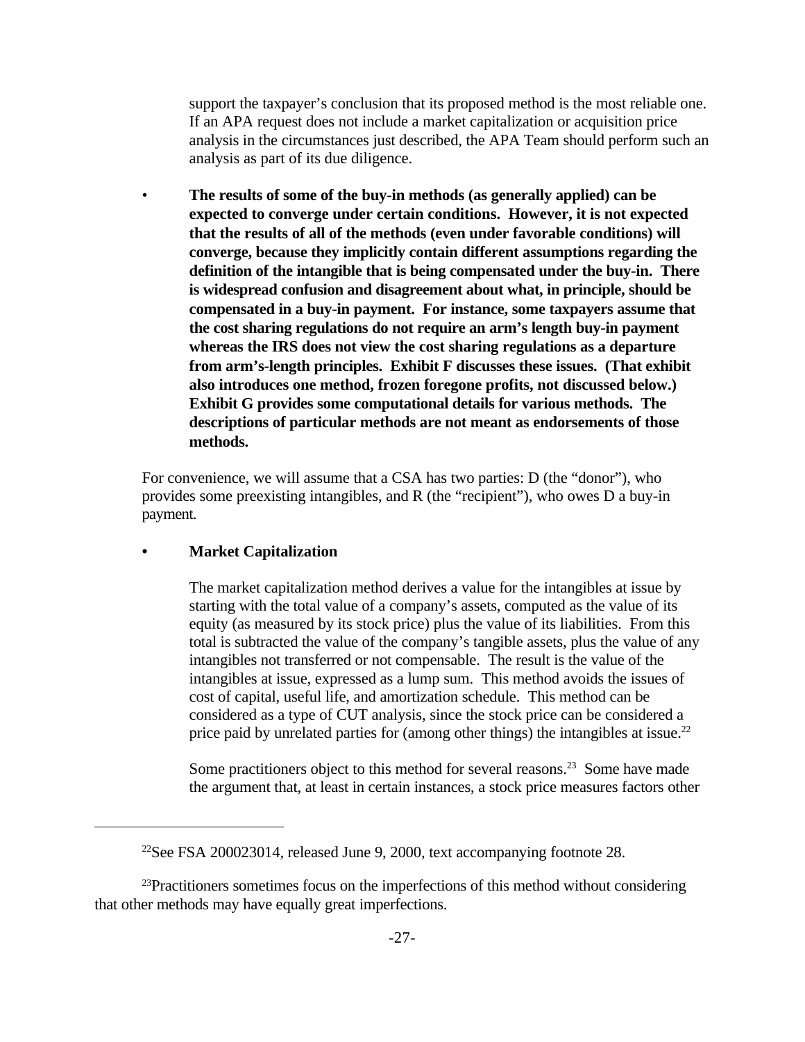support the taxpayer's conclusion that its proposed method is the most reliable one. If an APA request does not include a market capitalization or acquisition price analysis in the circumstances just described, the APA Team should perform such an analysis as part of its due diligence.

- **The results of some of the buy-in methods (as generally applied) can be expected to converge under certain conditions. However, it is not expected that the results of all of the methods (even under favorable conditions) will converge, because they implicitly contain different assumptions regarding the definition of the intangible that is being compensated under the buy-in. There is widespread confusion and disagreement about what, in principle, should be compensated in a buy-in payment. For instance, some taxpayers assume that the cost sharing regulations do not require an arm's length buy-in payment whereas the IRS does not view the cost sharing regulations as a departure from arm's-length principles. Exhibit F discusses these issues. (That exhibit also introduces one method, frozen foregone profits, not discussed below.) Exhibit G provides some computational details for various methods. The descriptions of particular methods are not meant as endorsements of those methods.**

For convenience, we will assume that a CSA has two parties: D (the "donor"), who provides some preexisting intangibles, and R (the "recipient"), who owes D a buy-in payment.

- **Market Capitalization**

  The market capitalization method derives a value for the intangibles at issue by starting with the total value of a company's assets, computed as the value of its equity (as measured by its stock price) plus the value of its liabilities. From this total is subtracted the value of the company's tangible assets, plus the value of any intangibles not transferred or not compensable. The result is the value of the intangibles at issue, expressed as a lump sum. This method avoids the issues of cost of capital, useful life, and amortization schedule. This method can be considered as a type of CUT analysis, since the stock price can be considered a price paid by unrelated parties for (among other things) the intangibles at issue.[22]

  Some practitioners object to this method for several reasons.[23] Some have made the argument that, at least in certain instances, a stock price measures factors other

---

[22] See FSA 200023014, released June 9, 2000, text accompanying footnote 28.

[23] Practitioners sometimes focus on the imperfections of this method without considering that other methods may have equally great imperfections.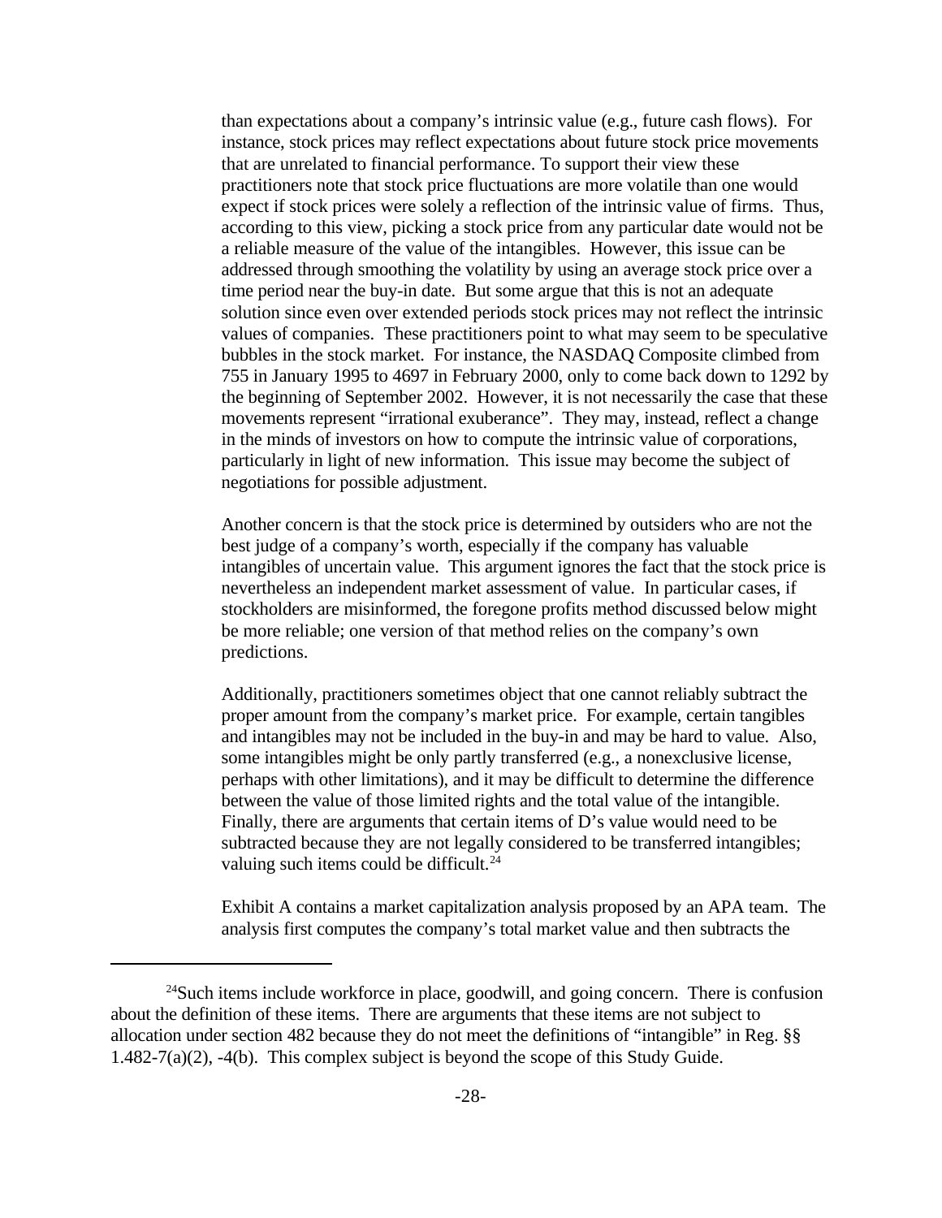than expectations about a company's intrinsic value (e.g., future cash flows). For instance, stock prices may reflect expectations about future stock price movements that are unrelated to financial performance. To support their view these practitioners note that stock price fluctuations are more volatile than one would expect if stock prices were solely a reflection of the intrinsic value of firms. Thus, according to this view, picking a stock price from any particular date would not be a reliable measure of the value of the intangibles. However, this issue can be addressed through smoothing the volatility by using an average stock price over a time period near the buy-in date. But some argue that this is not an adequate solution since even over extended periods stock prices may not reflect the intrinsic values of companies. These practitioners point to what may seem to be speculative bubbles in the stock market. For instance, the NASDAQ Composite climbed from 755 in January 1995 to 4697 in February 2000, only to come back down to 1292 by the beginning of September 2002. However, it is not necessarily the case that these movements represent "irrational exuberance". They may, instead, reflect a change in the minds of investors on how to compute the intrinsic value of corporations, particularly in light of new information. This issue may become the subject of negotiations for possible adjustment.

Another concern is that the stock price is determined by outsiders who are not the best judge of a company's worth, especially if the company has valuable intangibles of uncertain value. This argument ignores the fact that the stock price is nevertheless an independent market assessment of value. In particular cases, if stockholders are misinformed, the foregone profits method discussed below might be more reliable; one version of that method relies on the company's own predictions.

Additionally, practitioners sometimes object that one cannot reliably subtract the proper amount from the company's market price. For example, certain tangibles and intangibles may not be included in the buy-in and may be hard to value. Also, some intangibles might be only partly transferred (e.g., a nonexclusive license, perhaps with other limitations), and it may be difficult to determine the difference between the value of those limited rights and the total value of the intangible. Finally, there are arguments that certain items of D's value would need to be subtracted because they are not legally considered to be transferred intangibles; valuing such items could be difficult.[24]

Exhibit A contains a market capitalization analysis proposed by an APA team. The analysis first computes the company's total market value and then subtracts the

[24] Such items include workforce in place, goodwill, and going concern. There is confusion about the definition of these items. There are arguments that these items are not subject to allocation under section 482 because they do not meet the definitions of "intangible" in Reg. §§ 1.482-7(a)(2), -4(b). This complex subject is beyond the scope of this Study Guide.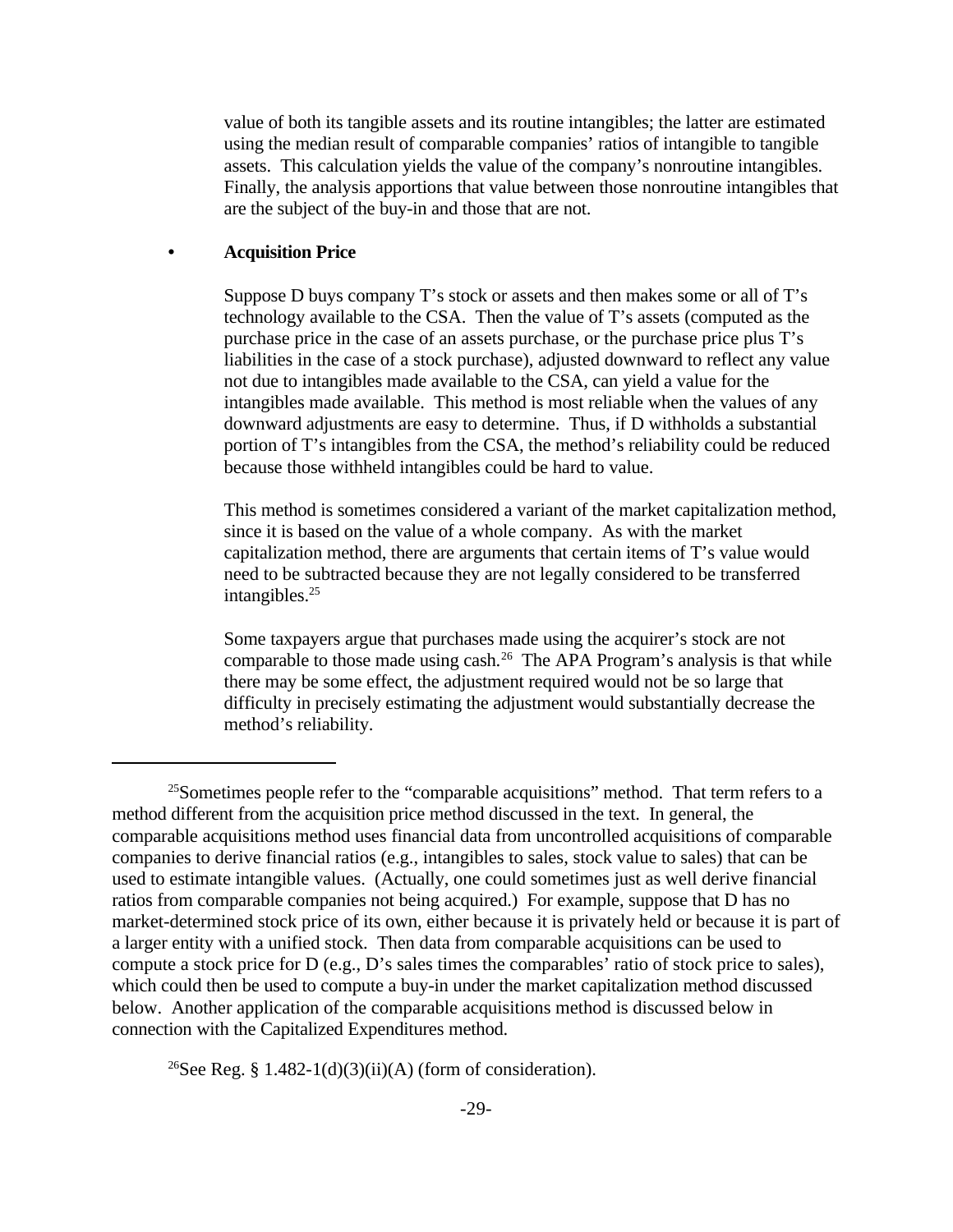value of both its tangible assets and its routine intangibles; the latter are estimated using the median result of comparable companies' ratios of intangible to tangible assets. This calculation yields the value of the company's nonroutine intangibles. Finally, the analysis apportions that value between those nonroutine intangibles that are the subject of the buy-in and those that are not.

- **Acquisition Price**

  Suppose D buys company T's stock or assets and then makes some or all of T's technology available to the CSA. Then the value of T's assets (computed as the purchase price in the case of an assets purchase, or the purchase price plus T's liabilities in the case of a stock purchase), adjusted downward to reflect any value not due to intangibles made available to the CSA, can yield a value for the intangibles made available. This method is most reliable when the values of any downward adjustments are easy to determine. Thus, if D withholds a substantial portion of T's intangibles from the CSA, the method's reliability could be reduced because those withheld intangibles could be hard to value.

  This method is sometimes considered a variant of the market capitalization method, since it is based on the value of a whole company. As with the market capitalization method, there are arguments that certain items of T's value would need to be subtracted because they are not legally considered to be transferred intangibles.[25]

  Some taxpayers argue that purchases made using the acquirer's stock are not comparable to those made using cash.[26] The APA Program's analysis is that while there may be some effect, the adjustment required would not be so large that difficulty in precisely estimating the adjustment would substantially decrease the method's reliability.

---

[25] Sometimes people refer to the "comparable acquisitions" method. That term refers to a method different from the acquisition price method discussed in the text. In general, the comparable acquisitions method uses financial data from uncontrolled acquisitions of comparable companies to derive financial ratios (e.g., intangibles to sales, stock value to sales) that can be used to estimate intangible values. (Actually, one could sometimes just as well derive financial ratios from comparable companies not being acquired.) For example, suppose that D has no market-determined stock price of its own, either because it is privately held or because it is part of a larger entity with a unified stock. Then data from comparable acquisitions can be used to compute a stock price for D (e.g., D's sales times the comparables' ratio of stock price to sales), which could then be used to compute a buy-in under the market capitalization method discussed below. Another application of the comparable acquisitions method is discussed below in connection with the Capitalized Expenditures method.

[26] See Reg. § 1.482-1(d)(3)(ii)(A) (form of consideration).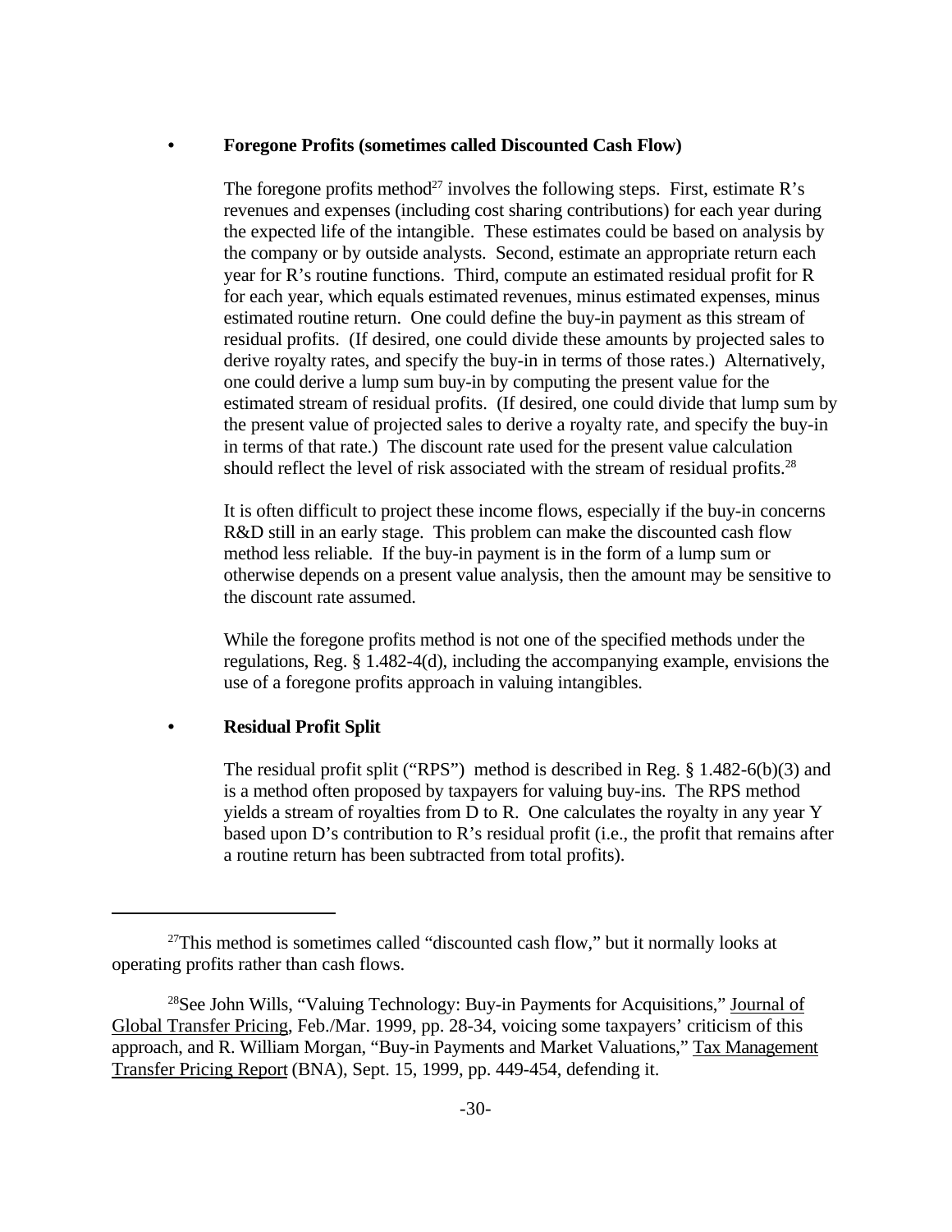- **Foregone Profits (sometimes called Discounted Cash Flow)**

  The foregone profits method[27] involves the following steps. First, estimate R's revenues and expenses (including cost sharing contributions) for each year during the expected life of the intangible. These estimates could be based on analysis by the company or by outside analysts. Second, estimate an appropriate return each year for R's routine functions. Third, compute an estimated residual profit for R for each year, which equals estimated revenues, minus estimated expenses, minus estimated routine return. One could define the buy-in payment as this stream of residual profits. (If desired, one could divide these amounts by projected sales to derive royalty rates, and specify the buy-in in terms of those rates.) Alternatively, one could derive a lump sum buy-in by computing the present value for the estimated stream of residual profits. (If desired, one could divide that lump sum by the present value of projected sales to derive a royalty rate, and specify the buy-in in terms of that rate.) The discount rate used for the present value calculation should reflect the level of risk associated with the stream of residual profits.[28]

  It is often difficult to project these income flows, especially if the buy-in concerns R&D still in an early stage. This problem can make the discounted cash flow method less reliable. If the buy-in payment is in the form of a lump sum or otherwise depends on a present value analysis, then the amount may be sensitive to the discount rate assumed.

  While the foregone profits method is not one of the specified methods under the regulations, Reg. § 1.482-4(d), including the accompanying example, envisions the use of a foregone profits approach in valuing intangibles.

- **Residual Profit Split**

  The residual profit split ("RPS") method is described in Reg. § 1.482-6(b)(3) and is a method often proposed by taxpayers for valuing buy-ins. The RPS method yields a stream of royalties from D to R. One calculates the royalty in any year Y based upon D's contribution to R's residual profit (i.e., the profit that remains after a routine return has been subtracted from total profits).

---

[27] This method is sometimes called "discounted cash flow," but it normally looks at operating profits rather than cash flows.

[28] See John Wills, "Valuing Technology: Buy-in Payments for Acquisitions," Journal of Global Transfer Pricing, Feb./Mar. 1999, pp. 28-34, voicing some taxpayers' criticism of this approach, and R. William Morgan, "Buy-in Payments and Market Valuations," Tax Management Transfer Pricing Report (BNA), Sept. 15, 1999, pp. 449-454, defending it.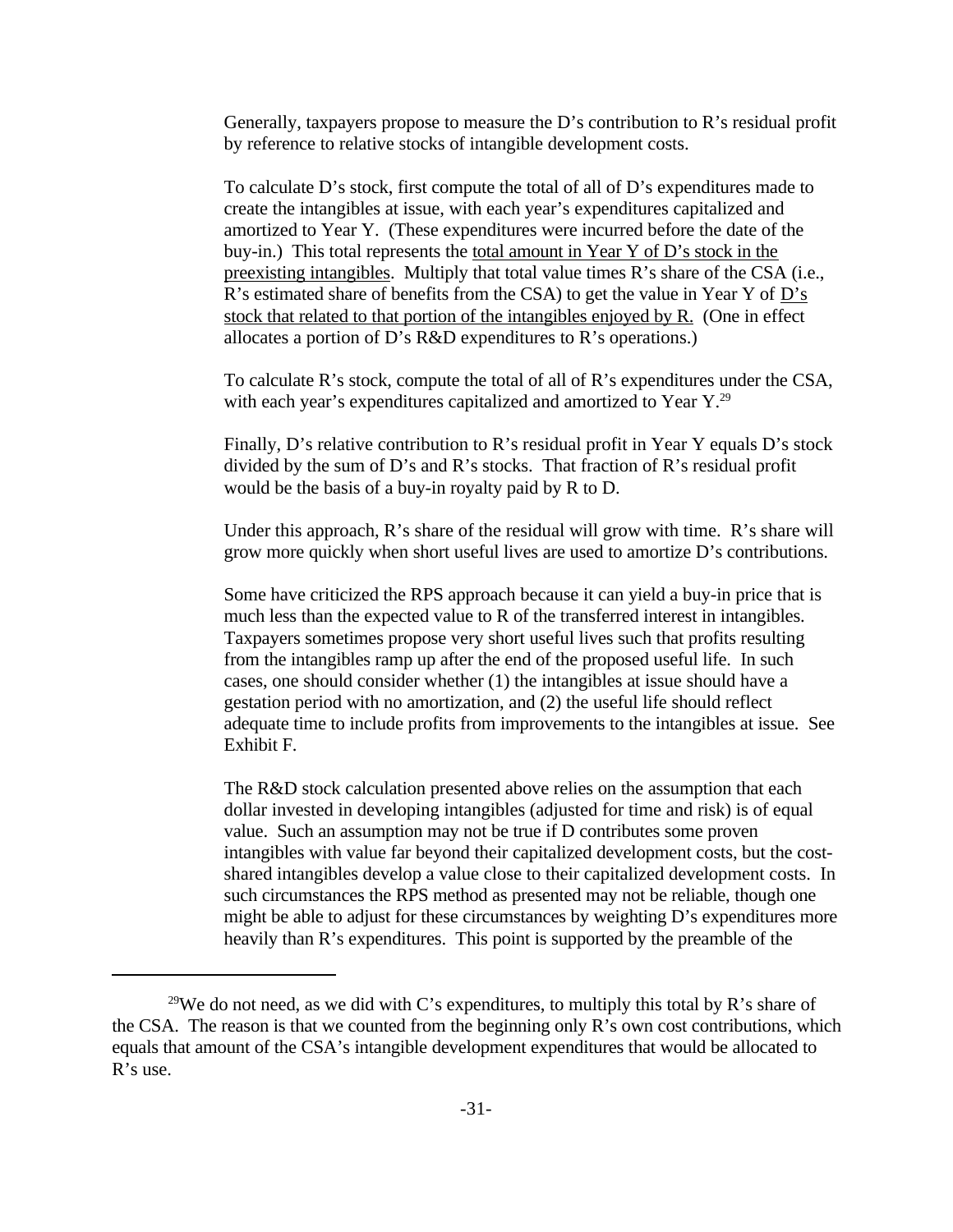Generally, taxpayers propose to measure the D's contribution to R's residual profit by reference to relative stocks of intangible development costs.

To calculate D's stock, first compute the total of all of D's expenditures made to create the intangibles at issue, with each year's expenditures capitalized and amortized to Year Y. (These expenditures were incurred before the date of the buy-in.) This total represents the <u>total amount in Year Y of D's stock in the preexisting intangibles</u>. Multiply that total value times R's share of the CSA (i.e., R's estimated share of benefits from the CSA) to get the value in Year Y of <u>D's stock that related to that portion of the intangibles enjoyed by R.</u> (One in effect allocates a portion of D's R&D expenditures to R's operations.)

To calculate R's stock, compute the total of all of R's expenditures under the CSA, with each year's expenditures capitalized and amortized to Year Y.[29]

Finally, D's relative contribution to R's residual profit in Year Y equals D's stock divided by the sum of D's and R's stocks. That fraction of R's residual profit would be the basis of a buy-in royalty paid by R to D.

Under this approach, R's share of the residual will grow with time. R's share will grow more quickly when short useful lives are used to amortize D's contributions.

Some have criticized the RPS approach because it can yield a buy-in price that is much less than the expected value to R of the transferred interest in intangibles. Taxpayers sometimes propose very short useful lives such that profits resulting from the intangibles ramp up after the end of the proposed useful life. In such cases, one should consider whether (1) the intangibles at issue should have a gestation period with no amortization, and (2) the useful life should reflect adequate time to include profits from improvements to the intangibles at issue. See Exhibit F.

The R&D stock calculation presented above relies on the assumption that each dollar invested in developing intangibles (adjusted for time and risk) is of equal value. Such an assumption may not be true if D contributes some proven intangibles with value far beyond their capitalized development costs, but the cost-shared intangibles develop a value close to their capitalized development costs. In such circumstances the RPS method as presented may not be reliable, though one might be able to adjust for these circumstances by weighting D's expenditures more heavily than R's expenditures. This point is supported by the preamble of the

---

[29]We do not need, as we did with C's expenditures, to multiply this total by R's share of the CSA. The reason is that we counted from the beginning only R's own cost contributions, which equals that amount of the CSA's intangible development expenditures that would be allocated to R's use.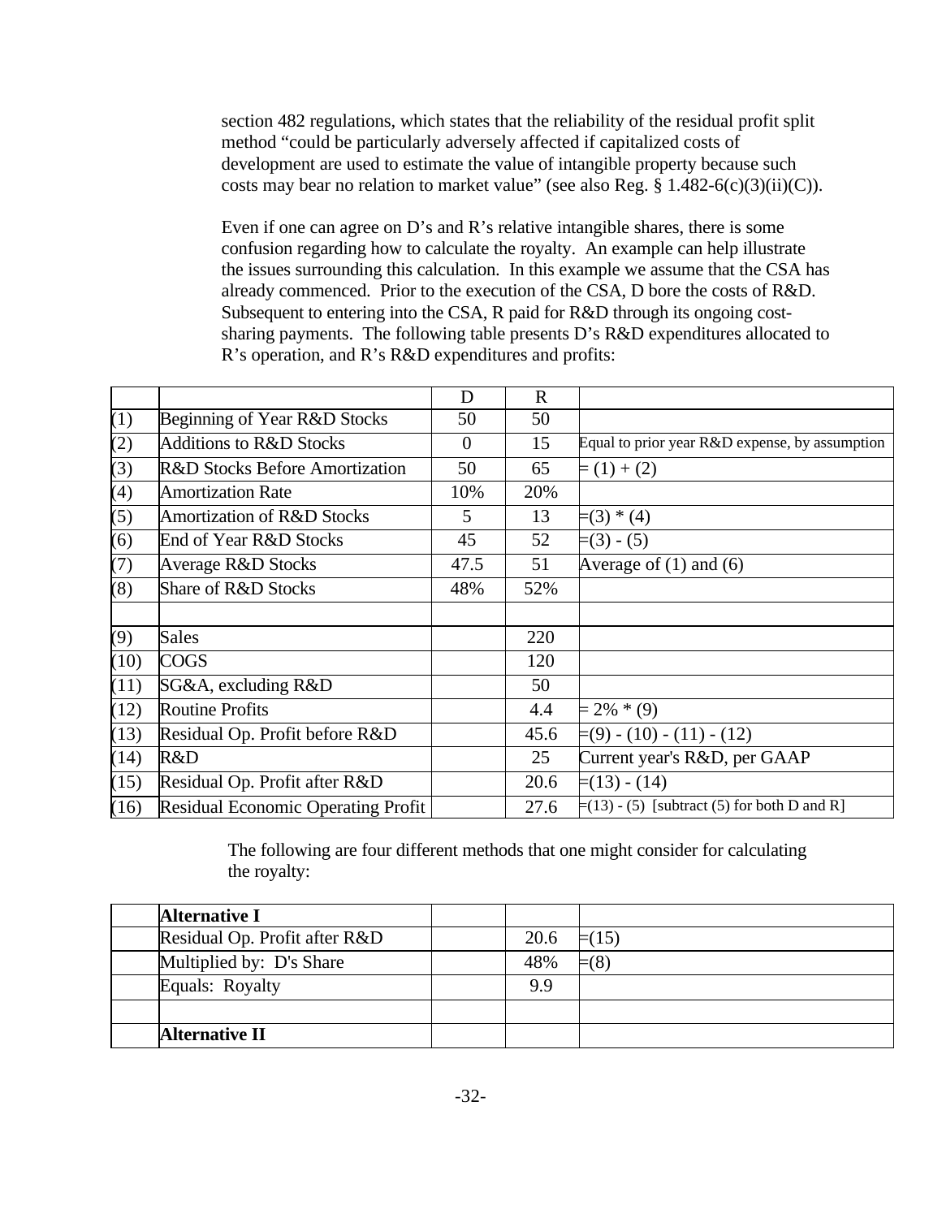section 482 regulations, which states that the reliability of the residual profit split method "could be particularly adversely affected if capitalized costs of development are used to estimate the value of intangible property because such costs may bear no relation to market value" (see also Reg. § 1.482-6(c)(3)(ii)(C)).

Even if one can agree on D's and R's relative intangible shares, there is some confusion regarding how to calculate the royalty. An example can help illustrate the issues surrounding this calculation. In this example we assume that the CSA has already commenced. Prior to the execution of the CSA, D bore the costs of R&D. Subsequent to entering into the CSA, R paid for R&D through its ongoing cost-sharing payments. The following table presents D's R&D expenditures allocated to R's operation, and R's R&D expenditures and profits:

| | | D | R | |
|---|---|---|---|---|
| (1) | Beginning of Year R&D Stocks | 50 | 50 | |
| (2) | Additions to R&D Stocks | 0 | 15 | Equal to prior year R&D expense, by assumption |
| (3) | R&D Stocks Before Amortization | 50 | 65 | = (1) + (2) |
| (4) | Amortization Rate | 10% | 20% | |
| (5) | Amortization of R&D Stocks | 5 | 13 | =(3) * (4) |
| (6) | End of Year R&D Stocks | 45 | 52 | =(3) - (5) |
| (7) | Average R&D Stocks | 47.5 | 51 | Average of (1) and (6) |
| (8) | Share of R&D Stocks | 48% | 52% | |
| | | | | |
| (9) | Sales | | 220 | |
| (10) | COGS | | 120 | |
| (11) | SG&A, excluding R&D | | 50 | |
| (12) | Routine Profits | | 4.4 | = 2% * (9) |
| (13) | Residual Op. Profit before R&D | | 45.6 | =(9) - (10) - (11) - (12) |
| (14) | R&D | | 25 | Current year's R&D, per GAAP |
| (15) | Residual Op. Profit after R&D | | 20.6 | =(13) - (14) |
| (16) | Residual Economic Operating Profit | | 27.6 | =(13) - (5) [subtract (5) for both D and R] |

The following are four different methods that one might consider for calculating the royalty:

| | | | | |
|---|---|---|---|---|
| | **Alternative I** | | | |
| | Residual Op. Profit after R&D | | 20.6 | =(15) |
| | Multiplied by: D's Share | | 48% | =(8) |
| | Equals: Royalty | | 9.9 | |
| | | | | |
| | **Alternative II** | | | |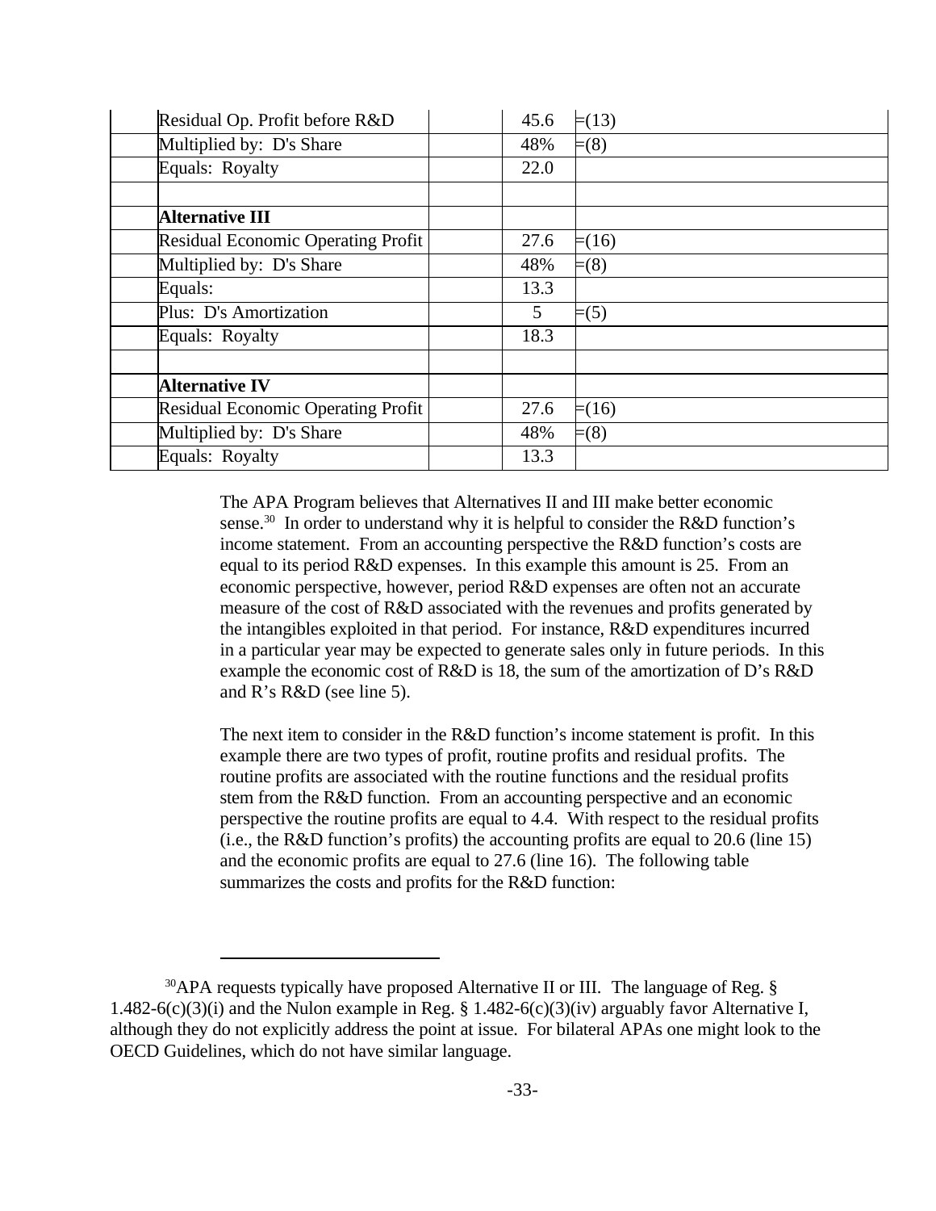| | | | | |
|---|---|---|---|---|
| | Residual Op. Profit before R&D | | 45.6 | =(13) |
| | Multiplied by: D's Share | | 48% | =(8) |
| | Equals: Royalty | | 22.0 | |
| | | | | |
| | **Alternative III** | | | |
| | Residual Economic Operating Profit | | 27.6 | =(16) |
| | Multiplied by: D's Share | | 48% | =(8) |
| | Equals: | | 13.3 | |
| | Plus: D's Amortization | | 5 | =(5) |
| | Equals: Royalty | | 18.3 | |
| | | | | |
| | **Alternative IV** | | | |
| | Residual Economic Operating Profit | | 27.6 | =(16) |
| | Multiplied by: D's Share | | 48% | =(8) |
| | Equals: Royalty | | 13.3 | |

The APA Program believes that Alternatives II and III make better economic sense.[30] In order to understand why it is helpful to consider the R&D function's income statement. From an accounting perspective the R&D function's costs are equal to its period R&D expenses. In this example this amount is 25. From an economic perspective, however, period R&D expenses are often not an accurate measure of the cost of R&D associated with the revenues and profits generated by the intangibles exploited in that period. For instance, R&D expenditures incurred in a particular year may be expected to generate sales only in future periods. In this example the economic cost of R&D is 18, the sum of the amortization of D's R&D and R's R&D (see line 5).

The next item to consider in the R&D function's income statement is profit. In this example there are two types of profit, routine profits and residual profits. The routine profits are associated with the routine functions and the residual profits stem from the R&D function. From an accounting perspective and an economic perspective the routine profits are equal to 4.4. With respect to the residual profits (i.e., the R&D function's profits) the accounting profits are equal to 20.6 (line 15) and the economic profits are equal to 27.6 (line 16). The following table summarizes the costs and profits for the R&D function:

---

[30] APA requests typically have proposed Alternative II or III. The language of Reg. § 1.482-6(c)(3)(i) and the Nulon example in Reg. § 1.482-6(c)(3)(iv) arguably favor Alternative I, although they do not explicitly address the point at issue. For bilateral APAs one might look to the OECD Guidelines, which do not have similar language.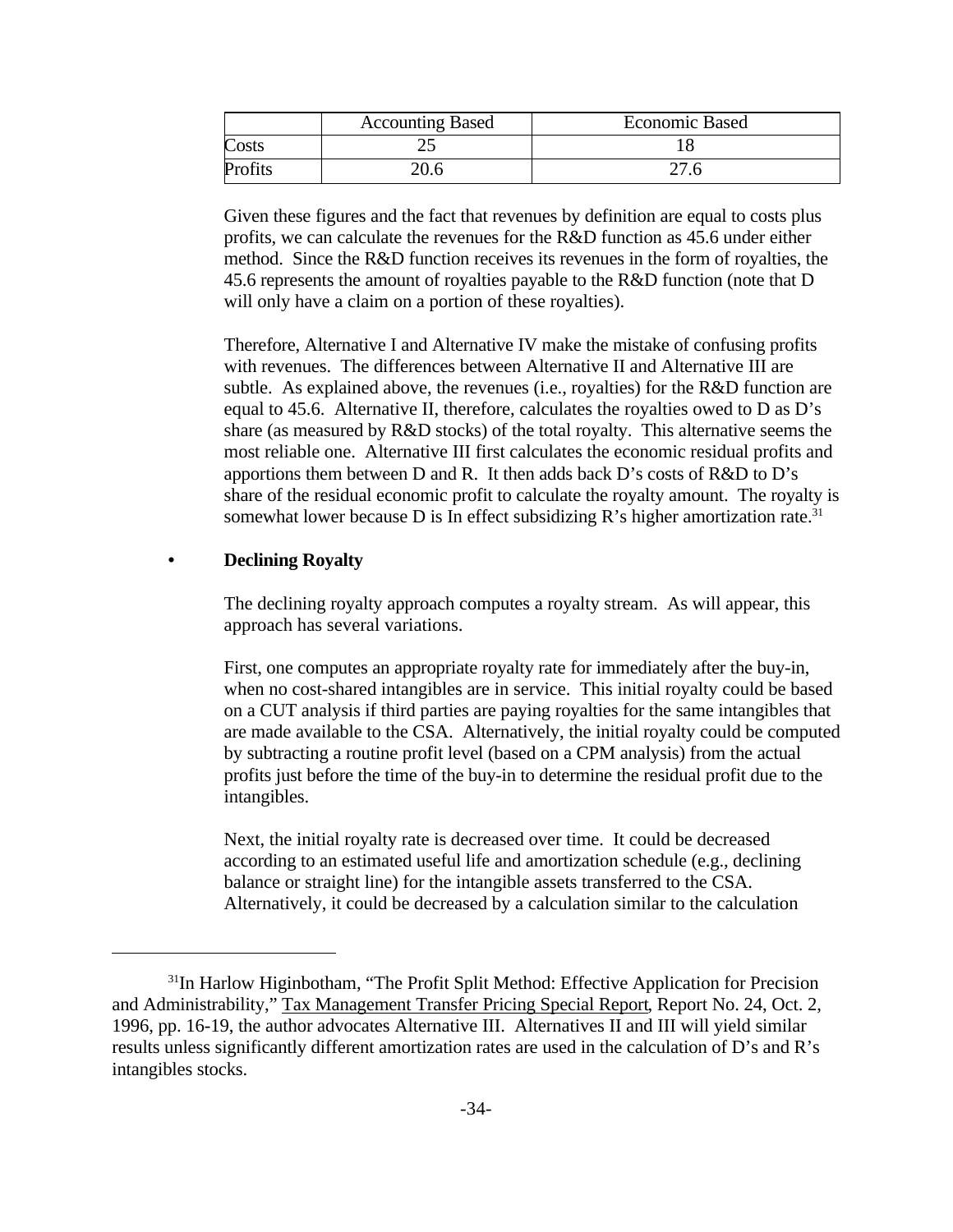| | Accounting Based | Economic Based |
|---|---|---|
| Costs | 25 | 18 |
| Profits | 20.6 | 27.6 |

Given these figures and the fact that revenues by definition are equal to costs plus profits, we can calculate the revenues for the R&D function as 45.6 under either method. Since the R&D function receives its revenues in the form of royalties, the 45.6 represents the amount of royalties payable to the R&D function (note that D will only have a claim on a portion of these royalties).

Therefore, Alternative I and Alternative IV make the mistake of confusing profits with revenues. The differences between Alternative II and Alternative III are subtle. As explained above, the revenues (i.e., royalties) for the R&D function are equal to 45.6. Alternative II, therefore, calculates the royalties owed to D as D's share (as measured by R&D stocks) of the total royalty. This alternative seems the most reliable one. Alternative III first calculates the economic residual profits and apportions them between D and R. It then adds back D's costs of R&D to D's share of the residual economic profit to calculate the royalty amount. The royalty is somewhat lower because D is In effect subsidizing R's higher amortization rate.[31]

- **Declining Royalty**

  The declining royalty approach computes a royalty stream. As will appear, this approach has several variations.

  First, one computes an appropriate royalty rate for immediately after the buy-in, when no cost-shared intangibles are in service. This initial royalty could be based on a CUT analysis if third parties are paying royalties for the same intangibles that are made available to the CSA. Alternatively, the initial royalty could be computed by subtracting a routine profit level (based on a CPM analysis) from the actual profits just before the time of the buy-in to determine the residual profit due to the intangibles.

  Next, the initial royalty rate is decreased over time. It could be decreased according to an estimated useful life and amortization schedule (e.g., declining balance or straight line) for the intangible assets transferred to the CSA. Alternatively, it could be decreased by a calculation similar to the calculation

---

[31]In Harlow Higinbotham, "The Profit Split Method: Effective Application for Precision and Administrability," Tax Management Transfer Pricing Special Report, Report No. 24, Oct. 2, 1996, pp. 16-19, the author advocates Alternative III. Alternatives II and III will yield similar results unless significantly different amortization rates are used in the calculation of D's and R's intangibles stocks.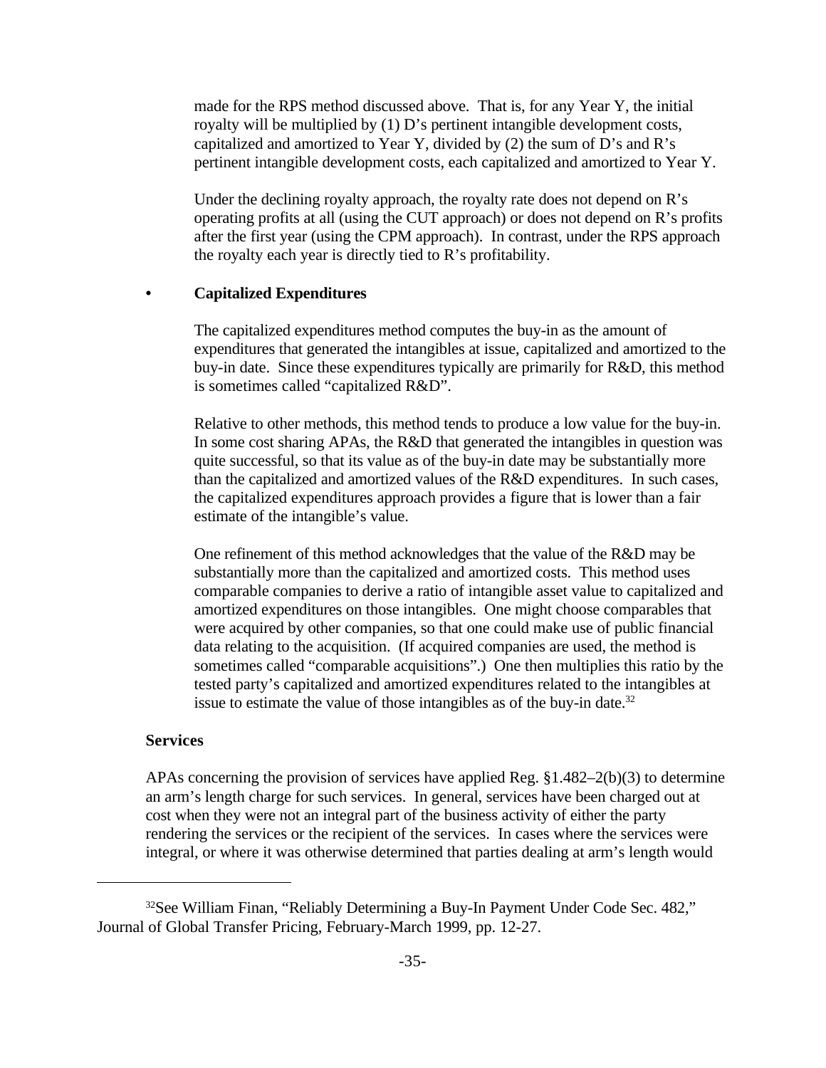made for the RPS method discussed above. That is, for any Year Y, the initial royalty will be multiplied by (1) D's pertinent intangible development costs, capitalized and amortized to Year Y, divided by (2) the sum of D's and R's pertinent intangible development costs, each capitalized and amortized to Year Y.

Under the declining royalty approach, the royalty rate does not depend on R's operating profits at all (using the CUT approach) or does not depend on R's profits after the first year (using the CPM approach). In contrast, under the RPS approach the royalty each year is directly tied to R's profitability.

- **Capitalized Expenditures**

  The capitalized expenditures method computes the buy-in as the amount of expenditures that generated the intangibles at issue, capitalized and amortized to the buy-in date. Since these expenditures typically are primarily for R&D, this method is sometimes called "capitalized R&D".

  Relative to other methods, this method tends to produce a low value for the buy-in. In some cost sharing APAs, the R&D that generated the intangibles in question was quite successful, so that its value as of the buy-in date may be substantially more than the capitalized and amortized values of the R&D expenditures. In such cases, the capitalized expenditures approach provides a figure that is lower than a fair estimate of the intangible's value.

  One refinement of this method acknowledges that the value of the R&D may be substantially more than the capitalized and amortized costs. This method uses comparable companies to derive a ratio of intangible asset value to capitalized and amortized expenditures on those intangibles. One might choose comparables that were acquired by other companies, so that one could make use of public financial data relating to the acquisition. (If acquired companies are used, the method is sometimes called "comparable acquisitions".) One then multiplies this ratio by the tested party's capitalized and amortized expenditures related to the intangibles at issue to estimate the value of those intangibles as of the buy-in date.[32]

**Services**

APAs concerning the provision of services have applied Reg. §1.482–2(b)(3) to determine an arm's length charge for such services. In general, services have been charged out at cost when they were not an integral part of the business activity of either the party rendering the services or the recipient of the services. In cases where the services were integral, or where it was otherwise determined that parties dealing at arm's length would

---

[32] See William Finan, "Reliably Determining a Buy-In Payment Under Code Sec. 482," Journal of Global Transfer Pricing, February-March 1999, pp. 12-27.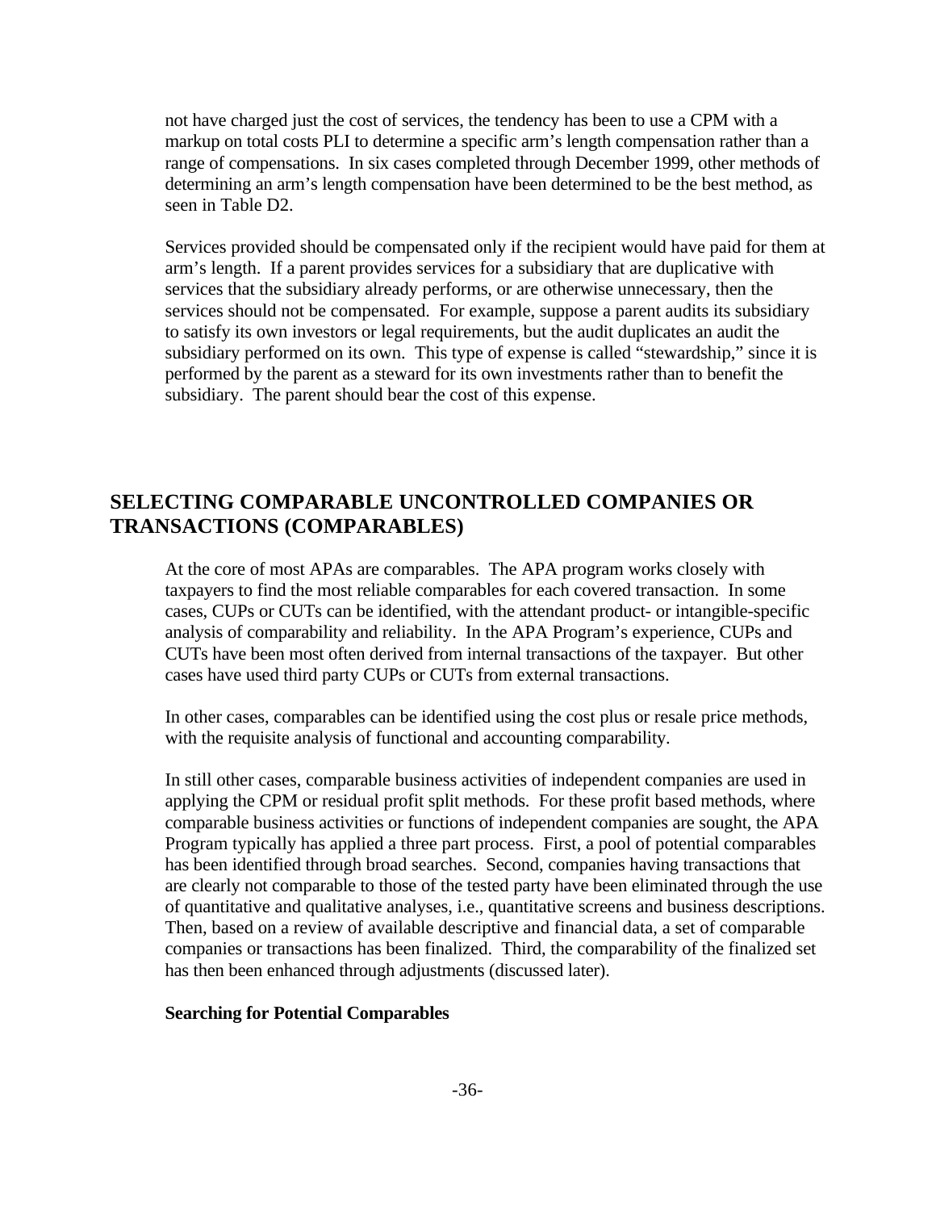not have charged just the cost of services, the tendency has been to use a CPM with a markup on total costs PLI to determine a specific arm's length compensation rather than a range of compensations. In six cases completed through December 1999, other methods of determining an arm's length compensation have been determined to be the best method, as seen in Table D2.

Services provided should be compensated only if the recipient would have paid for them at arm's length. If a parent provides services for a subsidiary that are duplicative with services that the subsidiary already performs, or are otherwise unnecessary, then the services should not be compensated. For example, suppose a parent audits its subsidiary to satisfy its own investors or legal requirements, but the audit duplicates an audit the subsidiary performed on its own. This type of expense is called "stewardship," since it is performed by the parent as a steward for its own investments rather than to benefit the subsidiary. The parent should bear the cost of this expense.

## SELECTING COMPARABLE UNCONTROLLED COMPANIES OR TRANSACTIONS (COMPARABLES)

At the core of most APAs are comparables. The APA program works closely with taxpayers to find the most reliable comparables for each covered transaction. In some cases, CUPs or CUTs can be identified, with the attendant product- or intangible-specific analysis of comparability and reliability. In the APA Program's experience, CUPs and CUTs have been most often derived from internal transactions of the taxpayer. But other cases have used third party CUPs or CUTs from external transactions.

In other cases, comparables can be identified using the cost plus or resale price methods, with the requisite analysis of functional and accounting comparability.

In still other cases, comparable business activities of independent companies are used in applying the CPM or residual profit split methods. For these profit based methods, where comparable business activities or functions of independent companies are sought, the APA Program typically has applied a three part process. First, a pool of potential comparables has been identified through broad searches. Second, companies having transactions that are clearly not comparable to those of the tested party have been eliminated through the use of quantitative and qualitative analyses, i.e., quantitative screens and business descriptions. Then, based on a review of available descriptive and financial data, a set of comparable companies or transactions has been finalized. Third, the comparability of the finalized set has then been enhanced through adjustments (discussed later).

**Searching for Potential Comparables**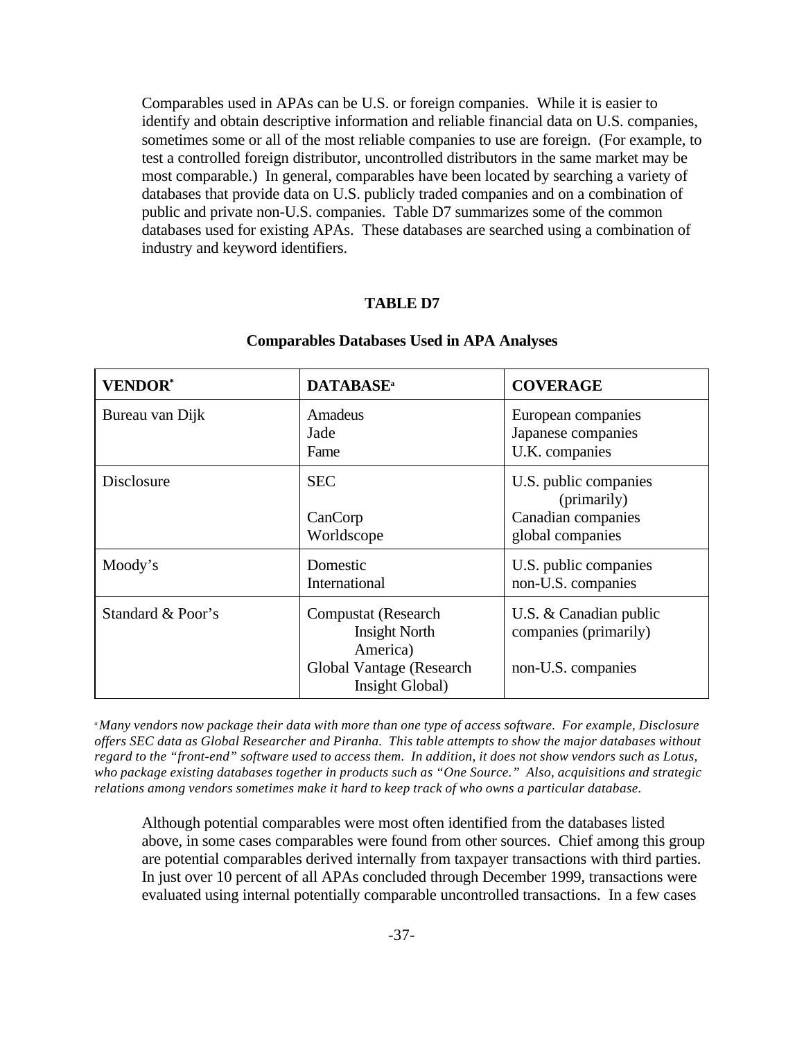Comparables used in APAs can be U.S. or foreign companies. While it is easier to identify and obtain descriptive information and reliable financial data on U.S. companies, sometimes some or all of the most reliable companies to use are foreign. (For example, to test a controlled foreign distributor, uncontrolled distributors in the same market may be most comparable.) In general, comparables have been located by searching a variety of databases that provide data on U.S. publicly traded companies and on a combination of public and private non-U.S. companies. Table D7 summarizes some of the common databases used for existing APAs. These databases are searched using a combination of industry and keyword identifiers.

**TABLE D7**

**Comparables Databases Used in APA Analyses**

| VENDOR* | DATABASE[a] | COVERAGE |
|---|---|---|
| Bureau van Dijk | Amadeus<br>Jade<br>Fame | European companies<br>Japanese companies<br>U.K. companies |
| Disclosure | SEC<br>CanCorp<br>Worldscope | U.S. public companies (primarily)<br>Canadian companies<br>global companies |
| Moody's | Domestic<br>International | U.S. public companies<br>non-U.S. companies |
| Standard & Poor's | Compustat (Research Insight North America)<br>Global Vantage (Research Insight Global) | U.S. & Canadian public companies (primarily)<br>non-U.S. companies |

[a] *Many vendors now package their data with more than one type of access software. For example, Disclosure offers SEC data as Global Researcher and Piranha. This table attempts to show the major databases without regard to the "front-end" software used to access them. In addition, it does not show vendors such as Lotus, who package existing databases together in products such as "One Source." Also, acquisitions and strategic relations among vendors sometimes make it hard to keep track of who owns a particular database.*

Although potential comparables were most often identified from the databases listed above, in some cases comparables were found from other sources. Chief among this group are potential comparables derived internally from taxpayer transactions with third parties. In just over 10 percent of all APAs concluded through December 1999, transactions were evaluated using internal potentially comparable uncontrolled transactions. In a few cases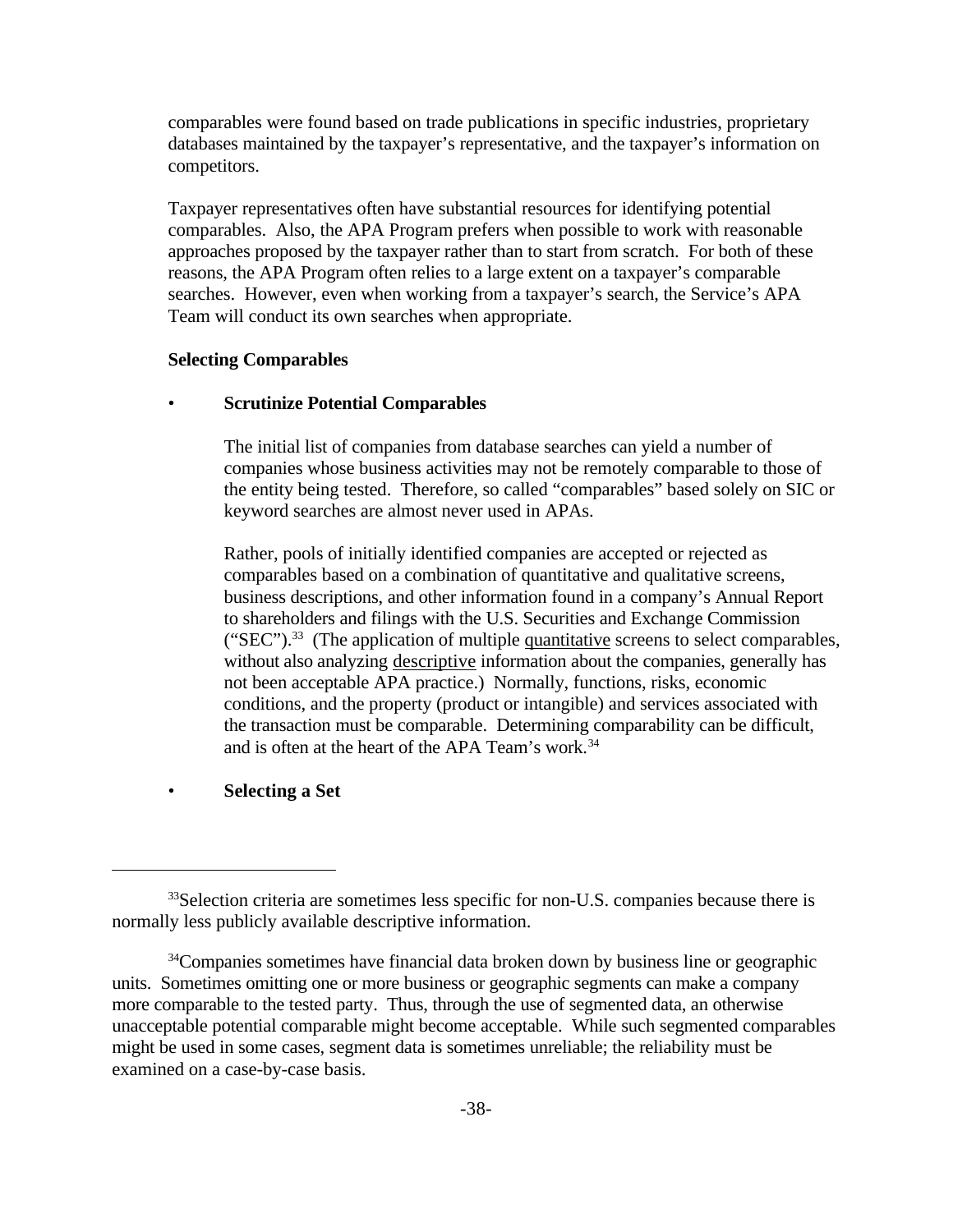comparables were found based on trade publications in specific industries, proprietary databases maintained by the taxpayer's representative, and the taxpayer's information on competitors.

Taxpayer representatives often have substantial resources for identifying potential comparables. Also, the APA Program prefers when possible to work with reasonable approaches proposed by the taxpayer rather than to start from scratch. For both of these reasons, the APA Program often relies to a large extent on a taxpayer's comparable searches. However, even when working from a taxpayer's search, the Service's APA Team will conduct its own searches when appropriate.

**Selecting Comparables**

- **Scrutinize Potential Comparables**

  The initial list of companies from database searches can yield a number of companies whose business activities may not be remotely comparable to those of the entity being tested. Therefore, so called "comparables" based solely on SIC or keyword searches are almost never used in APAs.

  Rather, pools of initially identified companies are accepted or rejected as comparables based on a combination of quantitative and qualitative screens, business descriptions, and other information found in a company's Annual Report to shareholders and filings with the U.S. Securities and Exchange Commission ("SEC").[33] (The application of multiple quantitative screens to select comparables, without also analyzing descriptive information about the companies, generally has not been acceptable APA practice.) Normally, functions, risks, economic conditions, and the property (product or intangible) and services associated with the transaction must be comparable. Determining comparability can be difficult, and is often at the heart of the APA Team's work.[34]

- **Selecting a Set**

---

[33] Selection criteria are sometimes less specific for non-U.S. companies because there is normally less publicly available descriptive information.

[34] Companies sometimes have financial data broken down by business line or geographic units. Sometimes omitting one or more business or geographic segments can make a company more comparable to the tested party. Thus, through the use of segmented data, an otherwise unacceptable potential comparable might become acceptable. While such segmented comparables might be used in some cases, segment data is sometimes unreliable; the reliability must be examined on a case-by-case basis.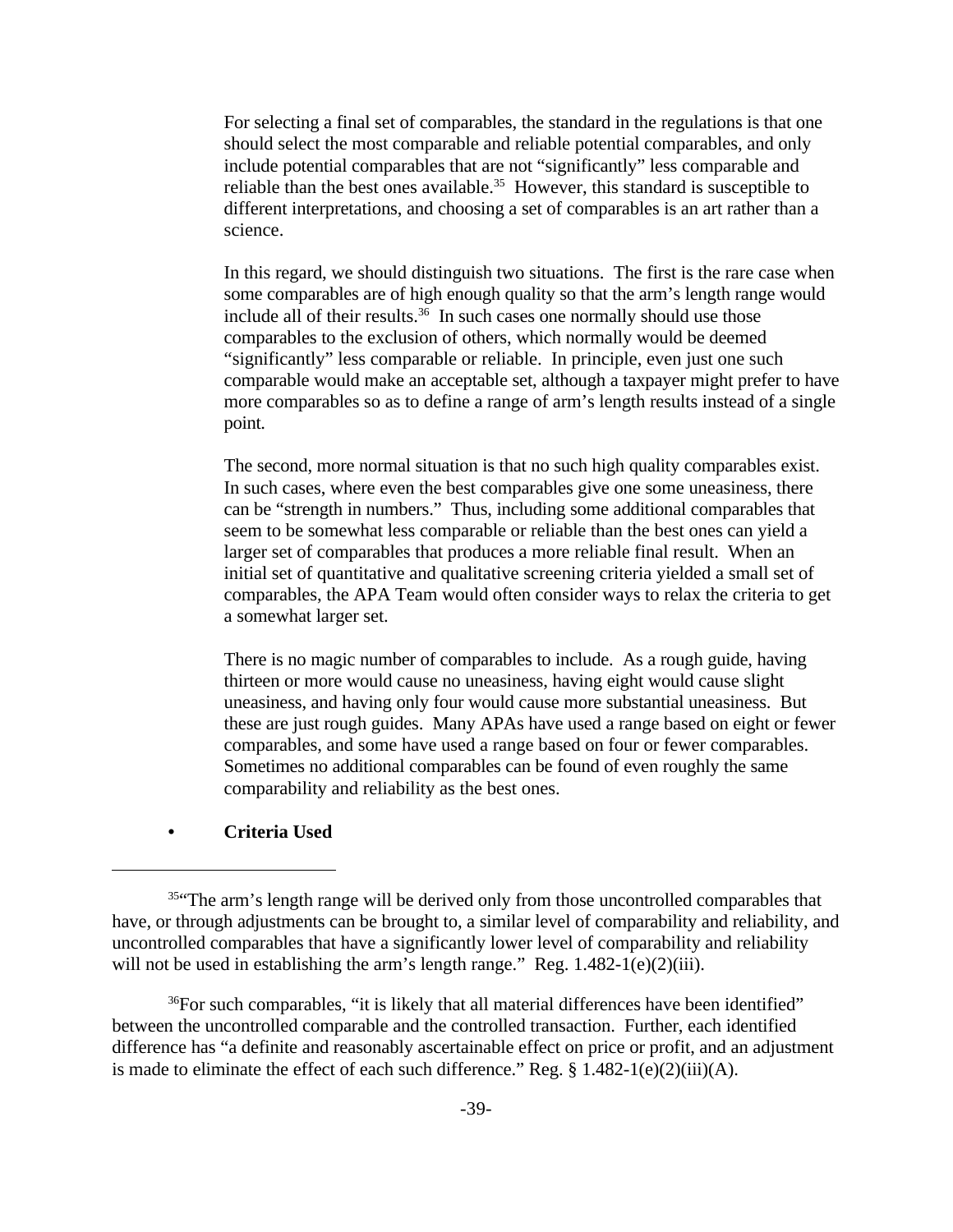For selecting a final set of comparables, the standard in the regulations is that one should select the most comparable and reliable potential comparables, and only include potential comparables that are not "significantly" less comparable and reliable than the best ones available.[35] However, this standard is susceptible to different interpretations, and choosing a set of comparables is an art rather than a science.

In this regard, we should distinguish two situations. The first is the rare case when some comparables are of high enough quality so that the arm's length range would include all of their results.[36] In such cases one normally should use those comparables to the exclusion of others, which normally would be deemed "significantly" less comparable or reliable. In principle, even just one such comparable would make an acceptable set, although a taxpayer might prefer to have more comparables so as to define a range of arm's length results instead of a single point.

The second, more normal situation is that no such high quality comparables exist. In such cases, where even the best comparables give one some uneasiness, there can be "strength in numbers." Thus, including some additional comparables that seem to be somewhat less comparable or reliable than the best ones can yield a larger set of comparables that produces a more reliable final result. When an initial set of quantitative and qualitative screening criteria yielded a small set of comparables, the APA Team would often consider ways to relax the criteria to get a somewhat larger set.

There is no magic number of comparables to include. As a rough guide, having thirteen or more would cause no uneasiness, having eight would cause slight uneasiness, and having only four would cause more substantial uneasiness. But these are just rough guides. Many APAs have used a range based on eight or fewer comparables, and some have used a range based on four or fewer comparables. Sometimes no additional comparables can be found of even roughly the same comparability and reliability as the best ones.

- **Criteria Used**

---

[35]"The arm's length range will be derived only from those uncontrolled comparables that have, or through adjustments can be brought to, a similar level of comparability and reliability, and uncontrolled comparables that have a significantly lower level of comparability and reliability will not be used in establishing the arm's length range." Reg. 1.482-1(e)(2)(iii).

[36]For such comparables, "it is likely that all material differences have been identified" between the uncontrolled comparable and the controlled transaction. Further, each identified difference has "a definite and reasonably ascertainable effect on price or profit, and an adjustment is made to eliminate the effect of each such difference." Reg. § 1.482-1(e)(2)(iii)(A).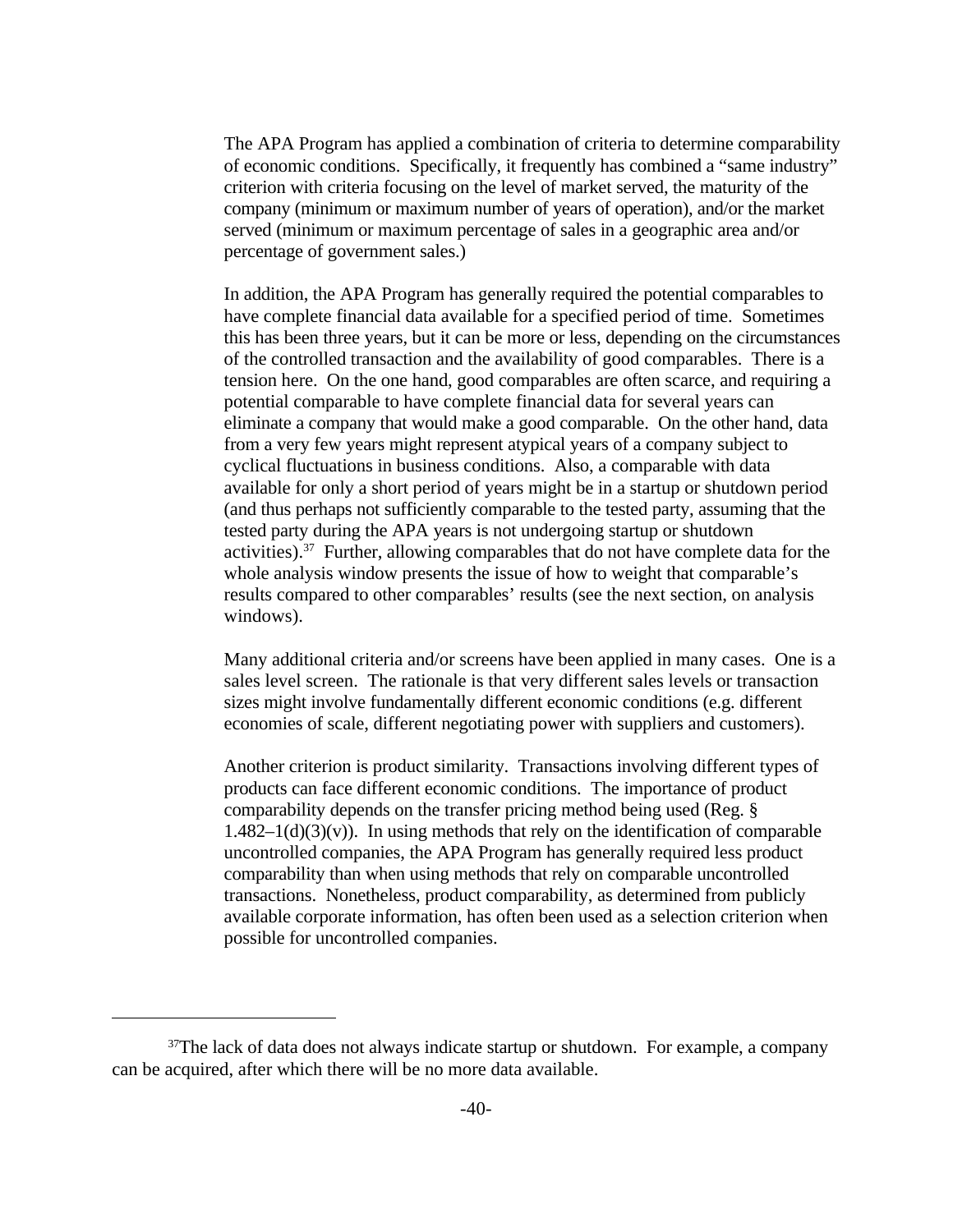The APA Program has applied a combination of criteria to determine comparability of economic conditions. Specifically, it frequently has combined a "same industry" criterion with criteria focusing on the level of market served, the maturity of the company (minimum or maximum number of years of operation), and/or the market served (minimum or maximum percentage of sales in a geographic area and/or percentage of government sales.)

In addition, the APA Program has generally required the potential comparables to have complete financial data available for a specified period of time. Sometimes this has been three years, but it can be more or less, depending on the circumstances of the controlled transaction and the availability of good comparables. There is a tension here. On the one hand, good comparables are often scarce, and requiring a potential comparable to have complete financial data for several years can eliminate a company that would make a good comparable. On the other hand, data from a very few years might represent atypical years of a company subject to cyclical fluctuations in business conditions. Also, a comparable with data available for only a short period of years might be in a startup or shutdown period (and thus perhaps not sufficiently comparable to the tested party, assuming that the tested party during the APA years is not undergoing startup or shutdown activities).[37] Further, allowing comparables that do not have complete data for the whole analysis window presents the issue of how to weight that comparable's results compared to other comparables' results (see the next section, on analysis windows).

Many additional criteria and/or screens have been applied in many cases. One is a sales level screen. The rationale is that very different sales levels or transaction sizes might involve fundamentally different economic conditions (e.g. different economies of scale, different negotiating power with suppliers and customers).

Another criterion is product similarity. Transactions involving different types of products can face different economic conditions. The importance of product comparability depends on the transfer pricing method being used (Reg. § 1.482–1(d)(3)(v)). In using methods that rely on the identification of comparable uncontrolled companies, the APA Program has generally required less product comparability than when using methods that rely on comparable uncontrolled transactions. Nonetheless, product comparability, as determined from publicly available corporate information, has often been used as a selection criterion when possible for uncontrolled companies.

---

[37] The lack of data does not always indicate startup or shutdown. For example, a company can be acquired, after which there will be no more data available.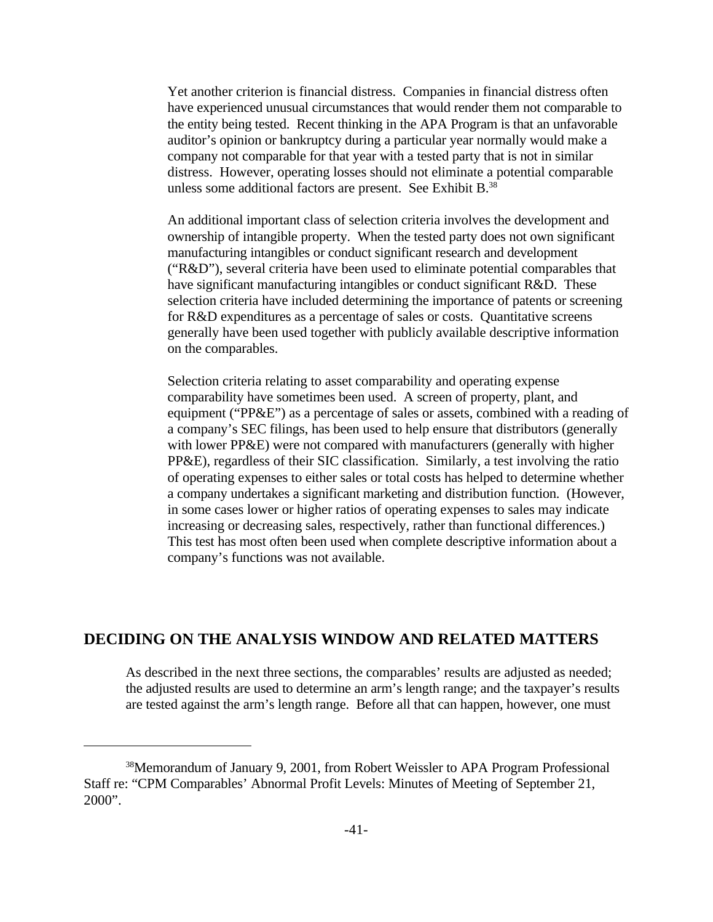Yet another criterion is financial distress. Companies in financial distress often have experienced unusual circumstances that would render them not comparable to the entity being tested. Recent thinking in the APA Program is that an unfavorable auditor's opinion or bankruptcy during a particular year normally would make a company not comparable for that year with a tested party that is not in similar distress. However, operating losses should not eliminate a potential comparable unless some additional factors are present. See Exhibit B.[38]

An additional important class of selection criteria involves the development and ownership of intangible property. When the tested party does not own significant manufacturing intangibles or conduct significant research and development ("R&D"), several criteria have been used to eliminate potential comparables that have significant manufacturing intangibles or conduct significant R&D. These selection criteria have included determining the importance of patents or screening for R&D expenditures as a percentage of sales or costs. Quantitative screens generally have been used together with publicly available descriptive information on the comparables.

Selection criteria relating to asset comparability and operating expense comparability have sometimes been used. A screen of property, plant, and equipment ("PP&E") as a percentage of sales or assets, combined with a reading of a company's SEC filings, has been used to help ensure that distributors (generally with lower PP&E) were not compared with manufacturers (generally with higher PP&E), regardless of their SIC classification. Similarly, a test involving the ratio of operating expenses to either sales or total costs has helped to determine whether a company undertakes a significant marketing and distribution function. (However, in some cases lower or higher ratios of operating expenses to sales may indicate increasing or decreasing sales, respectively, rather than functional differences.) This test has most often been used when complete descriptive information about a company's functions was not available.

## DECIDING ON THE ANALYSIS WINDOW AND RELATED MATTERS

As described in the next three sections, the comparables' results are adjusted as needed; the adjusted results are used to determine an arm's length range; and the taxpayer's results are tested against the arm's length range. Before all that can happen, however, one must

[38] Memorandum of January 9, 2001, from Robert Weissler to APA Program Professional Staff re: "CPM Comparables' Abnormal Profit Levels: Minutes of Meeting of September 21, 2000".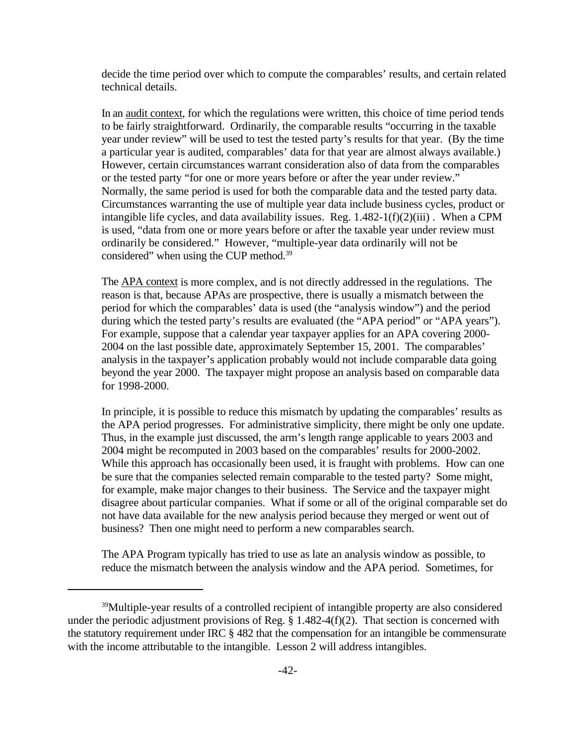decide the time period over which to compute the comparables' results, and certain related technical details.

In an audit context, for which the regulations were written, this choice of time period tends to be fairly straightforward. Ordinarily, the comparable results "occurring in the taxable year under review" will be used to test the tested party's results for that year. (By the time a particular year is audited, comparables' data for that year are almost always available.) However, certain circumstances warrant consideration also of data from the comparables or the tested party "for one or more years before or after the year under review." Normally, the same period is used for both the comparable data and the tested party data. Circumstances warranting the use of multiple year data include business cycles, product or intangible life cycles, and data availability issues. Reg. 1.482-1(f)(2)(iii) . When a CPM is used, "data from one or more years before or after the taxable year under review must ordinarily be considered." However, "multiple-year data ordinarily will not be considered" when using the CUP method.[39]

The APA context is more complex, and is not directly addressed in the regulations. The reason is that, because APAs are prospective, there is usually a mismatch between the period for which the comparables' data is used (the "analysis window") and the period during which the tested party's results are evaluated (the "APA period" or "APA years"). For example, suppose that a calendar year taxpayer applies for an APA covering 2000-2004 on the last possible date, approximately September 15, 2001. The comparables' analysis in the taxpayer's application probably would not include comparable data going beyond the year 2000. The taxpayer might propose an analysis based on comparable data for 1998-2000.

In principle, it is possible to reduce this mismatch by updating the comparables' results as the APA period progresses. For administrative simplicity, there might be only one update. Thus, in the example just discussed, the arm's length range applicable to years 2003 and 2004 might be recomputed in 2003 based on the comparables' results for 2000-2002. While this approach has occasionally been used, it is fraught with problems. How can one be sure that the companies selected remain comparable to the tested party? Some might, for example, make major changes to their business. The Service and the taxpayer might disagree about particular companies. What if some or all of the original comparable set do not have data available for the new analysis period because they merged or went out of business? Then one might need to perform a new comparables search.

The APA Program typically has tried to use as late an analysis window as possible, to reduce the mismatch between the analysis window and the APA period. Sometimes, for

---

[39]Multiple-year results of a controlled recipient of intangible property are also considered under the periodic adjustment provisions of Reg. § 1.482-4(f)(2). That section is concerned with the statutory requirement under IRC § 482 that the compensation for an intangible be commensurate with the income attributable to the intangible. Lesson 2 will address intangibles.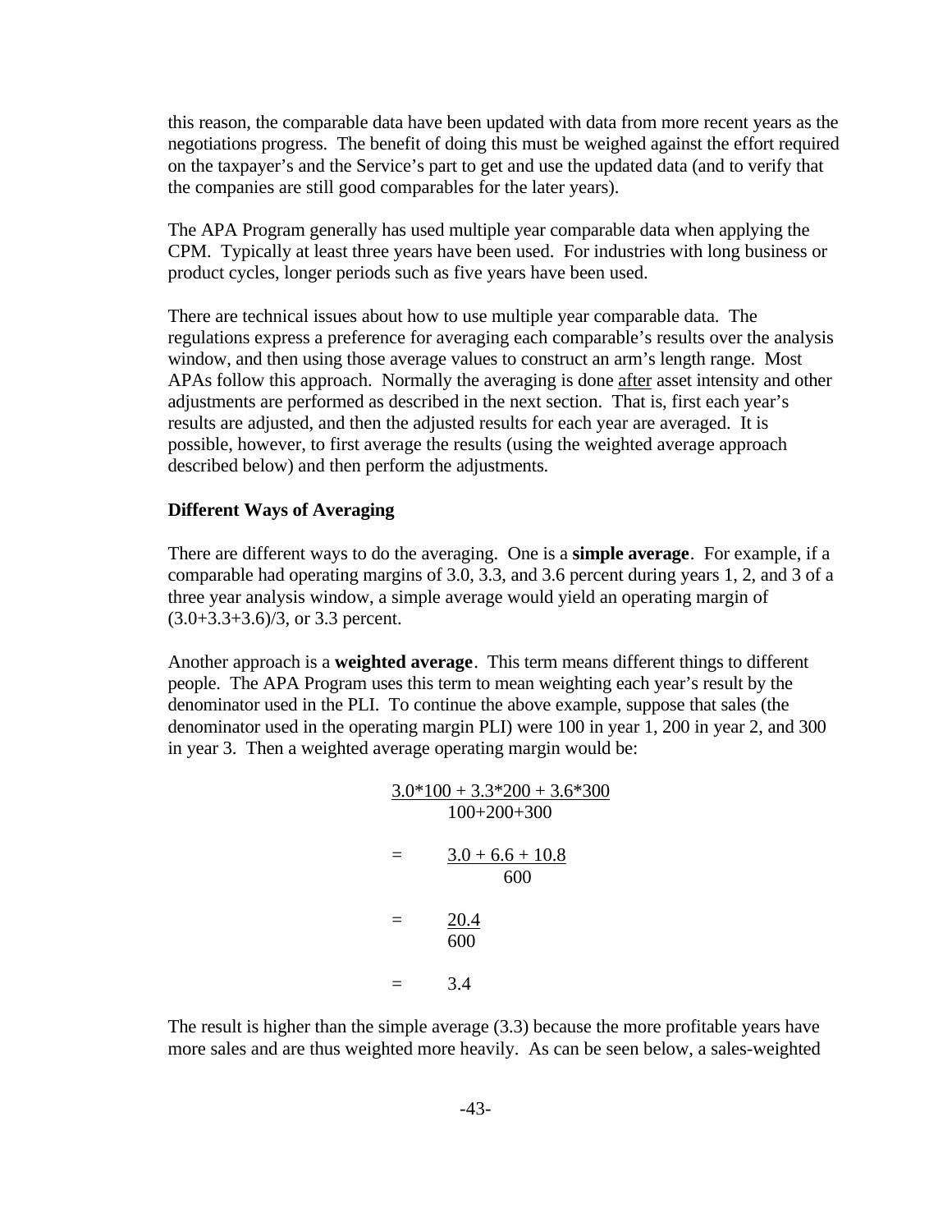this reason, the comparable data have been updated with data from more recent years as the negotiations progress. The benefit of doing this must be weighed against the effort required on the taxpayer's and the Service's part to get and use the updated data (and to verify that the companies are still good comparables for the later years).

The APA Program generally has used multiple year comparable data when applying the CPM. Typically at least three years have been used. For industries with long business or product cycles, longer periods such as five years have been used.

There are technical issues about how to use multiple year comparable data. The regulations express a preference for averaging each comparable's results over the analysis window, and then using those average values to construct an arm's length range. Most APAs follow this approach. Normally the averaging is done <u>after</u> asset intensity and other adjustments are performed as described in the next section. That is, first each year's results are adjusted, and then the adjusted results for each year are averaged. It is possible, however, to first average the results (using the weighted average approach described below) and then perform the adjustments.

**Different Ways of Averaging**

There are different ways to do the averaging. One is a **simple average**. For example, if a comparable had operating margins of 3.0, 3.3, and 3.6 percent during years 1, 2, and 3 of a three year analysis window, a simple average would yield an operating margin of (3.0+3.3+3.6)/3, or 3.3 percent.

Another approach is a **weighted average**. This term means different things to different people. The APA Program uses this term to mean weighting each year's result by the denominator used in the PLI. To continue the above example, suppose that sales (the denominator used in the operating margin PLI) were 100 in year 1, 200 in year 2, and 300 in year 3. Then a weighted average operating margin would be:

$$\frac{3.0*100 + 3.3*200 + 3.6*300}{100+200+300}$$

$$= \frac{3.0 + 6.6 + 10.8}{600}$$

$$= \frac{20.4}{600}$$

$$= 3.4$$

The result is higher than the simple average (3.3) because the more profitable years have more sales and are thus weighted more heavily. As can be seen below, a sales-weighted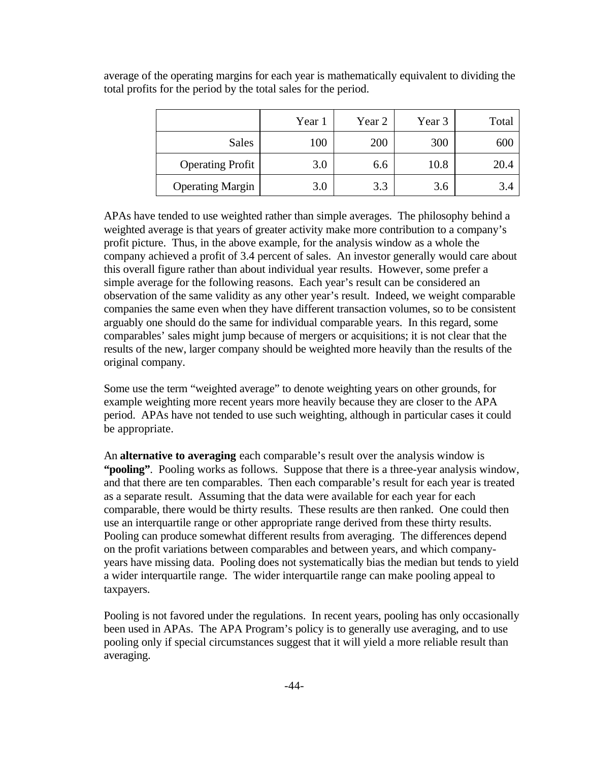average of the operating margins for each year is mathematically equivalent to dividing the total profits for the period by the total sales for the period.

| | Year 1 | Year 2 | Year 3 | Total |
|---|---|---|---|---|
| Sales | 100 | 200 | 300 | 600 |
| Operating Profit | 3.0 | 6.6 | 10.8 | 20.4 |
| Operating Margin | 3.0 | 3.3 | 3.6 | 3.4 |

APAs have tended to use weighted rather than simple averages. The philosophy behind a weighted average is that years of greater activity make more contribution to a company's profit picture. Thus, in the above example, for the analysis window as a whole the company achieved a profit of 3.4 percent of sales. An investor generally would care about this overall figure rather than about individual year results. However, some prefer a simple average for the following reasons. Each year's result can be considered an observation of the same validity as any other year's result. Indeed, we weight comparable companies the same even when they have different transaction volumes, so to be consistent arguably one should do the same for individual comparable years. In this regard, some comparables' sales might jump because of mergers or acquisitions; it is not clear that the results of the new, larger company should be weighted more heavily than the results of the original company.

Some use the term "weighted average" to denote weighting years on other grounds, for example weighting more recent years more heavily because they are closer to the APA period. APAs have not tended to use such weighting, although in particular cases it could be appropriate.

An **alternative to averaging** each comparable's result over the analysis window is **"pooling"**. Pooling works as follows. Suppose that there is a three-year analysis window, and that there are ten comparables. Then each comparable's result for each year is treated as a separate result. Assuming that the data were available for each year for each comparable, there would be thirty results. These results are then ranked. One could then use an interquartile range or other appropriate range derived from these thirty results. Pooling can produce somewhat different results from averaging. The differences depend on the profit variations between comparables and between years, and which company-years have missing data. Pooling does not systematically bias the median but tends to yield a wider interquartile range. The wider interquartile range can make pooling appeal to taxpayers.

Pooling is not favored under the regulations. In recent years, pooling has only occasionally been used in APAs. The APA Program's policy is to generally use averaging, and to use pooling only if special circumstances suggest that it will yield a more reliable result than averaging.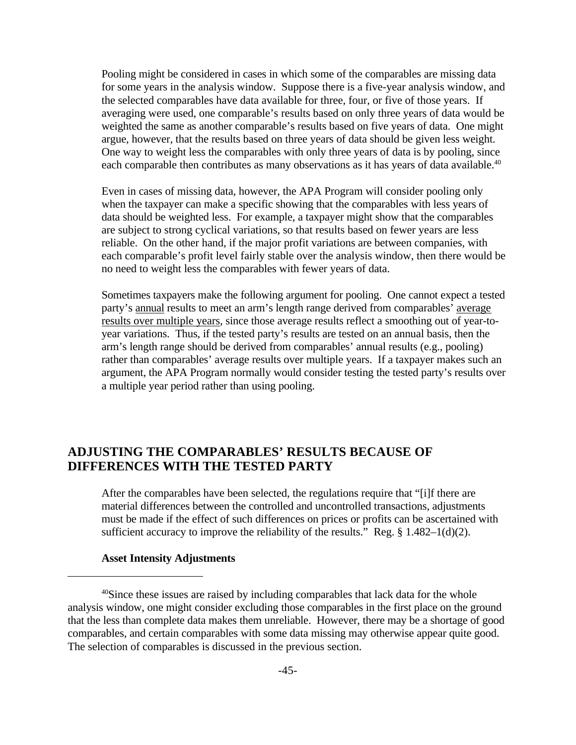Pooling might be considered in cases in which some of the comparables are missing data for some years in the analysis window. Suppose there is a five-year analysis window, and the selected comparables have data available for three, four, or five of those years. If averaging were used, one comparable's results based on only three years of data would be weighted the same as another comparable's results based on five years of data. One might argue, however, that the results based on three years of data should be given less weight. One way to weight less the comparables with only three years of data is by pooling, since each comparable then contributes as many observations as it has years of data available.[40]

Even in cases of missing data, however, the APA Program will consider pooling only when the taxpayer can make a specific showing that the comparables with less years of data should be weighted less. For example, a taxpayer might show that the comparables are subject to strong cyclical variations, so that results based on fewer years are less reliable. On the other hand, if the major profit variations are between companies, with each comparable's profit level fairly stable over the analysis window, then there would be no need to weight less the comparables with fewer years of data.

Sometimes taxpayers make the following argument for pooling. One cannot expect a tested party's annual results to meet an arm's length range derived from comparables' average results over multiple years, since those average results reflect a smoothing out of year-to-year variations. Thus, if the tested party's results are tested on an annual basis, then the arm's length range should be derived from comparables' annual results (e.g., pooling) rather than comparables' average results over multiple years. If a taxpayer makes such an argument, the APA Program normally would consider testing the tested party's results over a multiple year period rather than using pooling.

## ADJUSTING THE COMPARABLES' RESULTS BECAUSE OF DIFFERENCES WITH THE TESTED PARTY

After the comparables have been selected, the regulations require that "[i]f there are material differences between the controlled and uncontrolled transactions, adjustments must be made if the effect of such differences on prices or profits can be ascertained with sufficient accuracy to improve the reliability of the results." Reg. § 1.482–1(d)(2).

### Asset Intensity Adjustments

---

[40]Since these issues are raised by including comparables that lack data for the whole analysis window, one might consider excluding those comparables in the first place on the ground that the less than complete data makes them unreliable. However, there may be a shortage of good comparables, and certain comparables with some data missing may otherwise appear quite good. The selection of comparables is discussed in the previous section.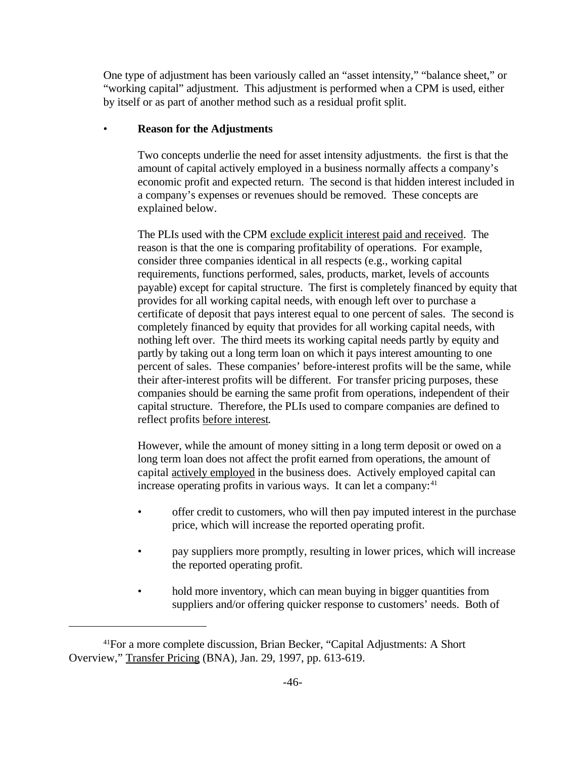One type of adjustment has been variously called an "asset intensity," "balance sheet," or "working capital" adjustment. This adjustment is performed when a CPM is used, either by itself or as part of another method such as a residual profit split.

- **Reason for the Adjustments**

  Two concepts underlie the need for asset intensity adjustments. the first is that the amount of capital actively employed in a business normally affects a company's economic profit and expected return. The second is that hidden interest included in a company's expenses or revenues should be removed. These concepts are explained below.

  The PLIs used with the CPM exclude explicit interest paid and received. The reason is that the one is comparing profitability of operations. For example, consider three companies identical in all respects (e.g., working capital requirements, functions performed, sales, products, market, levels of accounts payable) except for capital structure. The first is completely financed by equity that provides for all working capital needs, with enough left over to purchase a certificate of deposit that pays interest equal to one percent of sales. The second is completely financed by equity that provides for all working capital needs, with nothing left over. The third meets its working capital needs partly by equity and partly by taking out a long term loan on which it pays interest amounting to one percent of sales. These companies' before-interest profits will be the same, while their after-interest profits will be different. For transfer pricing purposes, these companies should be earning the same profit from operations, independent of their capital structure. Therefore, the PLIs used to compare companies are defined to reflect profits before interest.

  However, while the amount of money sitting in a long term deposit or owed on a long term loan does not affect the profit earned from operations, the amount of capital actively employed in the business does. Actively employed capital can increase operating profits in various ways. It can let a company:[41]

  - offer credit to customers, who will then pay imputed interest in the purchase price, which will increase the reported operating profit.

  - pay suppliers more promptly, resulting in lower prices, which will increase the reported operating profit.

  - hold more inventory, which can mean buying in bigger quantities from suppliers and/or offering quicker response to customers' needs. Both of

---

[41]For a more complete discussion, Brian Becker, "Capital Adjustments: A Short Overview," Transfer Pricing (BNA), Jan. 29, 1997, pp. 613-619.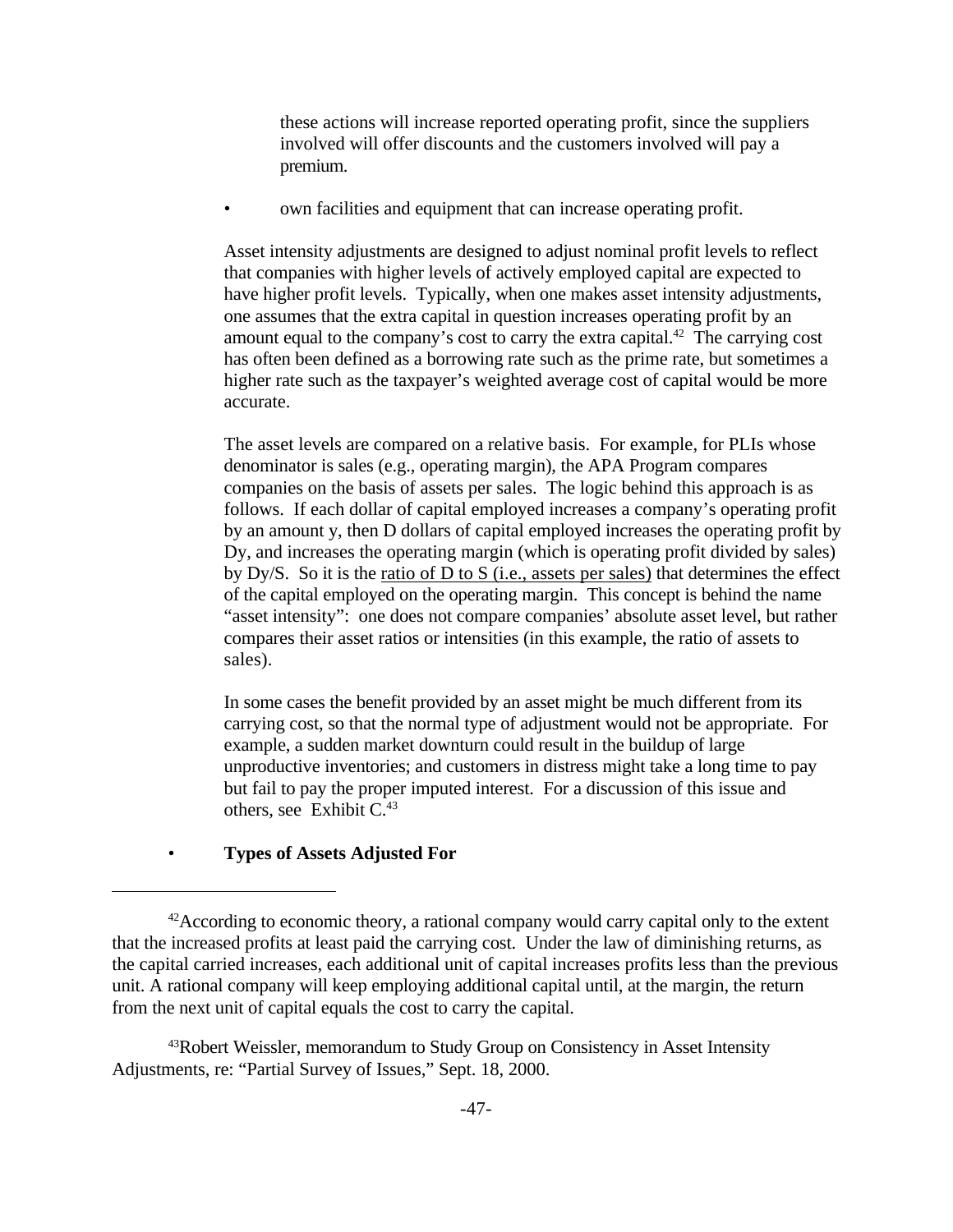these actions will increase reported operating profit, since the suppliers involved will offer discounts and the customers involved will pay a premium.

- own facilities and equipment that can increase operating profit.

Asset intensity adjustments are designed to adjust nominal profit levels to reflect that companies with higher levels of actively employed capital are expected to have higher profit levels. Typically, when one makes asset intensity adjustments, one assumes that the extra capital in question increases operating profit by an amount equal to the company's cost to carry the extra capital.[42] The carrying cost has often been defined as a borrowing rate such as the prime rate, but sometimes a higher rate such as the taxpayer's weighted average cost of capital would be more accurate.

The asset levels are compared on a relative basis. For example, for PLIs whose denominator is sales (e.g., operating margin), the APA Program compares companies on the basis of assets per sales. The logic behind this approach is as follows. If each dollar of capital employed increases a company's operating profit by an amount y, then D dollars of capital employed increases the operating profit by Dy, and increases the operating margin (which is operating profit divided by sales) by Dy/S. So it is the <u>ratio of D to S (i.e., assets per sales)</u> that determines the effect of the capital employed on the operating margin. This concept is behind the name "asset intensity": one does not compare companies' absolute asset level, but rather compares their asset ratios or intensities (in this example, the ratio of assets to sales).

In some cases the benefit provided by an asset might be much different from its carrying cost, so that the normal type of adjustment would not be appropriate. For example, a sudden market downturn could result in the buildup of large unproductive inventories; and customers in distress might take a long time to pay but fail to pay the proper imputed interest. For a discussion of this issue and others, see Exhibit C.[43]

- **Types of Assets Adjusted For**

---

[42]According to economic theory, a rational company would carry capital only to the extent that the increased profits at least paid the carrying cost. Under the law of diminishing returns, as the capital carried increases, each additional unit of capital increases profits less than the previous unit. A rational company will keep employing additional capital until, at the margin, the return from the next unit of capital equals the cost to carry the capital.

[43]Robert Weissler, memorandum to Study Group on Consistency in Asset Intensity Adjustments, re: "Partial Survey of Issues," Sept. 18, 2000.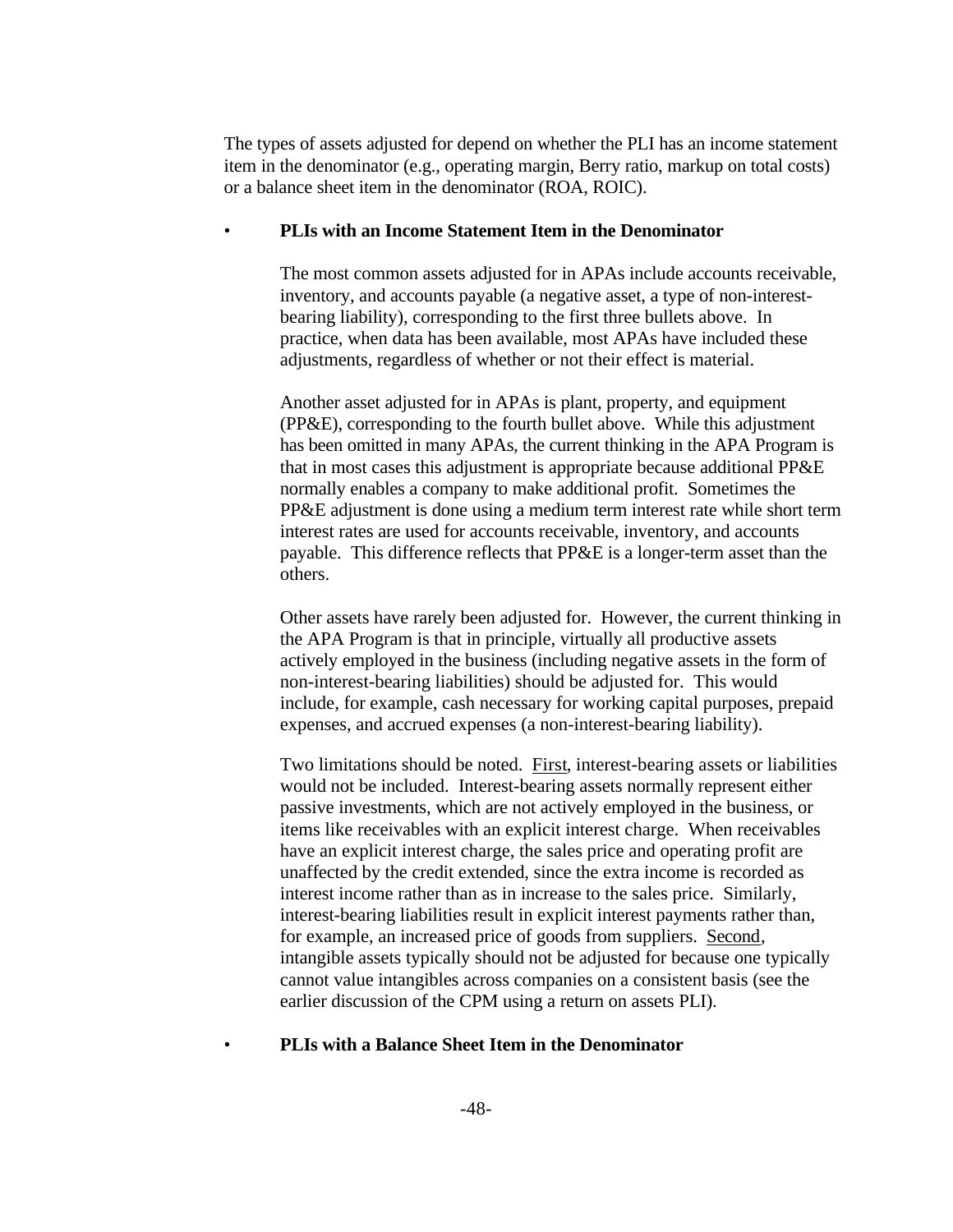The types of assets adjusted for depend on whether the PLI has an income statement item in the denominator (e.g., operating margin, Berry ratio, markup on total costs) or a balance sheet item in the denominator (ROA, ROIC).

- **PLIs with an Income Statement Item in the Denominator**

  The most common assets adjusted for in APAs include accounts receivable, inventory, and accounts payable (a negative asset, a type of non-interest-bearing liability), corresponding to the first three bullets above. In practice, when data has been available, most APAs have included these adjustments, regardless of whether or not their effect is material.

  Another asset adjusted for in APAs is plant, property, and equipment (PP&E), corresponding to the fourth bullet above. While this adjustment has been omitted in many APAs, the current thinking in the APA Program is that in most cases this adjustment is appropriate because additional PP&E normally enables a company to make additional profit. Sometimes the PP&E adjustment is done using a medium term interest rate while short term interest rates are used for accounts receivable, inventory, and accounts payable. This difference reflects that PP&E is a longer-term asset than the others.

  Other assets have rarely been adjusted for. However, the current thinking in the APA Program is that in principle, virtually all productive assets actively employed in the business (including negative assets in the form of non-interest-bearing liabilities) should be adjusted for. This would include, for example, cash necessary for working capital purposes, prepaid expenses, and accrued expenses (a non-interest-bearing liability).

  Two limitations should be noted. First, interest-bearing assets or liabilities would not be included. Interest-bearing assets normally represent either passive investments, which are not actively employed in the business, or items like receivables with an explicit interest charge. When receivables have an explicit interest charge, the sales price and operating profit are unaffected by the credit extended, since the extra income is recorded as interest income rather than as in increase to the sales price. Similarly, interest-bearing liabilities result in explicit interest payments rather than, for example, an increased price of goods from suppliers. Second, intangible assets typically should not be adjusted for because one typically cannot value intangibles across companies on a consistent basis (see the earlier discussion of the CPM using a return on assets PLI).

- **PLIs with a Balance Sheet Item in the Denominator**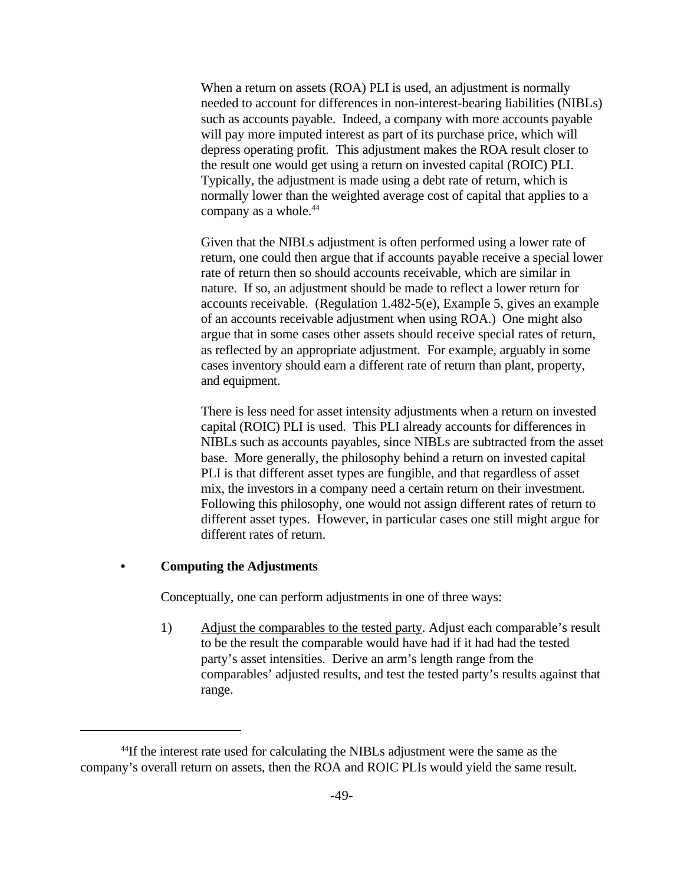When a return on assets (ROA) PLI is used, an adjustment is normally needed to account for differences in non-interest-bearing liabilities (NIBLs) such as accounts payable. Indeed, a company with more accounts payable will pay more imputed interest as part of its purchase price, which will depress operating profit. This adjustment makes the ROA result closer to the result one would get using a return on invested capital (ROIC) PLI. Typically, the adjustment is made using a debt rate of return, which is normally lower than the weighted average cost of capital that applies to a company as a whole.[44]

Given that the NIBLs adjustment is often performed using a lower rate of return, one could then argue that if accounts payable receive a special lower rate of return then so should accounts receivable, which are similar in nature. If so, an adjustment should be made to reflect a lower return for accounts receivable. (Regulation 1.482-5(e), Example 5, gives an example of an accounts receivable adjustment when using ROA.) One might also argue that in some cases other assets should receive special rates of return, as reflected by an appropriate adjustment. For example, arguably in some cases inventory should earn a different rate of return than plant, property, and equipment.

There is less need for asset intensity adjustments when a return on invested capital (ROIC) PLI is used. This PLI already accounts for differences in NIBLs such as accounts payables, since NIBLs are subtracted from the asset base. More generally, the philosophy behind a return on invested capital PLI is that different asset types are fungible, and that regardless of asset mix, the investors in a company need a certain return on their investment. Following this philosophy, one would not assign different rates of return to different asset types. However, in particular cases one still might argue for different rates of return.

- **Computing the Adjustments**

  Conceptually, one can perform adjustments in one of three ways:

  1) Adjust the comparables to the tested party. Adjust each comparable's result to be the result the comparable would have had if it had had the tested party's asset intensities. Derive an arm's length range from the comparables' adjusted results, and test the tested party's results against that range.

---

[44] If the interest rate used for calculating the NIBLs adjustment were the same as the company's overall return on assets, then the ROA and ROIC PLIs would yield the same result.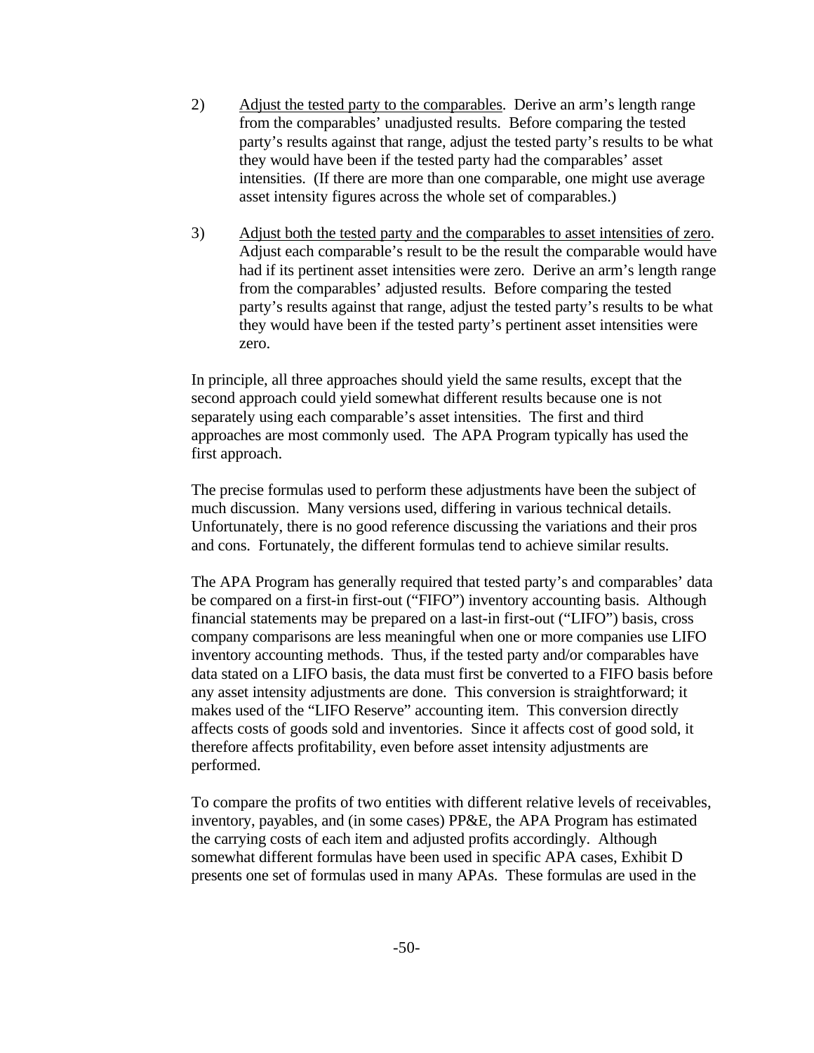2) <u>Adjust the tested party to the comparables</u>. Derive an arm's length range from the comparables' unadjusted results. Before comparing the tested party's results against that range, adjust the tested party's results to be what they would have been if the tested party had the comparables' asset intensities. (If there are more than one comparable, one might use average asset intensity figures across the whole set of comparables.)

3) <u>Adjust both the tested party and the comparables to asset intensities of zero</u>. Adjust each comparable's result to be the result the comparable would have had if its pertinent asset intensities were zero. Derive an arm's length range from the comparables' adjusted results. Before comparing the tested party's results against that range, adjust the tested party's results to be what they would have been if the tested party's pertinent asset intensities were zero.

In principle, all three approaches should yield the same results, except that the second approach could yield somewhat different results because one is not separately using each comparable's asset intensities. The first and third approaches are most commonly used. The APA Program typically has used the first approach.

The precise formulas used to perform these adjustments have been the subject of much discussion. Many versions used, differing in various technical details. Unfortunately, there is no good reference discussing the variations and their pros and cons. Fortunately, the different formulas tend to achieve similar results.

The APA Program has generally required that tested party's and comparables' data be compared on a first-in first-out ("FIFO") inventory accounting basis. Although financial statements may be prepared on a last-in first-out ("LIFO") basis, cross company comparisons are less meaningful when one or more companies use LIFO inventory accounting methods. Thus, if the tested party and/or comparables have data stated on a LIFO basis, the data must first be converted to a FIFO basis before any asset intensity adjustments are done. This conversion is straightforward; it makes used of the "LIFO Reserve" accounting item. This conversion directly affects costs of goods sold and inventories. Since it affects cost of good sold, it therefore affects profitability, even before asset intensity adjustments are performed.

To compare the profits of two entities with different relative levels of receivables, inventory, payables, and (in some cases) PP&E, the APA Program has estimated the carrying costs of each item and adjusted profits accordingly. Although somewhat different formulas have been used in specific APA cases, Exhibit D presents one set of formulas used in many APAs. These formulas are used in the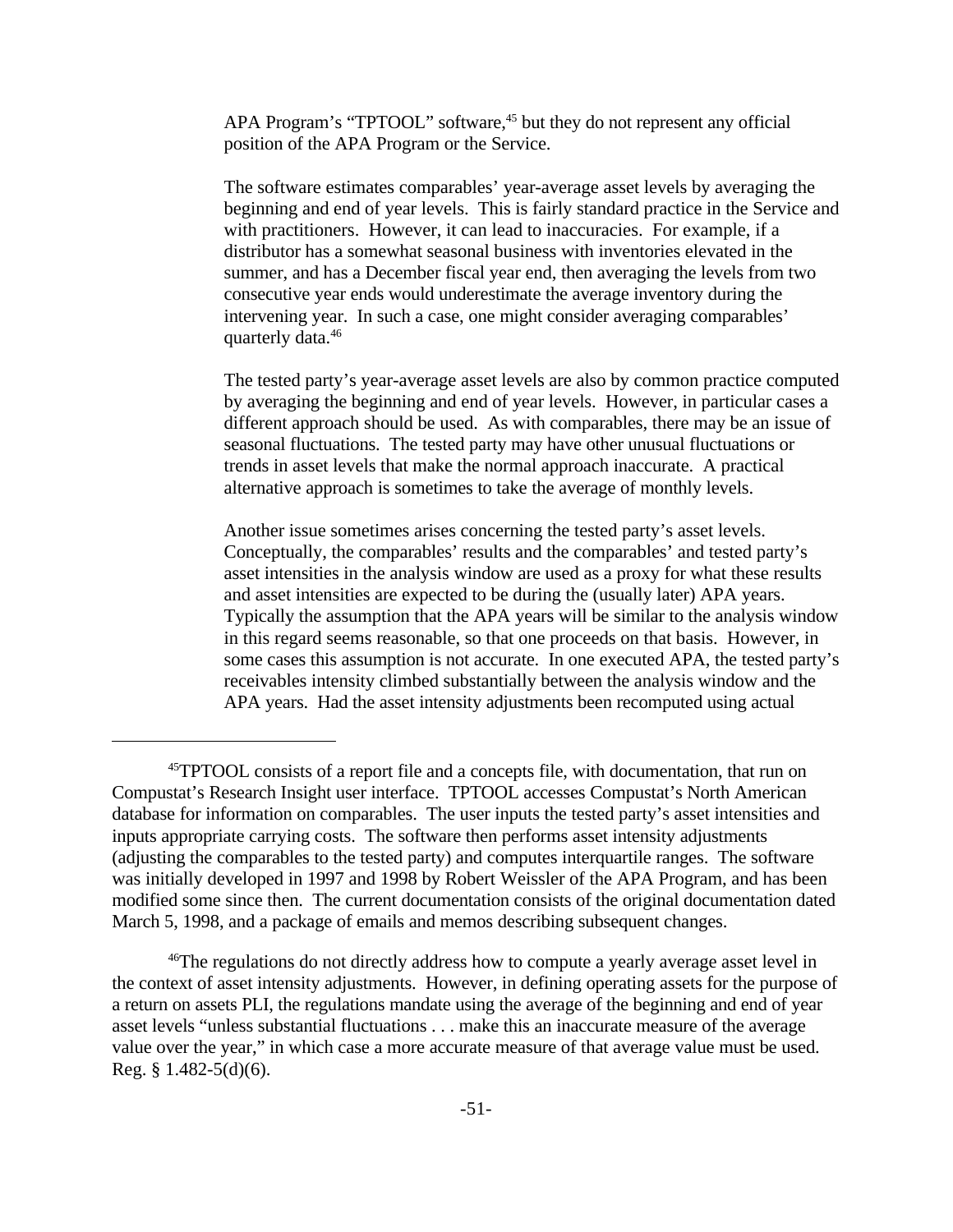APA Program's "TPTOOL" software,[45] but they do not represent any official position of the APA Program or the Service.

The software estimates comparables' year-average asset levels by averaging the beginning and end of year levels. This is fairly standard practice in the Service and with practitioners. However, it can lead to inaccuracies. For example, if a distributor has a somewhat seasonal business with inventories elevated in the summer, and has a December fiscal year end, then averaging the levels from two consecutive year ends would underestimate the average inventory during the intervening year. In such a case, one might consider averaging comparables' quarterly data.[46]

The tested party's year-average asset levels are also by common practice computed by averaging the beginning and end of year levels. However, in particular cases a different approach should be used. As with comparables, there may be an issue of seasonal fluctuations. The tested party may have other unusual fluctuations or trends in asset levels that make the normal approach inaccurate. A practical alternative approach is sometimes to take the average of monthly levels.

Another issue sometimes arises concerning the tested party's asset levels. Conceptually, the comparables' results and the comparables' and tested party's asset intensities in the analysis window are used as a proxy for what these results and asset intensities are expected to be during the (usually later) APA years. Typically the assumption that the APA years will be similar to the analysis window in this regard seems reasonable, so that one proceeds on that basis. However, in some cases this assumption is not accurate. In one executed APA, the tested party's receivables intensity climbed substantially between the analysis window and the APA years. Had the asset intensity adjustments been recomputed using actual

---

[45] TPTOOL consists of a report file and a concepts file, with documentation, that run on Compustat's Research Insight user interface. TPTOOL accesses Compustat's North American database for information on comparables. The user inputs the tested party's asset intensities and inputs appropriate carrying costs. The software then performs asset intensity adjustments (adjusting the comparables to the tested party) and computes interquartile ranges. The software was initially developed in 1997 and 1998 by Robert Weissler of the APA Program, and has been modified some since then. The current documentation consists of the original documentation dated March 5, 1998, and a package of emails and memos describing subsequent changes.

[46] The regulations do not directly address how to compute a yearly average asset level in the context of asset intensity adjustments. However, in defining operating assets for the purpose of a return on assets PLI, the regulations mandate using the average of the beginning and end of year asset levels "unless substantial fluctuations . . . make this an inaccurate measure of the average value over the year," in which case a more accurate measure of that average value must be used. Reg. § 1.482-5(d)(6).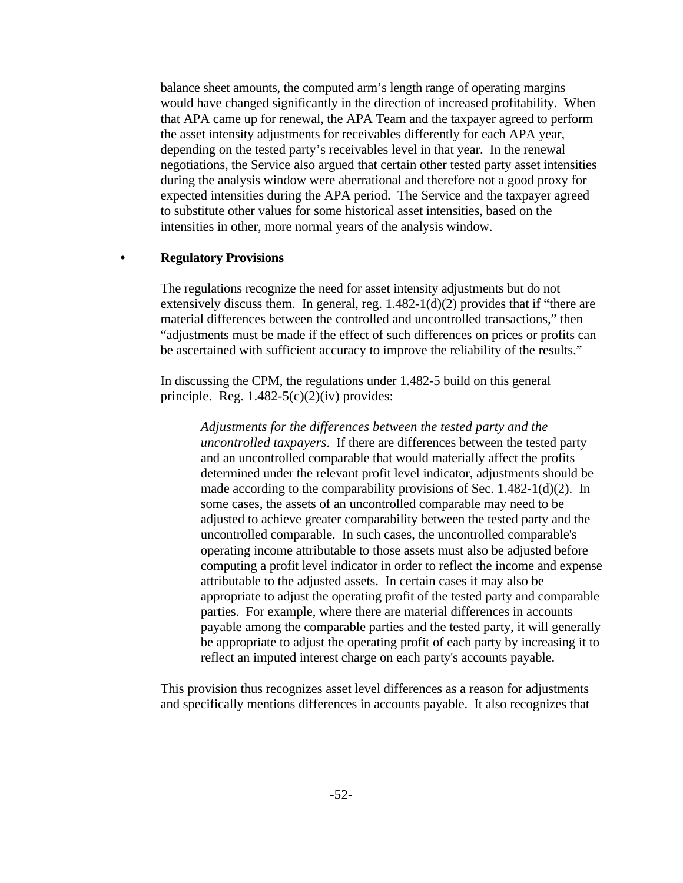balance sheet amounts, the computed arm's length range of operating margins would have changed significantly in the direction of increased profitability. When that APA came up for renewal, the APA Team and the taxpayer agreed to perform the asset intensity adjustments for receivables differently for each APA year, depending on the tested party's receivables level in that year. In the renewal negotiations, the Service also argued that certain other tested party asset intensities during the analysis window were aberrational and therefore not a good proxy for expected intensities during the APA period. The Service and the taxpayer agreed to substitute other values for some historical asset intensities, based on the intensities in other, more normal years of the analysis window.

- **Regulatory Provisions**

The regulations recognize the need for asset intensity adjustments but do not extensively discuss them. In general, reg. 1.482-1(d)(2) provides that if "there are material differences between the controlled and uncontrolled transactions," then "adjustments must be made if the effect of such differences on prices or profits can be ascertained with sufficient accuracy to improve the reliability of the results."

In discussing the CPM, the regulations under 1.482-5 build on this general principle. Reg. 1.482-5(c)(2)(iv) provides:

> *Adjustments for the differences between the tested party and the uncontrolled taxpayers*. If there are differences between the tested party and an uncontrolled comparable that would materially affect the profits determined under the relevant profit level indicator, adjustments should be made according to the comparability provisions of Sec. 1.482-1(d)(2). In some cases, the assets of an uncontrolled comparable may need to be adjusted to achieve greater comparability between the tested party and the uncontrolled comparable. In such cases, the uncontrolled comparable's operating income attributable to those assets must also be adjusted before computing a profit level indicator in order to reflect the income and expense attributable to the adjusted assets. In certain cases it may also be appropriate to adjust the operating profit of the tested party and comparable parties. For example, where there are material differences in accounts payable among the comparable parties and the tested party, it will generally be appropriate to adjust the operating profit of each party by increasing it to reflect an imputed interest charge on each party's accounts payable.

This provision thus recognizes asset level differences as a reason for adjustments and specifically mentions differences in accounts payable. It also recognizes that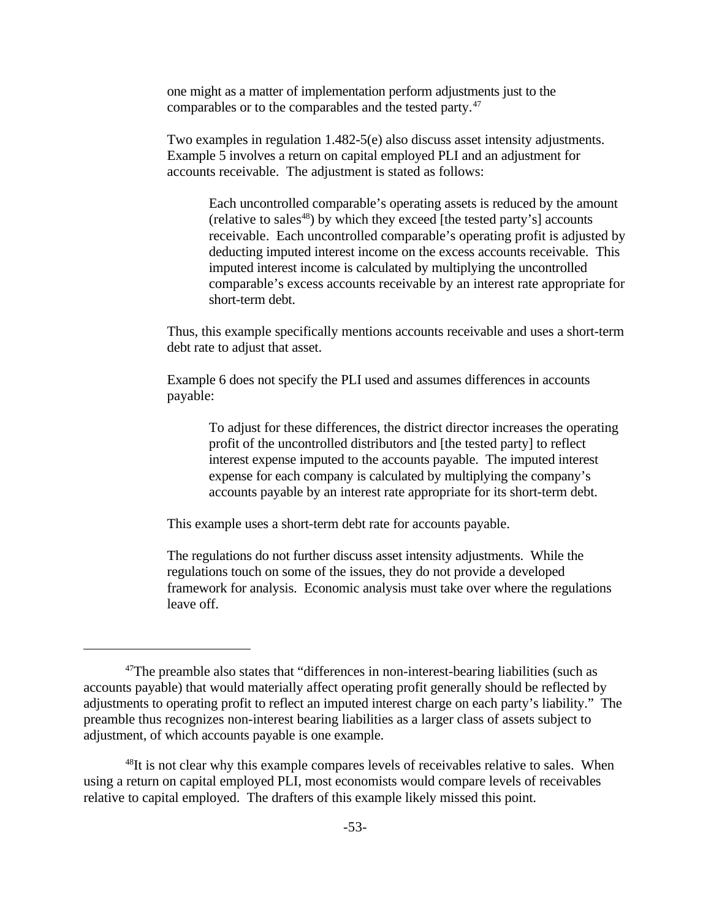one might as a matter of implementation perform adjustments just to the comparables or to the comparables and the tested party.[47]

Two examples in regulation 1.482-5(e) also discuss asset intensity adjustments. Example 5 involves a return on capital employed PLI and an adjustment for accounts receivable. The adjustment is stated as follows:

> Each uncontrolled comparable's operating assets is reduced by the amount (relative to sales[48]) by which they exceed [the tested party's] accounts receivable. Each uncontrolled comparable's operating profit is adjusted by deducting imputed interest income on the excess accounts receivable. This imputed interest income is calculated by multiplying the uncontrolled comparable's excess accounts receivable by an interest rate appropriate for short-term debt.

Thus, this example specifically mentions accounts receivable and uses a short-term debt rate to adjust that asset.

Example 6 does not specify the PLI used and assumes differences in accounts payable:

> To adjust for these differences, the district director increases the operating profit of the uncontrolled distributors and [the tested party] to reflect interest expense imputed to the accounts payable. The imputed interest expense for each company is calculated by multiplying the company's accounts payable by an interest rate appropriate for its short-term debt.

This example uses a short-term debt rate for accounts payable.

The regulations do not further discuss asset intensity adjustments. While the regulations touch on some of the issues, they do not provide a developed framework for analysis. Economic analysis must take over where the regulations leave off.

---

[47]The preamble also states that "differences in non-interest-bearing liabilities (such as accounts payable) that would materially affect operating profit generally should be reflected by adjustments to operating profit to reflect an imputed interest charge on each party's liability." The preamble thus recognizes non-interest bearing liabilities as a larger class of assets subject to adjustment, of which accounts payable is one example.

[48]It is not clear why this example compares levels of receivables relative to sales. When using a return on capital employed PLI, most economists would compare levels of receivables relative to capital employed. The drafters of this example likely missed this point.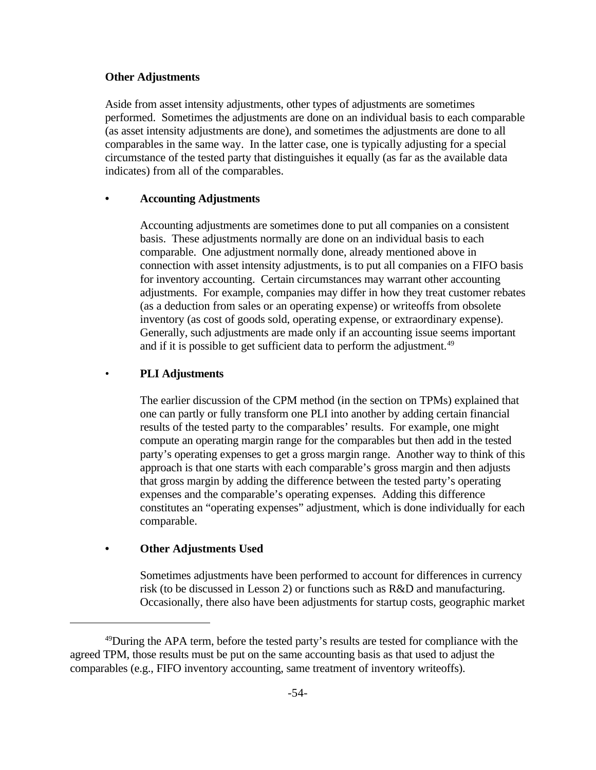**Other Adjustments**

Aside from asset intensity adjustments, other types of adjustments are sometimes performed. Sometimes the adjustments are done on an individual basis to each comparable (as asset intensity adjustments are done), and sometimes the adjustments are done to all comparables in the same way. In the latter case, one is typically adjusting for a special circumstance of the tested party that distinguishes it equally (as far as the available data indicates) from all of the comparables.

- **Accounting Adjustments**

  Accounting adjustments are sometimes done to put all companies on a consistent basis. These adjustments normally are done on an individual basis to each comparable. One adjustment normally done, already mentioned above in connection with asset intensity adjustments, is to put all companies on a FIFO basis for inventory accounting. Certain circumstances may warrant other accounting adjustments. For example, companies may differ in how they treat customer rebates (as a deduction from sales or an operating expense) or writeoffs from obsolete inventory (as cost of goods sold, operating expense, or extraordinary expense). Generally, such adjustments are made only if an accounting issue seems important and if it is possible to get sufficient data to perform the adjustment.[49]

- **PLI Adjustments**

  The earlier discussion of the CPM method (in the section on TPMs) explained that one can partly or fully transform one PLI into another by adding certain financial results of the tested party to the comparables' results. For example, one might compute an operating margin range for the comparables but then add in the tested party's operating expenses to get a gross margin range. Another way to think of this approach is that one starts with each comparable's gross margin and then adjusts that gross margin by adding the difference between the tested party's operating expenses and the comparable's operating expenses. Adding this difference constitutes an "operating expenses" adjustment, which is done individually for each comparable.

- **Other Adjustments Used**

  Sometimes adjustments have been performed to account for differences in currency risk (to be discussed in Lesson 2) or functions such as R&D and manufacturing. Occasionally, there also have been adjustments for startup costs, geographic market

[49]During the APA term, before the tested party's results are tested for compliance with the agreed TPM, those results must be put on the same accounting basis as that used to adjust the comparables (e.g., FIFO inventory accounting, same treatment of inventory writeoffs).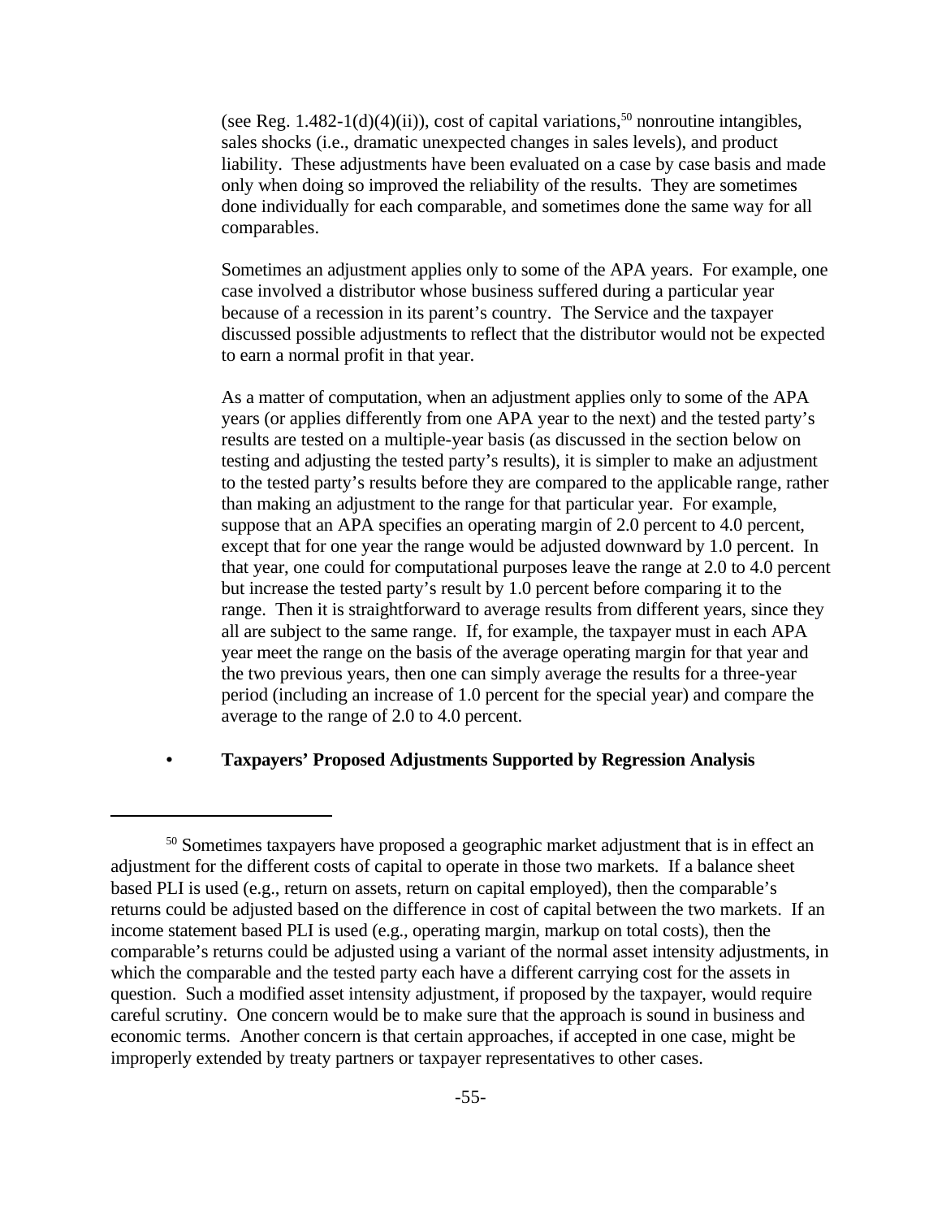(see Reg. 1.482-1(d)(4)(ii)), cost of capital variations,[50] nonroutine intangibles, sales shocks (i.e., dramatic unexpected changes in sales levels), and product liability. These adjustments have been evaluated on a case by case basis and made only when doing so improved the reliability of the results. They are sometimes done individually for each comparable, and sometimes done the same way for all comparables.

Sometimes an adjustment applies only to some of the APA years. For example, one case involved a distributor whose business suffered during a particular year because of a recession in its parent's country. The Service and the taxpayer discussed possible adjustments to reflect that the distributor would not be expected to earn a normal profit in that year.

As a matter of computation, when an adjustment applies only to some of the APA years (or applies differently from one APA year to the next) and the tested party's results are tested on a multiple-year basis (as discussed in the section below on testing and adjusting the tested party's results), it is simpler to make an adjustment to the tested party's results before they are compared to the applicable range, rather than making an adjustment to the range for that particular year. For example, suppose that an APA specifies an operating margin of 2.0 percent to 4.0 percent, except that for one year the range would be adjusted downward by 1.0 percent. In that year, one could for computational purposes leave the range at 2.0 to 4.0 percent but increase the tested party's result by 1.0 percent before comparing it to the range. Then it is straightforward to average results from different years, since they all are subject to the same range. If, for example, the taxpayer must in each APA year meet the range on the basis of the average operating margin for that year and the two previous years, then one can simply average the results for a three-year period (including an increase of 1.0 percent for the special year) and compare the average to the range of 2.0 to 4.0 percent.

- **Taxpayers' Proposed Adjustments Supported by Regression Analysis**

---

[50] Sometimes taxpayers have proposed a geographic market adjustment that is in effect an adjustment for the different costs of capital to operate in those two markets. If a balance sheet based PLI is used (e.g., return on assets, return on capital employed), then the comparable's returns could be adjusted based on the difference in cost of capital between the two markets. If an income statement based PLI is used (e.g., operating margin, markup on total costs), then the comparable's returns could be adjusted using a variant of the normal asset intensity adjustments, in which the comparable and the tested party each have a different carrying cost for the assets in question. Such a modified asset intensity adjustment, if proposed by the taxpayer, would require careful scrutiny. One concern would be to make sure that the approach is sound in business and economic terms. Another concern is that certain approaches, if accepted in one case, might be improperly extended by treaty partners or taxpayer representatives to other cases.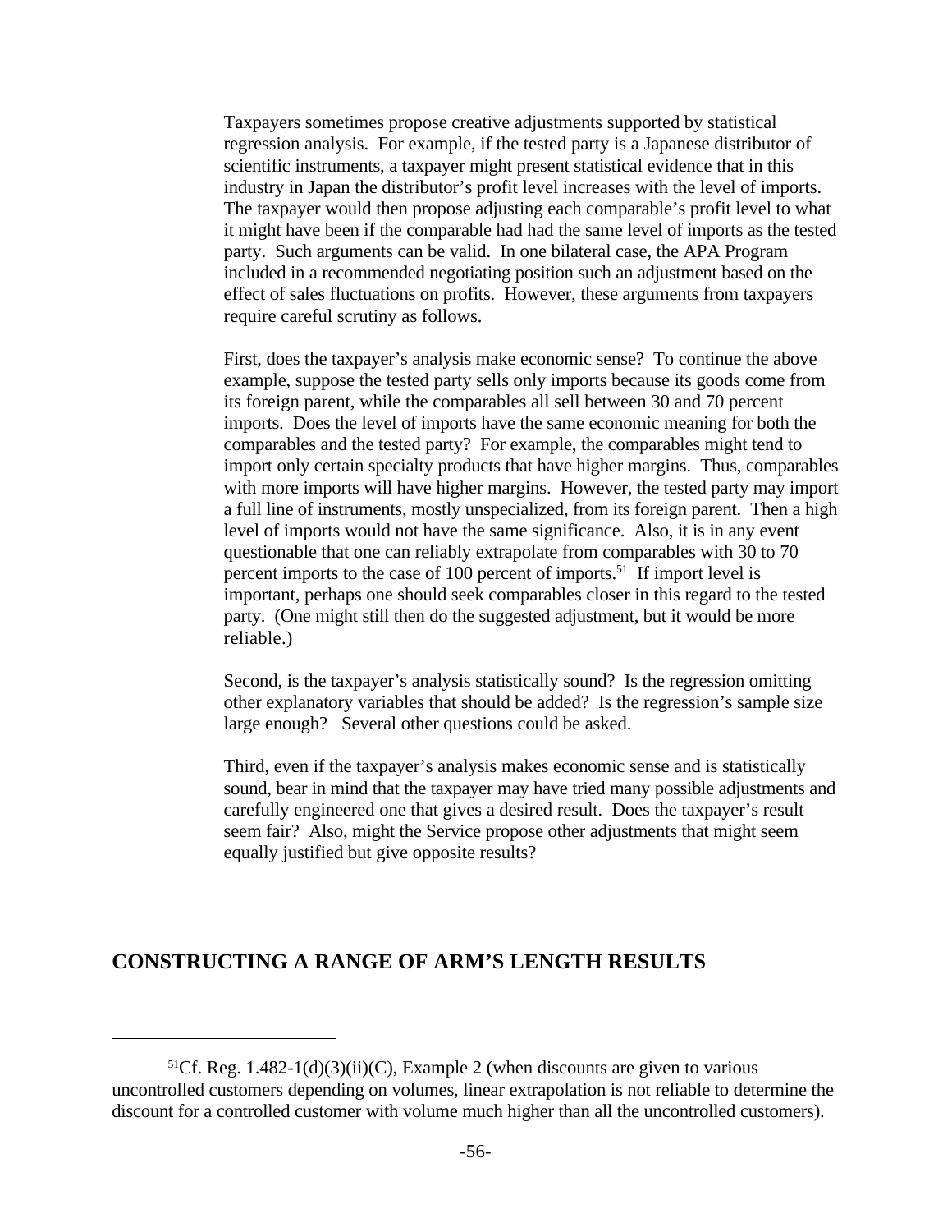Taxpayers sometimes propose creative adjustments supported by statistical regression analysis. For example, if the tested party is a Japanese distributor of scientific instruments, a taxpayer might present statistical evidence that in this industry in Japan the distributor's profit level increases with the level of imports. The taxpayer would then propose adjusting each comparable's profit level to what it might have been if the comparable had had the same level of imports as the tested party. Such arguments can be valid. In one bilateral case, the APA Program included in a recommended negotiating position such an adjustment based on the effect of sales fluctuations on profits. However, these arguments from taxpayers require careful scrutiny as follows.

First, does the taxpayer's analysis make economic sense? To continue the above example, suppose the tested party sells only imports because its goods come from its foreign parent, while the comparables all sell between 30 and 70 percent imports. Does the level of imports have the same economic meaning for both the comparables and the tested party? For example, the comparables might tend to import only certain specialty products that have higher margins. Thus, comparables with more imports will have higher margins. However, the tested party may import a full line of instruments, mostly unspecialized, from its foreign parent. Then a high level of imports would not have the same significance. Also, it is in any event questionable that one can reliably extrapolate from comparables with 30 to 70 percent imports to the case of 100 percent of imports.[51] If import level is important, perhaps one should seek comparables closer in this regard to the tested party. (One might still then do the suggested adjustment, but it would be more reliable.)

Second, is the taxpayer's analysis statistically sound? Is the regression omitting other explanatory variables that should be added? Is the regression's sample size large enough? Several other questions could be asked.

Third, even if the taxpayer's analysis makes economic sense and is statistically sound, bear in mind that the taxpayer may have tried many possible adjustments and carefully engineered one that gives a desired result. Does the taxpayer's result seem fair? Also, might the Service propose other adjustments that might seem equally justified but give opposite results?

## CONSTRUCTING A RANGE OF ARM'S LENGTH RESULTS

---

[51] Cf. Reg. 1.482-1(d)(3)(ii)(C), Example 2 (when discounts are given to various uncontrolled customers depending on volumes, linear extrapolation is not reliable to determine the discount for a controlled customer with volume much higher than all the uncontrolled customers).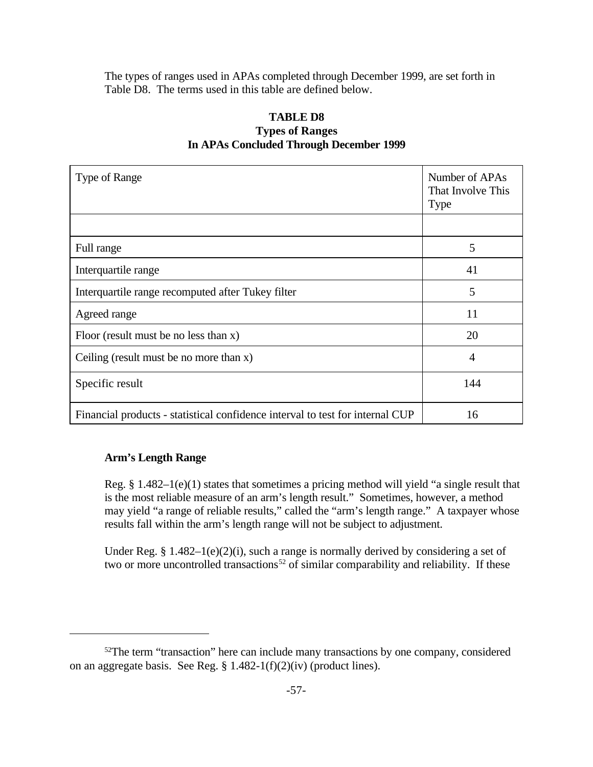The types of ranges used in APAs completed through December 1999, are set forth in Table D8. The terms used in this table are defined below.

**TABLE D8**
**Types of Ranges**
**In APAs Concluded Through December 1999**

| Type of Range | Number of APAs That Involve This Type |
|---|---|
| | |
| Full range | 5 |
| Interquartile range | 41 |
| Interquartile range recomputed after Tukey filter | 5 |
| Agreed range | 11 |
| Floor (result must be no less than x) | 20 |
| Ceiling (result must be no more than x) | 4 |
| Specific result | 144 |
| Financial products - statistical confidence interval to test for internal CUP | 16 |

**Arm's Length Range**

Reg. § 1.482–1(e)(1) states that sometimes a pricing method will yield "a single result that is the most reliable measure of an arm's length result." Sometimes, however, a method may yield "a range of reliable results," called the "arm's length range." A taxpayer whose results fall within the arm's length range will not be subject to adjustment.

Under Reg. § 1.482–1(e)(2)(i), such a range is normally derived by considering a set of two or more uncontrolled transactions[52] of similar comparability and reliability. If these

[52]The term "transaction" here can include many transactions by one company, considered on an aggregate basis. See Reg. § 1.482-1(f)(2)(iv) (product lines).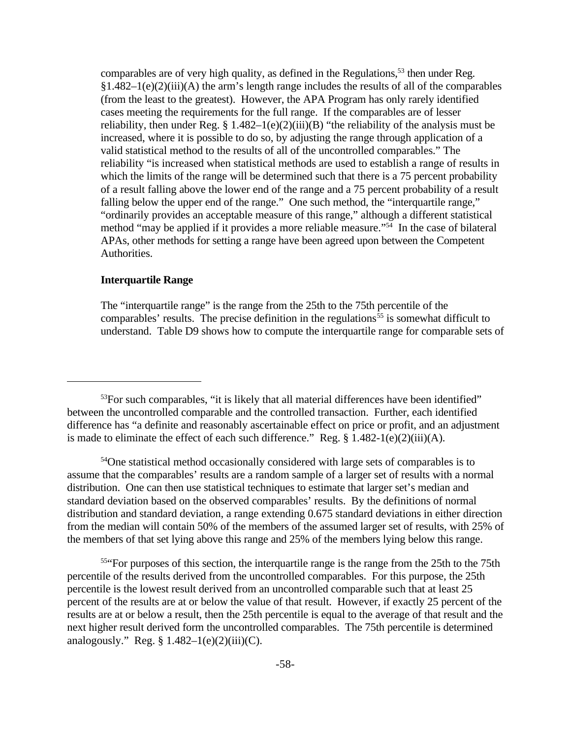comparables are of very high quality, as defined in the Regulations,[53] then under Reg. §1.482–1(e)(2)(iii)(A) the arm's length range includes the results of all of the comparables (from the least to the greatest). However, the APA Program has only rarely identified cases meeting the requirements for the full range. If the comparables are of lesser reliability, then under Reg. § 1.482–1(e)(2)(iii)(B) "the reliability of the analysis must be increased, where it is possible to do so, by adjusting the range through application of a valid statistical method to the results of all of the uncontrolled comparables." The reliability "is increased when statistical methods are used to establish a range of results in which the limits of the range will be determined such that there is a 75 percent probability of a result falling above the lower end of the range and a 75 percent probability of a result falling below the upper end of the range." One such method, the "interquartile range," "ordinarily provides an acceptable measure of this range," although a different statistical method "may be applied if it provides a more reliable measure."[54] In the case of bilateral APAs, other methods for setting a range have been agreed upon between the Competent Authorities.

**Interquartile Range**

The "interquartile range" is the range from the 25th to the 75th percentile of the comparables' results. The precise definition in the regulations[55] is somewhat difficult to understand. Table D9 shows how to compute the interquartile range for comparable sets of

---

[53]For such comparables, "it is likely that all material differences have been identified" between the uncontrolled comparable and the controlled transaction. Further, each identified difference has "a definite and reasonably ascertainable effect on price or profit, and an adjustment is made to eliminate the effect of each such difference." Reg. § 1.482-1(e)(2)(iii)(A).

[54]One statistical method occasionally considered with large sets of comparables is to assume that the comparables' results are a random sample of a larger set of results with a normal distribution. One can then use statistical techniques to estimate that larger set's median and standard deviation based on the observed comparables' results. By the definitions of normal distribution and standard deviation, a range extending 0.675 standard deviations in either direction from the median will contain 50% of the members of the assumed larger set of results, with 25% of the members of that set lying above this range and 25% of the members lying below this range.

[55]"For purposes of this section, the interquartile range is the range from the 25th to the 75th percentile of the results derived from the uncontrolled comparables. For this purpose, the 25th percentile is the lowest result derived from an uncontrolled comparable such that at least 25 percent of the results are at or below the value of that result. However, if exactly 25 percent of the results are at or below a result, then the 25th percentile is equal to the average of that result and the next higher result derived form the uncontrolled comparables. The 75th percentile is determined analogously." Reg. § 1.482–1(e)(2)(iii)(C).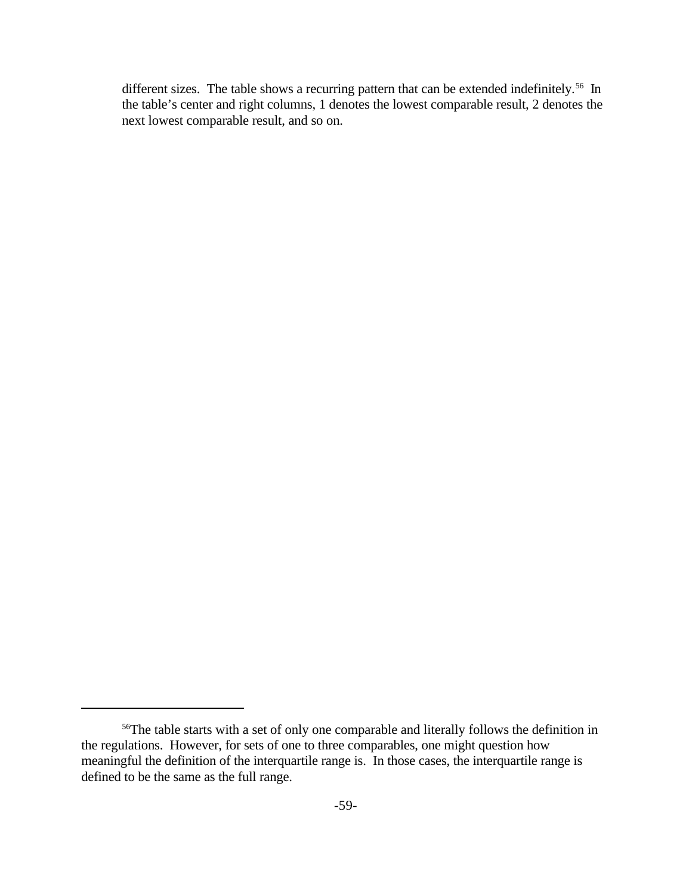different sizes. The table shows a recurring pattern that can be extended indefinitely.[56] In the table's center and right columns, 1 denotes the lowest comparable result, 2 denotes the next lowest comparable result, and so on.

---

[56]The table starts with a set of only one comparable and literally follows the definition in the regulations. However, for sets of one to three comparables, one might question how meaningful the definition of the interquartile range is. In those cases, the interquartile range is defined to be the same as the full range.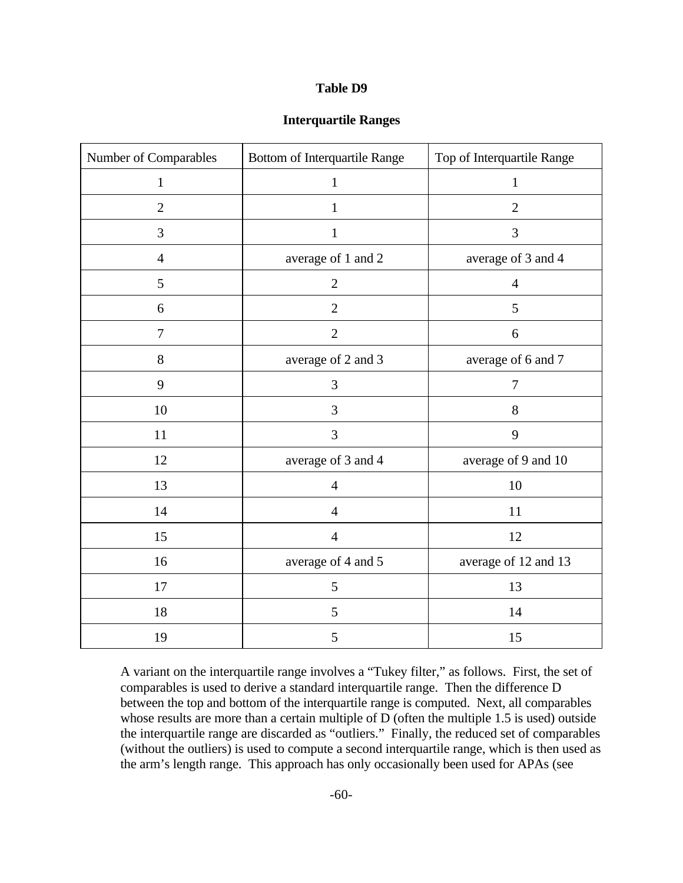**Table D9**

**Interquartile Ranges**

| Number of Comparables | Bottom of Interquartile Range | Top of Interquartile Range |
|---|---|---|
| 1 | 1 | 1 |
| 2 | 1 | 2 |
| 3 | 1 | 3 |
| 4 | average of 1 and 2 | average of 3 and 4 |
| 5 | 2 | 4 |
| 6 | 2 | 5 |
| 7 | 2 | 6 |
| 8 | average of 2 and 3 | average of 6 and 7 |
| 9 | 3 | 7 |
| 10 | 3 | 8 |
| 11 | 3 | 9 |
| 12 | average of 3 and 4 | average of 9 and 10 |
| 13 | 4 | 10 |
| 14 | 4 | 11 |
| 15 | 4 | 12 |
| 16 | average of 4 and 5 | average of 12 and 13 |
| 17 | 5 | 13 |
| 18 | 5 | 14 |
| 19 | 5 | 15 |

A variant on the interquartile range involves a "Tukey filter," as follows. First, the set of comparables is used to derive a standard interquartile range. Then the difference D between the top and bottom of the interquartile range is computed. Next, all comparables whose results are more than a certain multiple of D (often the multiple 1.5 is used) outside the interquartile range are discarded as "outliers." Finally, the reduced set of comparables (without the outliers) is used to compute a second interquartile range, which is then used as the arm's length range. This approach has only occasionally been used for APAs (see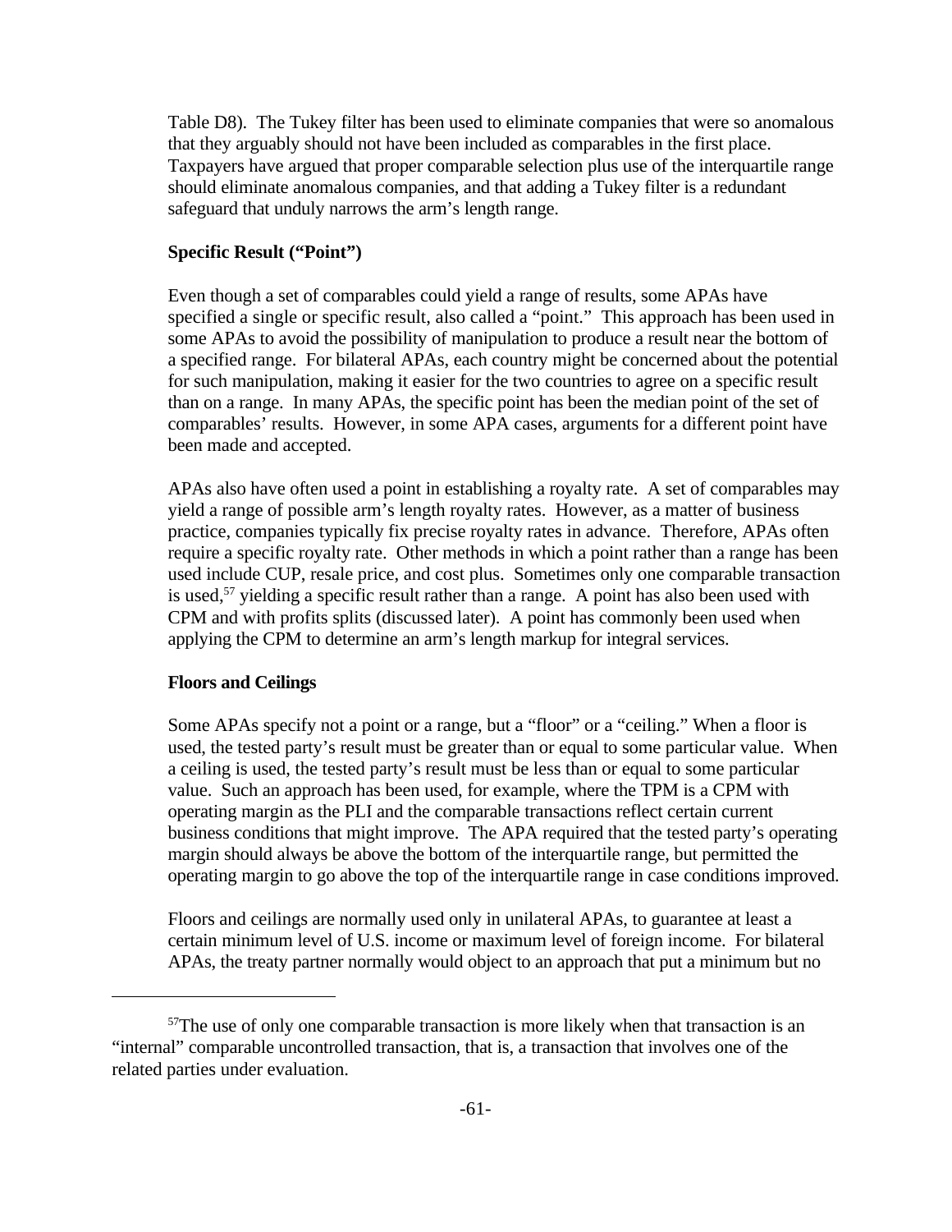Table D8). The Tukey filter has been used to eliminate companies that were so anomalous that they arguably should not have been included as comparables in the first place. Taxpayers have argued that proper comparable selection plus use of the interquartile range should eliminate anomalous companies, and that adding a Tukey filter is a redundant safeguard that unduly narrows the arm's length range.

**Specific Result ("Point")**

Even though a set of comparables could yield a range of results, some APAs have specified a single or specific result, also called a "point." This approach has been used in some APAs to avoid the possibility of manipulation to produce a result near the bottom of a specified range. For bilateral APAs, each country might be concerned about the potential for such manipulation, making it easier for the two countries to agree on a specific result than on a range. In many APAs, the specific point has been the median point of the set of comparables' results. However, in some APA cases, arguments for a different point have been made and accepted.

APAs also have often used a point in establishing a royalty rate. A set of comparables may yield a range of possible arm's length royalty rates. However, as a matter of business practice, companies typically fix precise royalty rates in advance. Therefore, APAs often require a specific royalty rate. Other methods in which a point rather than a range has been used include CUP, resale price, and cost plus. Sometimes only one comparable transaction is used,[57] yielding a specific result rather than a range. A point has also been used with CPM and with profits splits (discussed later). A point has commonly been used when applying the CPM to determine an arm's length markup for integral services.

**Floors and Ceilings**

Some APAs specify not a point or a range, but a "floor" or a "ceiling." When a floor is used, the tested party's result must be greater than or equal to some particular value. When a ceiling is used, the tested party's result must be less than or equal to some particular value. Such an approach has been used, for example, where the TPM is a CPM with operating margin as the PLI and the comparable transactions reflect certain current business conditions that might improve. The APA required that the tested party's operating margin should always be above the bottom of the interquartile range, but permitted the operating margin to go above the top of the interquartile range in case conditions improved.

Floors and ceilings are normally used only in unilateral APAs, to guarantee at least a certain minimum level of U.S. income or maximum level of foreign income. For bilateral APAs, the treaty partner normally would object to an approach that put a minimum but no

[57]The use of only one comparable transaction is more likely when that transaction is an "internal" comparable uncontrolled transaction, that is, a transaction that involves one of the related parties under evaluation.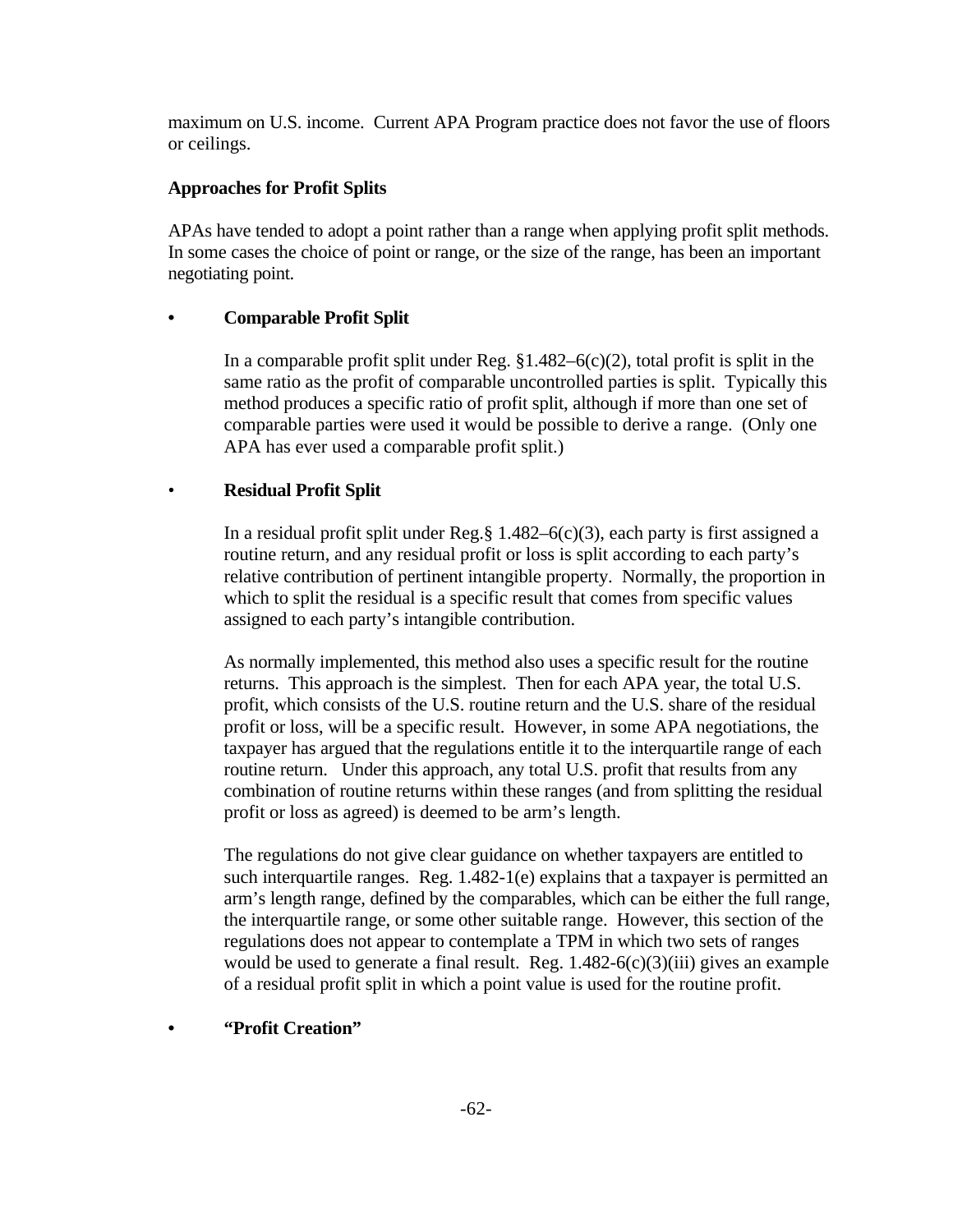maximum on U.S. income. Current APA Program practice does not favor the use of floors or ceilings.

**Approaches for Profit Splits**

APAs have tended to adopt a point rather than a range when applying profit split methods. In some cases the choice of point or range, or the size of the range, has been an important negotiating point.

- **Comparable Profit Split**

  In a comparable profit split under Reg. §1.482–6(c)(2), total profit is split in the same ratio as the profit of comparable uncontrolled parties is split. Typically this method produces a specific ratio of profit split, although if more than one set of comparable parties were used it would be possible to derive a range. (Only one APA has ever used a comparable profit split.)

- **Residual Profit Split**

  In a residual profit split under Reg.§ 1.482–6(c)(3), each party is first assigned a routine return, and any residual profit or loss is split according to each party's relative contribution of pertinent intangible property. Normally, the proportion in which to split the residual is a specific result that comes from specific values assigned to each party's intangible contribution.

  As normally implemented, this method also uses a specific result for the routine returns. This approach is the simplest. Then for each APA year, the total U.S. profit, which consists of the U.S. routine return and the U.S. share of the residual profit or loss, will be a specific result. However, in some APA negotiations, the taxpayer has argued that the regulations entitle it to the interquartile range of each routine return. Under this approach, any total U.S. profit that results from any combination of routine returns within these ranges (and from splitting the residual profit or loss as agreed) is deemed to be arm's length.

  The regulations do not give clear guidance on whether taxpayers are entitled to such interquartile ranges. Reg. 1.482-1(e) explains that a taxpayer is permitted an arm's length range, defined by the comparables, which can be either the full range, the interquartile range, or some other suitable range. However, this section of the regulations does not appear to contemplate a TPM in which two sets of ranges would be used to generate a final result. Reg. 1.482-6(c)(3)(iii) gives an example of a residual profit split in which a point value is used for the routine profit.

- **"Profit Creation"**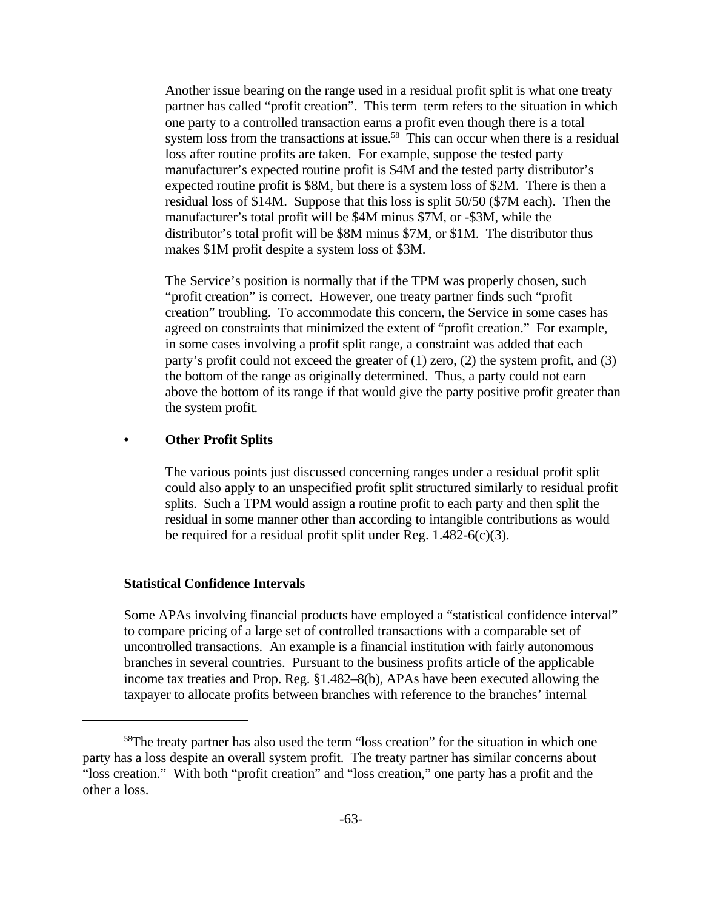Another issue bearing on the range used in a residual profit split is what one treaty partner has called "profit creation". This term term refers to the situation in which one party to a controlled transaction earns a profit even though there is a total system loss from the transactions at issue.[58] This can occur when there is a residual loss after routine profits are taken. For example, suppose the tested party manufacturer's expected routine profit is $4M and the tested party distributor's expected routine profit is $8M, but there is a system loss of $2M. There is then a residual loss of $14M. Suppose that this loss is split 50/50 ($7M each). Then the manufacturer's total profit will be $4M minus $7M, or -$3M, while the distributor's total profit will be $8M minus $7M, or $1M. The distributor thus makes $1M profit despite a system loss of $3M.

The Service's position is normally that if the TPM was properly chosen, such "profit creation" is correct. However, one treaty partner finds such "profit creation" troubling. To accommodate this concern, the Service in some cases has agreed on constraints that minimized the extent of "profit creation." For example, in some cases involving a profit split range, a constraint was added that each party's profit could not exceed the greater of (1) zero, (2) the system profit, and (3) the bottom of the range as originally determined. Thus, a party could not earn above the bottom of its range if that would give the party positive profit greater than the system profit.

- **Other Profit Splits**

  The various points just discussed concerning ranges under a residual profit split could also apply to an unspecified profit split structured similarly to residual profit splits. Such a TPM would assign a routine profit to each party and then split the residual in some manner other than according to intangible contributions as would be required for a residual profit split under Reg. 1.482-6(c)(3).

**Statistical Confidence Intervals**

Some APAs involving financial products have employed a "statistical confidence interval" to compare pricing of a large set of controlled transactions with a comparable set of uncontrolled transactions. An example is a financial institution with fairly autonomous branches in several countries. Pursuant to the business profits article of the applicable income tax treaties and Prop. Reg. §1.482–8(b), APAs have been executed allowing the taxpayer to allocate profits between branches with reference to the branches' internal

---

[58] The treaty partner has also used the term "loss creation" for the situation in which one party has a loss despite an overall system profit. The treaty partner has similar concerns about "loss creation." With both "profit creation" and "loss creation," one party has a profit and the other a loss.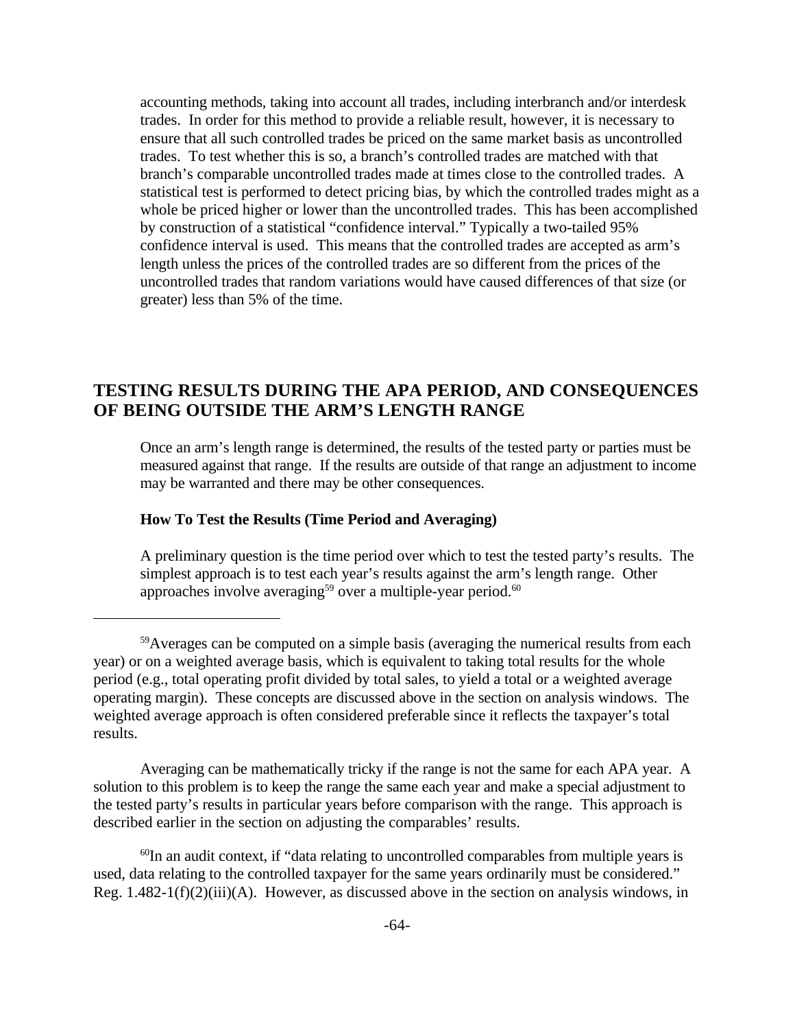accounting methods, taking into account all trades, including interbranch and/or interdesk trades. In order for this method to provide a reliable result, however, it is necessary to ensure that all such controlled trades be priced on the same market basis as uncontrolled trades. To test whether this is so, a branch's controlled trades are matched with that branch's comparable uncontrolled trades made at times close to the controlled trades. A statistical test is performed to detect pricing bias, by which the controlled trades might as a whole be priced higher or lower than the uncontrolled trades. This has been accomplished by construction of a statistical "confidence interval." Typically a two-tailed 95% confidence interval is used. This means that the controlled trades are accepted as arm's length unless the prices of the controlled trades are so different from the prices of the uncontrolled trades that random variations would have caused differences of that size (or greater) less than 5% of the time.

## TESTING RESULTS DURING THE APA PERIOD, AND CONSEQUENCES OF BEING OUTSIDE THE ARM'S LENGTH RANGE

Once an arm's length range is determined, the results of the tested party or parties must be measured against that range. If the results are outside of that range an adjustment to income may be warranted and there may be other consequences.

### How To Test the Results (Time Period and Averaging)

A preliminary question is the time period over which to test the tested party's results. The simplest approach is to test each year's results against the arm's length range. Other approaches involve averaging[59] over a multiple-year period.[60]

---

[59]Averages can be computed on a simple basis (averaging the numerical results from each year) or on a weighted average basis, which is equivalent to taking total results for the whole period (e.g., total operating profit divided by total sales, to yield a total or a weighted average operating margin). These concepts are discussed above in the section on analysis windows. The weighted average approach is often considered preferable since it reflects the taxpayer's total results.

Averaging can be mathematically tricky if the range is not the same for each APA year. A solution to this problem is to keep the range the same each year and make a special adjustment to the tested party's results in particular years before comparison with the range. This approach is described earlier in the section on adjusting the comparables' results.

[60]In an audit context, if "data relating to uncontrolled comparables from multiple years is used, data relating to the controlled taxpayer for the same years ordinarily must be considered." Reg. 1.482-1(f)(2)(iii)(A). However, as discussed above in the section on analysis windows, in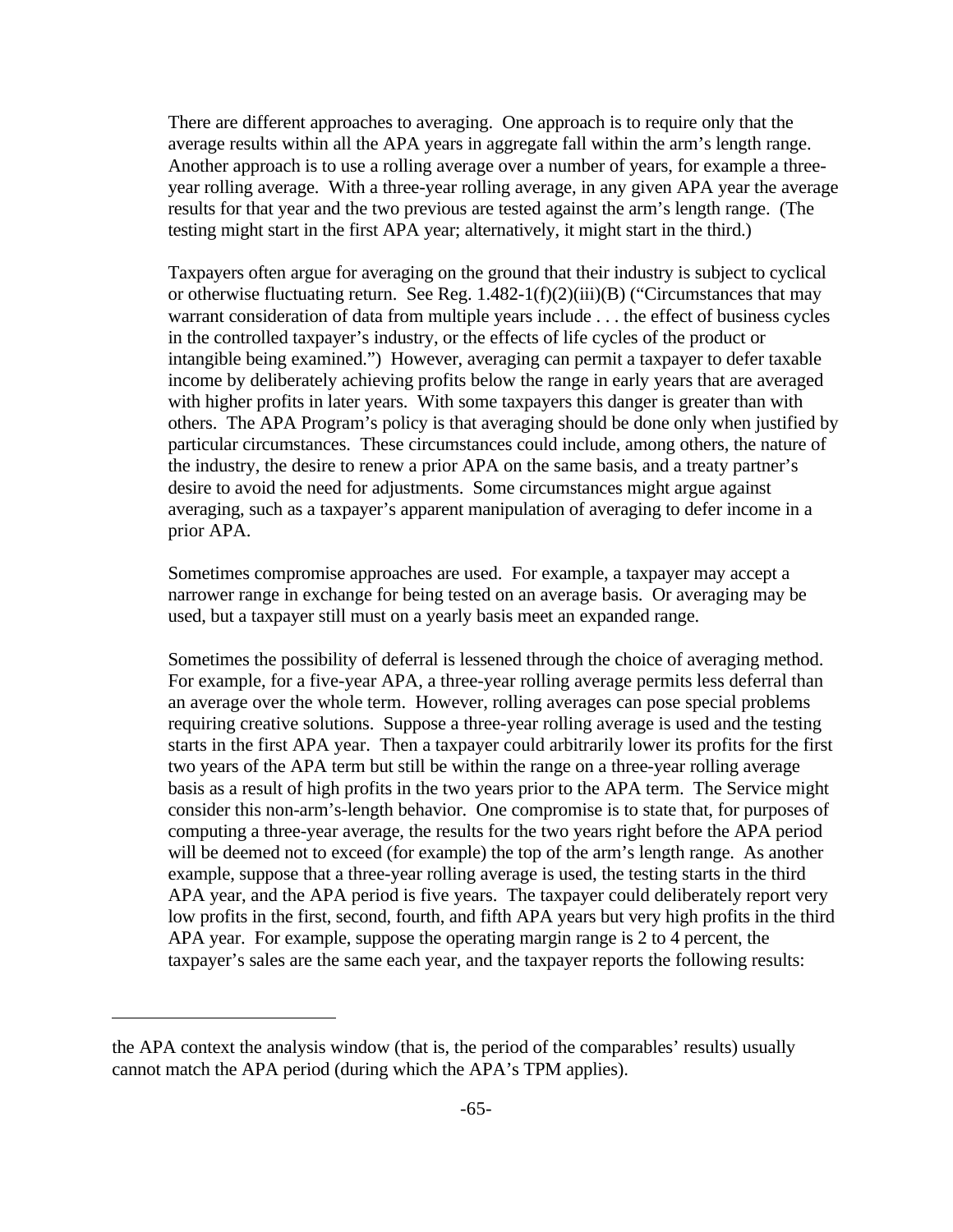There are different approaches to averaging. One approach is to require only that the average results within all the APA years in aggregate fall within the arm's length range. Another approach is to use a rolling average over a number of years, for example a three-year rolling average. With a three-year rolling average, in any given APA year the average results for that year and the two previous are tested against the arm's length range. (The testing might start in the first APA year; alternatively, it might start in the third.)

Taxpayers often argue for averaging on the ground that their industry is subject to cyclical or otherwise fluctuating return. See Reg. 1.482-1(f)(2)(iii)(B) ("Circumstances that may warrant consideration of data from multiple years include . . . the effect of business cycles in the controlled taxpayer's industry, or the effects of life cycles of the product or intangible being examined.") However, averaging can permit a taxpayer to defer taxable income by deliberately achieving profits below the range in early years that are averaged with higher profits in later years. With some taxpayers this danger is greater than with others. The APA Program's policy is that averaging should be done only when justified by particular circumstances. These circumstances could include, among others, the nature of the industry, the desire to renew a prior APA on the same basis, and a treaty partner's desire to avoid the need for adjustments. Some circumstances might argue against averaging, such as a taxpayer's apparent manipulation of averaging to defer income in a prior APA.

Sometimes compromise approaches are used. For example, a taxpayer may accept a narrower range in exchange for being tested on an average basis. Or averaging may be used, but a taxpayer still must on a yearly basis meet an expanded range.

Sometimes the possibility of deferral is lessened through the choice of averaging method. For example, for a five-year APA, a three-year rolling average permits less deferral than an average over the whole term. However, rolling averages can pose special problems requiring creative solutions. Suppose a three-year rolling average is used and the testing starts in the first APA year. Then a taxpayer could arbitrarily lower its profits for the first two years of the APA term but still be within the range on a three-year rolling average basis as a result of high profits in the two years prior to the APA term. The Service might consider this non-arm's-length behavior. One compromise is to state that, for purposes of computing a three-year average, the results for the two years right before the APA period will be deemed not to exceed (for example) the top of the arm's length range. As another example, suppose that a three-year rolling average is used, the testing starts in the third APA year, and the APA period is five years. The taxpayer could deliberately report very low profits in the first, second, fourth, and fifth APA years but very high profits in the third APA year. For example, suppose the operating margin range is 2 to 4 percent, the taxpayer's sales are the same each year, and the taxpayer reports the following results:

---

the APA context the analysis window (that is, the period of the comparables' results) usually cannot match the APA period (during which the APA's TPM applies).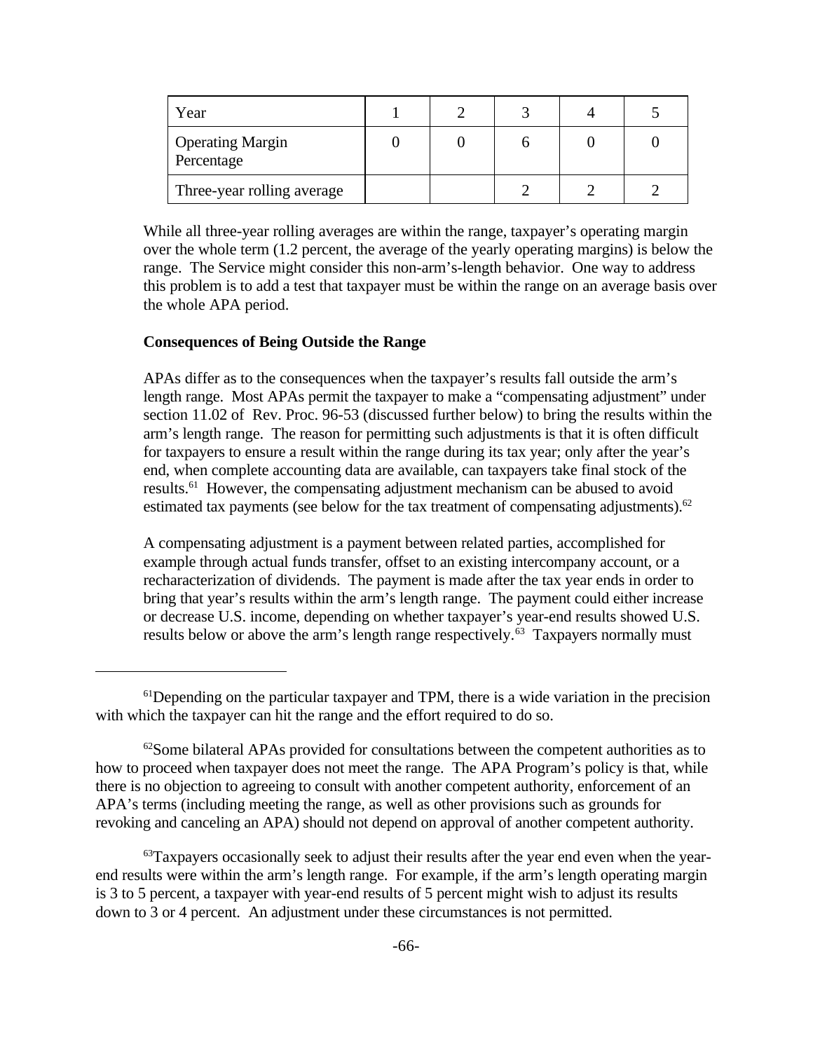| Year | 1 | 2 | 3 | 4 | 5 |
|---|---|---|---|---|---|
| Operating Margin Percentage | 0 | 0 | 6 | 0 | 0 |
| Three-year rolling average | | | 2 | 2 | 2 |

While all three-year rolling averages are within the range, taxpayer's operating margin over the whole term (1.2 percent, the average of the yearly operating margins) is below the range. The Service might consider this non-arm's-length behavior. One way to address this problem is to add a test that taxpayer must be within the range on an average basis over the whole APA period.

**Consequences of Being Outside the Range**

APAs differ as to the consequences when the taxpayer's results fall outside the arm's length range. Most APAs permit the taxpayer to make a "compensating adjustment" under section 11.02 of Rev. Proc. 96-53 (discussed further below) to bring the results within the arm's length range. The reason for permitting such adjustments is that it is often difficult for taxpayers to ensure a result within the range during its tax year; only after the year's end, when complete accounting data are available, can taxpayers take final stock of the results.[61] However, the compensating adjustment mechanism can be abused to avoid estimated tax payments (see below for the tax treatment of compensating adjustments).[62]

A compensating adjustment is a payment between related parties, accomplished for example through actual funds transfer, offset to an existing intercompany account, or a recharacterization of dividends. The payment is made after the tax year ends in order to bring that year's results within the arm's length range. The payment could either increase or decrease U.S. income, depending on whether taxpayer's year-end results showed U.S. results below or above the arm's length range respectively.[63] Taxpayers normally must

---

[61]Depending on the particular taxpayer and TPM, there is a wide variation in the precision with which the taxpayer can hit the range and the effort required to do so.

[62]Some bilateral APAs provided for consultations between the competent authorities as to how to proceed when taxpayer does not meet the range. The APA Program's policy is that, while there is no objection to agreeing to consult with another competent authority, enforcement of an APA's terms (including meeting the range, as well as other provisions such as grounds for revoking and canceling an APA) should not depend on approval of another competent authority.

[63]Taxpayers occasionally seek to adjust their results after the year end even when the year-end results were within the arm's length range. For example, if the arm's length operating margin is 3 to 5 percent, a taxpayer with year-end results of 5 percent might wish to adjust its results down to 3 or 4 percent. An adjustment under these circumstances is not permitted.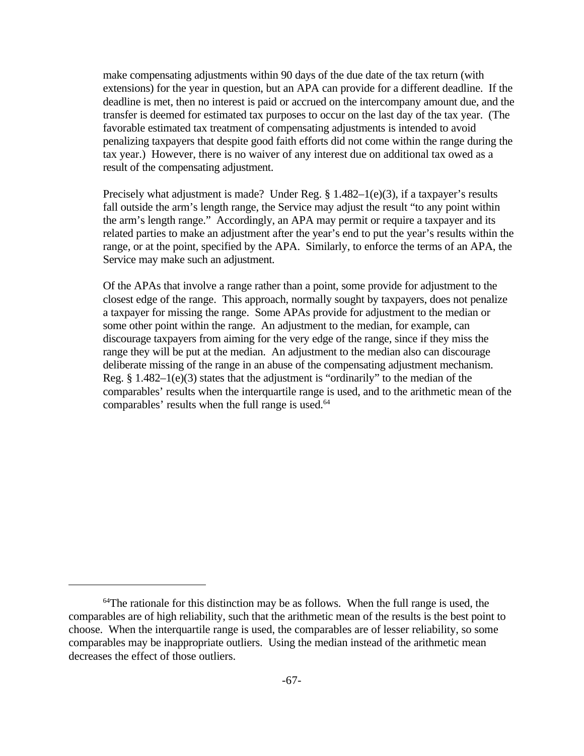make compensating adjustments within 90 days of the due date of the tax return (with extensions) for the year in question, but an APA can provide for a different deadline. If the deadline is met, then no interest is paid or accrued on the intercompany amount due, and the transfer is deemed for estimated tax purposes to occur on the last day of the tax year. (The favorable estimated tax treatment of compensating adjustments is intended to avoid penalizing taxpayers that despite good faith efforts did not come within the range during the tax year.) However, there is no waiver of any interest due on additional tax owed as a result of the compensating adjustment.

Precisely what adjustment is made? Under Reg. § 1.482–1(e)(3), if a taxpayer's results fall outside the arm's length range, the Service may adjust the result "to any point within the arm's length range." Accordingly, an APA may permit or require a taxpayer and its related parties to make an adjustment after the year's end to put the year's results within the range, or at the point, specified by the APA. Similarly, to enforce the terms of an APA, the Service may make such an adjustment.

Of the APAs that involve a range rather than a point, some provide for adjustment to the closest edge of the range. This approach, normally sought by taxpayers, does not penalize a taxpayer for missing the range. Some APAs provide for adjustment to the median or some other point within the range. An adjustment to the median, for example, can discourage taxpayers from aiming for the very edge of the range, since if they miss the range they will be put at the median. An adjustment to the median also can discourage deliberate missing of the range in an abuse of the compensating adjustment mechanism. Reg. § 1.482–1(e)(3) states that the adjustment is "ordinarily" to the median of the comparables' results when the interquartile range is used, and to the arithmetic mean of the comparables' results when the full range is used.[64]

---

[64]The rationale for this distinction may be as follows. When the full range is used, the comparables are of high reliability, such that the arithmetic mean of the results is the best point to choose. When the interquartile range is used, the comparables are of lesser reliability, so some comparables may be inappropriate outliers. Using the median instead of the arithmetic mean decreases the effect of those outliers.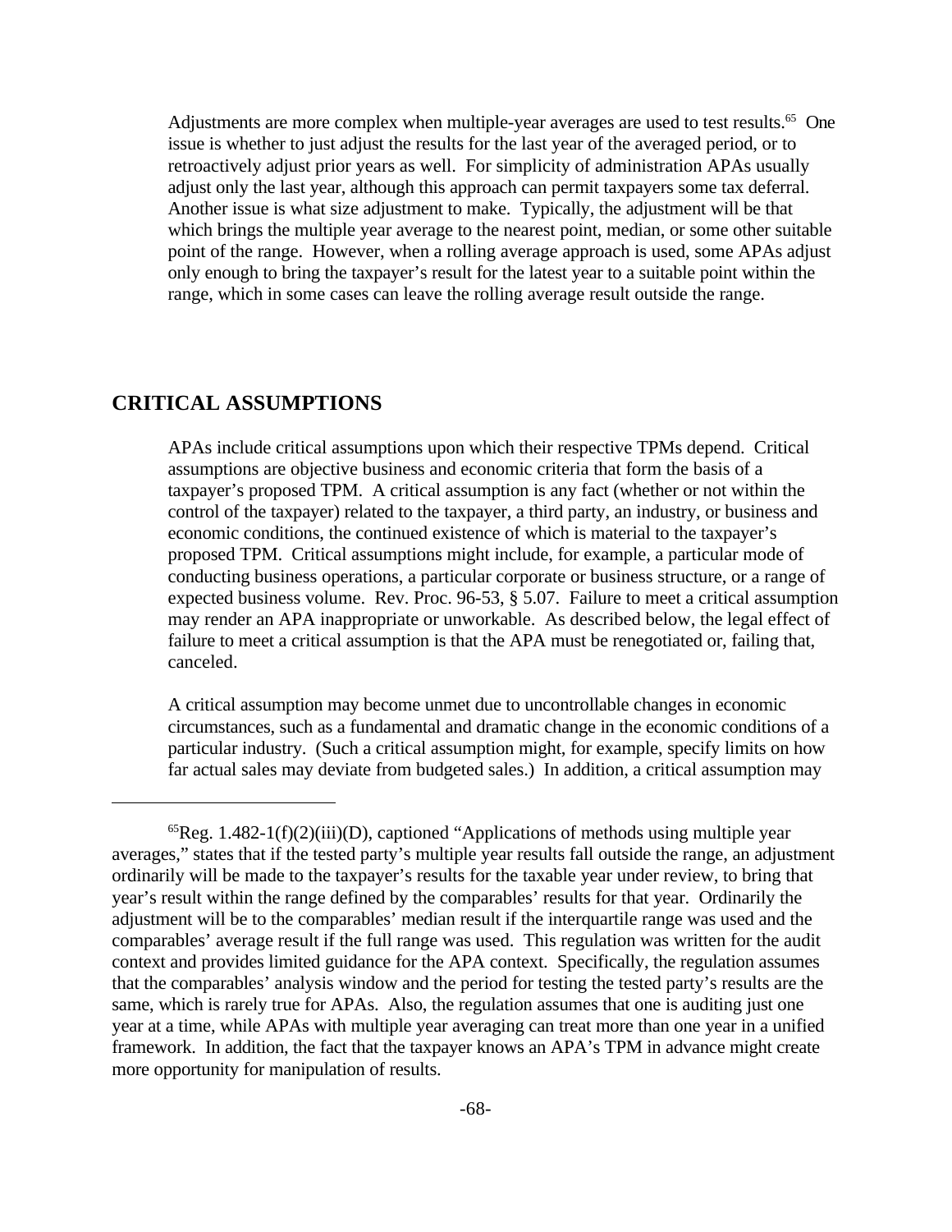Adjustments are more complex when multiple-year averages are used to test results.[65] One issue is whether to just adjust the results for the last year of the averaged period, or to retroactively adjust prior years as well. For simplicity of administration APAs usually adjust only the last year, although this approach can permit taxpayers some tax deferral. Another issue is what size adjustment to make. Typically, the adjustment will be that which brings the multiple year average to the nearest point, median, or some other suitable point of the range. However, when a rolling average approach is used, some APAs adjust only enough to bring the taxpayer's result for the latest year to a suitable point within the range, which in some cases can leave the rolling average result outside the range.

## CRITICAL ASSUMPTIONS

APAs include critical assumptions upon which their respective TPMs depend. Critical assumptions are objective business and economic criteria that form the basis of a taxpayer's proposed TPM. A critical assumption is any fact (whether or not within the control of the taxpayer) related to the taxpayer, a third party, an industry, or business and economic conditions, the continued existence of which is material to the taxpayer's proposed TPM. Critical assumptions might include, for example, a particular mode of conducting business operations, a particular corporate or business structure, or a range of expected business volume. Rev. Proc. 96-53, § 5.07. Failure to meet a critical assumption may render an APA inappropriate or unworkable. As described below, the legal effect of failure to meet a critical assumption is that the APA must be renegotiated or, failing that, canceled.

A critical assumption may become unmet due to uncontrollable changes in economic circumstances, such as a fundamental and dramatic change in the economic conditions of a particular industry. (Such a critical assumption might, for example, specify limits on how far actual sales may deviate from budgeted sales.) In addition, a critical assumption may

---

[65] Reg. 1.482-1(f)(2)(iii)(D), captioned "Applications of methods using multiple year averages," states that if the tested party's multiple year results fall outside the range, an adjustment ordinarily will be made to the taxpayer's results for the taxable year under review, to bring that year's result within the range defined by the comparables' results for that year. Ordinarily the adjustment will be to the comparables' median result if the interquartile range was used and the comparables' average result if the full range was used. This regulation was written for the audit context and provides limited guidance for the APA context. Specifically, the regulation assumes that the comparables' analysis window and the period for testing the tested party's results are the same, which is rarely true for APAs. Also, the regulation assumes that one is auditing just one year at a time, while APAs with multiple year averaging can treat more than one year in a unified framework. In addition, the fact that the taxpayer knows an APA's TPM in advance might create more opportunity for manipulation of results.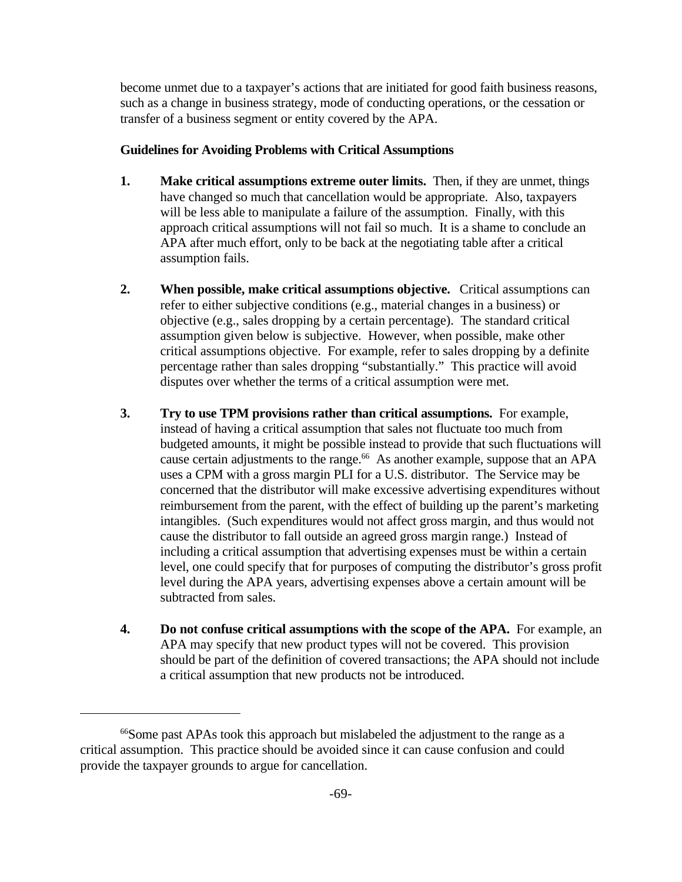become unmet due to a taxpayer's actions that are initiated for good faith business reasons, such as a change in business strategy, mode of conducting operations, or the cessation or transfer of a business segment or entity covered by the APA.

**Guidelines for Avoiding Problems with Critical Assumptions**

1. **Make critical assumptions extreme outer limits.** Then, if they are unmet, things have changed so much that cancellation would be appropriate. Also, taxpayers will be less able to manipulate a failure of the assumption. Finally, with this approach critical assumptions will not fail so much. It is a shame to conclude an APA after much effort, only to be back at the negotiating table after a critical assumption fails.

2. **When possible, make critical assumptions objective.** Critical assumptions can refer to either subjective conditions (e.g., material changes in a business) or objective (e.g., sales dropping by a certain percentage). The standard critical assumption given below is subjective. However, when possible, make other critical assumptions objective. For example, refer to sales dropping by a definite percentage rather than sales dropping "substantially." This practice will avoid disputes over whether the terms of a critical assumption were met.

3. **Try to use TPM provisions rather than critical assumptions.** For example, instead of having a critical assumption that sales not fluctuate too much from budgeted amounts, it might be possible instead to provide that such fluctuations will cause certain adjustments to the range.[66] As another example, suppose that an APA uses a CPM with a gross margin PLI for a U.S. distributor. The Service may be concerned that the distributor will make excessive advertising expenditures without reimbursement from the parent, with the effect of building up the parent's marketing intangibles. (Such expenditures would not affect gross margin, and thus would not cause the distributor to fall outside an agreed gross margin range.) Instead of including a critical assumption that advertising expenses must be within a certain level, one could specify that for purposes of computing the distributor's gross profit level during the APA years, advertising expenses above a certain amount will be subtracted from sales.

4. **Do not confuse critical assumptions with the scope of the APA.** For example, an APA may specify that new product types will not be covered. This provision should be part of the definition of covered transactions; the APA should not include a critical assumption that new products not be introduced.

---

[66]Some past APAs took this approach but mislabeled the adjustment to the range as a critical assumption. This practice should be avoided since it can cause confusion and could provide the taxpayer grounds to argue for cancellation.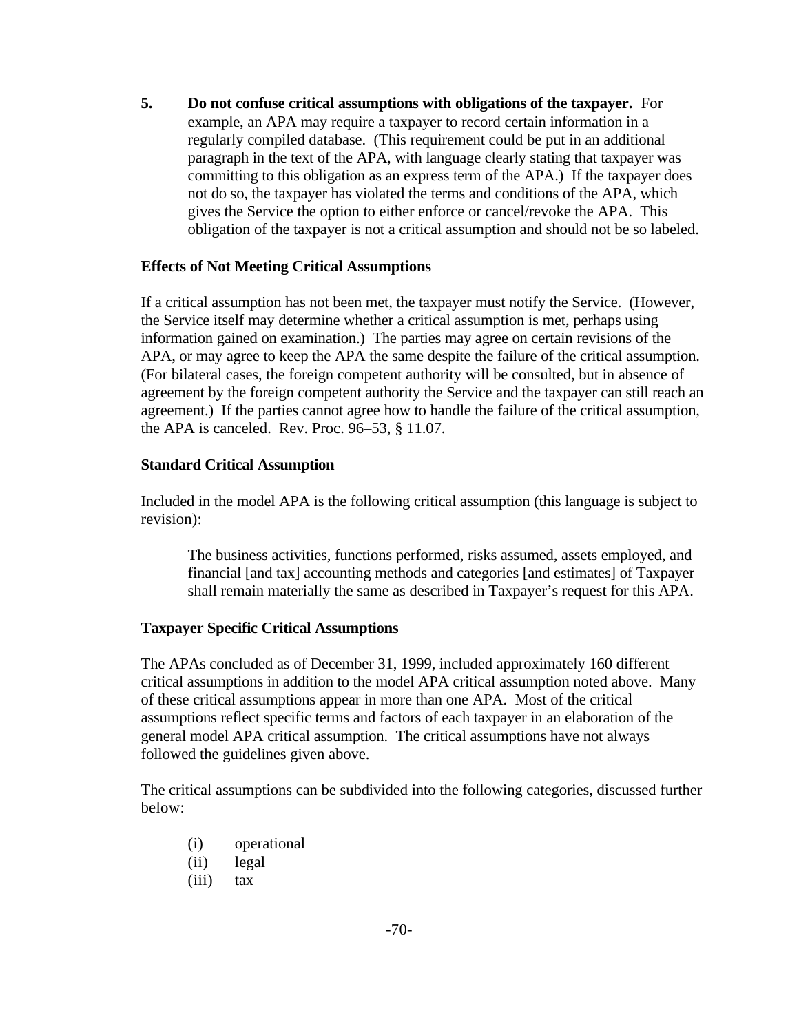5. **Do not confuse critical assumptions with obligations of the taxpayer.** For example, an APA may require a taxpayer to record certain information in a regularly compiled database. (This requirement could be put in an additional paragraph in the text of the APA, with language clearly stating that taxpayer was committing to this obligation as an express term of the APA.) If the taxpayer does not do so, the taxpayer has violated the terms and conditions of the APA, which gives the Service the option to either enforce or cancel/revoke the APA. This obligation of the taxpayer is not a critical assumption and should not be so labeled.

**Effects of Not Meeting Critical Assumptions**

If a critical assumption has not been met, the taxpayer must notify the Service. (However, the Service itself may determine whether a critical assumption is met, perhaps using information gained on examination.) The parties may agree on certain revisions of the APA, or may agree to keep the APA the same despite the failure of the critical assumption. (For bilateral cases, the foreign competent authority will be consulted, but in absence of agreement by the foreign competent authority the Service and the taxpayer can still reach an agreement.) If the parties cannot agree how to handle the failure of the critical assumption, the APA is canceled. Rev. Proc. 96–53, § 11.07.

**Standard Critical Assumption**

Included in the model APA is the following critical assumption (this language is subject to revision):

> The business activities, functions performed, risks assumed, assets employed, and financial [and tax] accounting methods and categories [and estimates] of Taxpayer shall remain materially the same as described in Taxpayer's request for this APA.

**Taxpayer Specific Critical Assumptions**

The APAs concluded as of December 31, 1999, included approximately 160 different critical assumptions in addition to the model APA critical assumption noted above. Many of these critical assumptions appear in more than one APA. Most of the critical assumptions reflect specific terms and factors of each taxpayer in an elaboration of the general model APA critical assumption. The critical assumptions have not always followed the guidelines given above.

The critical assumptions can be subdivided into the following categories, discussed further below:

(i) operational
(ii) legal
(iii) tax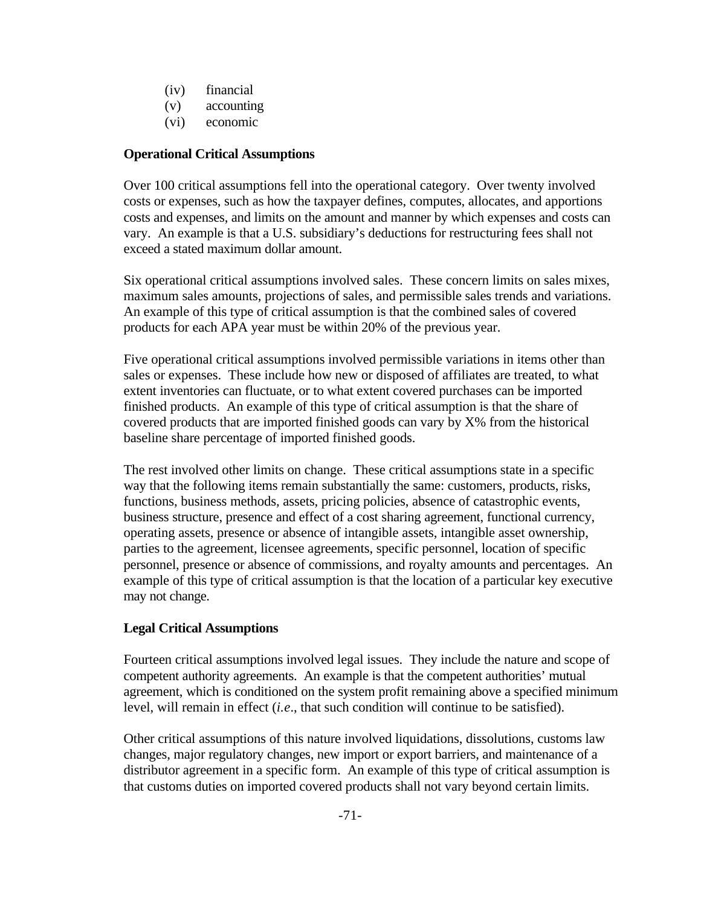(iv) financial
(v) accounting
(vi) economic

**Operational Critical Assumptions**

Over 100 critical assumptions fell into the operational category. Over twenty involved costs or expenses, such as how the taxpayer defines, computes, allocates, and apportions costs and expenses, and limits on the amount and manner by which expenses and costs can vary. An example is that a U.S. subsidiary's deductions for restructuring fees shall not exceed a stated maximum dollar amount.

Six operational critical assumptions involved sales. These concern limits on sales mixes, maximum sales amounts, projections of sales, and permissible sales trends and variations. An example of this type of critical assumption is that the combined sales of covered products for each APA year must be within 20% of the previous year.

Five operational critical assumptions involved permissible variations in items other than sales or expenses. These include how new or disposed of affiliates are treated, to what extent inventories can fluctuate, or to what extent covered purchases can be imported finished products. An example of this type of critical assumption is that the share of covered products that are imported finished goods can vary by X% from the historical baseline share percentage of imported finished goods.

The rest involved other limits on change. These critical assumptions state in a specific way that the following items remain substantially the same: customers, products, risks, functions, business methods, assets, pricing policies, absence of catastrophic events, business structure, presence and effect of a cost sharing agreement, functional currency, operating assets, presence or absence of intangible assets, intangible asset ownership, parties to the agreement, licensee agreements, specific personnel, location of specific personnel, presence or absence of commissions, and royalty amounts and percentages. An example of this type of critical assumption is that the location of a particular key executive may not change.

**Legal Critical Assumptions**

Fourteen critical assumptions involved legal issues. They include the nature and scope of competent authority agreements. An example is that the competent authorities' mutual agreement, which is conditioned on the system profit remaining above a specified minimum level, will remain in effect (*i.e*., that such condition will continue to be satisfied).

Other critical assumptions of this nature involved liquidations, dissolutions, customs law changes, major regulatory changes, new import or export barriers, and maintenance of a distributor agreement in a specific form. An example of this type of critical assumption is that customs duties on imported covered products shall not vary beyond certain limits.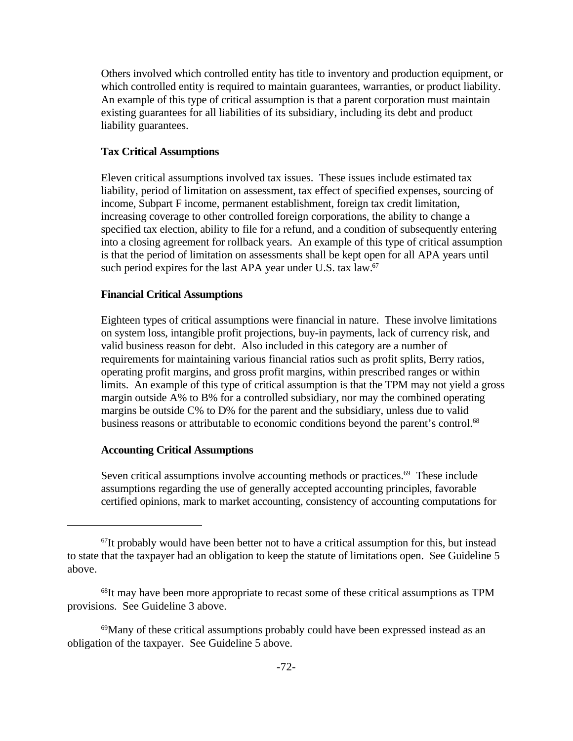Others involved which controlled entity has title to inventory and production equipment, or which controlled entity is required to maintain guarantees, warranties, or product liability. An example of this type of critical assumption is that a parent corporation must maintain existing guarantees for all liabilities of its subsidiary, including its debt and product liability guarantees.

**Tax Critical Assumptions**

Eleven critical assumptions involved tax issues. These issues include estimated tax liability, period of limitation on assessment, tax effect of specified expenses, sourcing of income, Subpart F income, permanent establishment, foreign tax credit limitation, increasing coverage to other controlled foreign corporations, the ability to change a specified tax election, ability to file for a refund, and a condition of subsequently entering into a closing agreement for rollback years. An example of this type of critical assumption is that the period of limitation on assessments shall be kept open for all APA years until such period expires for the last APA year under U.S. tax law.[67]

**Financial Critical Assumptions**

Eighteen types of critical assumptions were financial in nature. These involve limitations on system loss, intangible profit projections, buy-in payments, lack of currency risk, and valid business reason for debt. Also included in this category are a number of requirements for maintaining various financial ratios such as profit splits, Berry ratios, operating profit margins, and gross profit margins, within prescribed ranges or within limits. An example of this type of critical assumption is that the TPM may not yield a gross margin outside A% to B% for a controlled subsidiary, nor may the combined operating margins be outside C% to D% for the parent and the subsidiary, unless due to valid business reasons or attributable to economic conditions beyond the parent's control.[68]

**Accounting Critical Assumptions**

Seven critical assumptions involve accounting methods or practices.[69] These include assumptions regarding the use of generally accepted accounting principles, favorable certified opinions, mark to market accounting, consistency of accounting computations for

---

[67]It probably would have been better not to have a critical assumption for this, but instead to state that the taxpayer had an obligation to keep the statute of limitations open. See Guideline 5 above.

[68]It may have been more appropriate to recast some of these critical assumptions as TPM provisions. See Guideline 3 above.

[69]Many of these critical assumptions probably could have been expressed instead as an obligation of the taxpayer. See Guideline 5 above.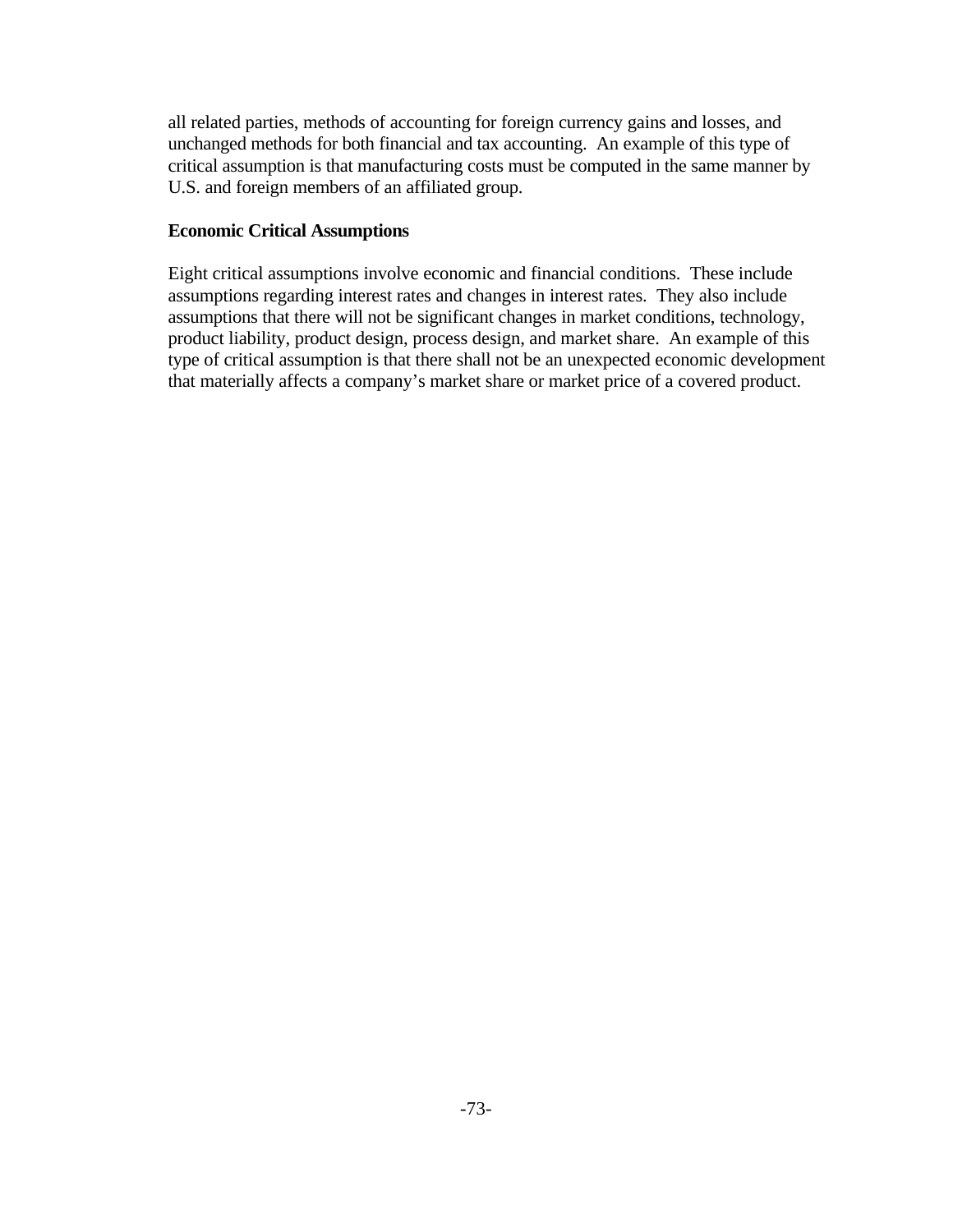all related parties, methods of accounting for foreign currency gains and losses, and unchanged methods for both financial and tax accounting. An example of this type of critical assumption is that manufacturing costs must be computed in the same manner by U.S. and foreign members of an affiliated group.

**Economic Critical Assumptions**

Eight critical assumptions involve economic and financial conditions. These include assumptions regarding interest rates and changes in interest rates. They also include assumptions that there will not be significant changes in market conditions, technology, product liability, product design, process design, and market share. An example of this type of critical assumption is that there shall not be an unexpected economic development that materially affects a company's market share or market price of a covered product.